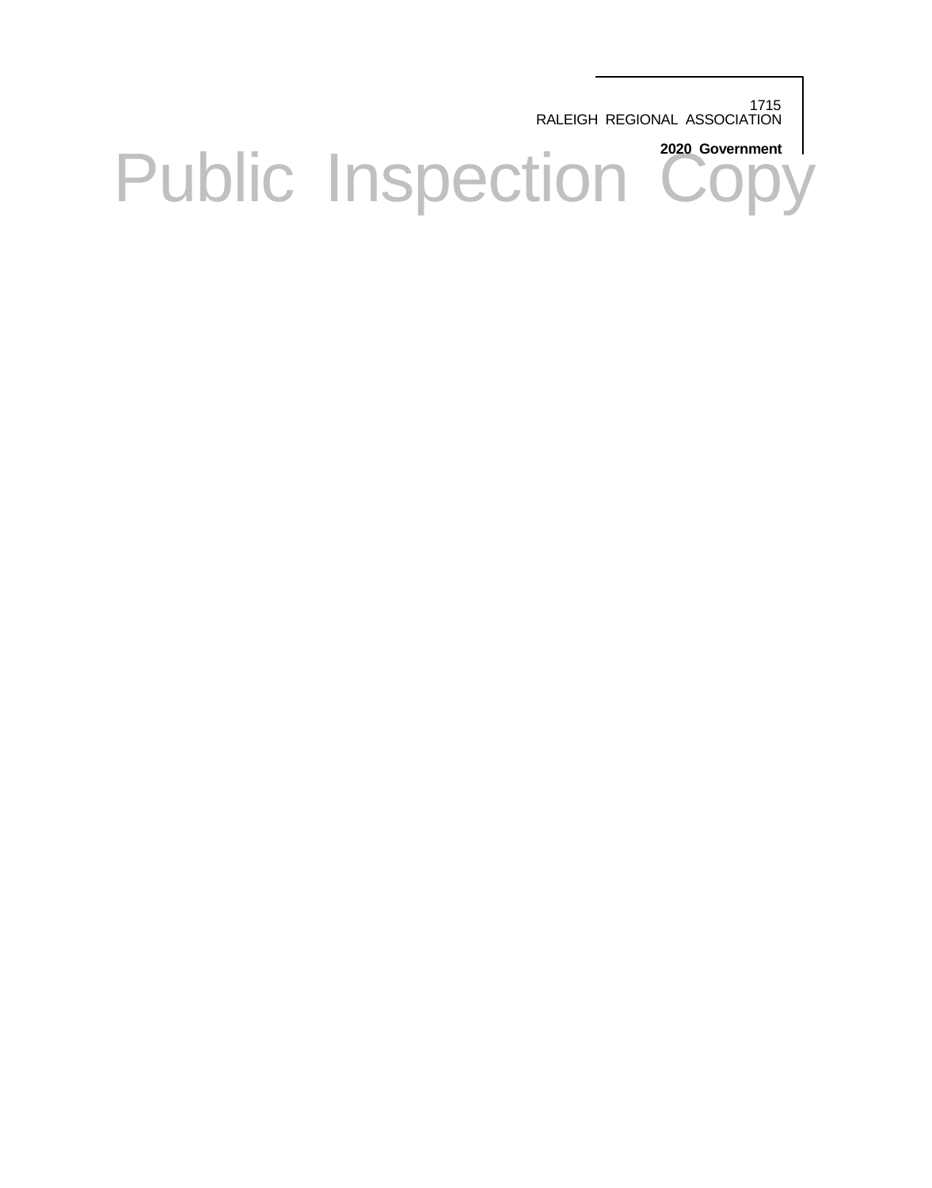1715
RALEIGH REGIONAL ASSOCIATION

**2020 Government**

# Public Inspection Copy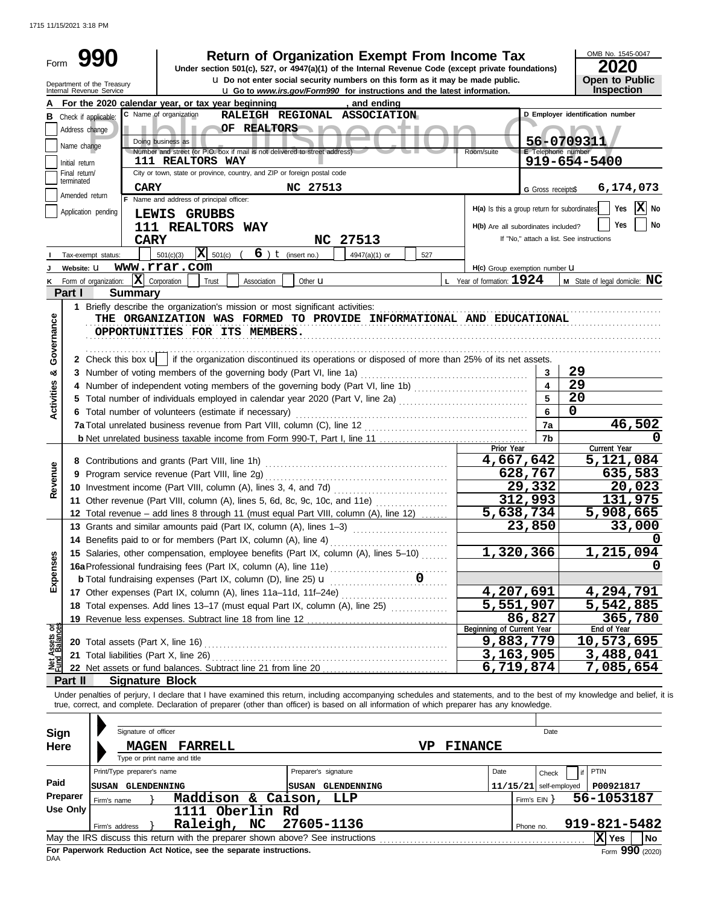# Form 990 — Return of Organization Exempt From Income Tax (2020)

Under section 501(c), 527, or 4947(a)(1) of the Internal Revenue Code (except private foundations)

u Do not enter social security numbers on this form as it may be made public.

u Go to *www.irs.gov/Form990* for instructions and the latest information.

Department of the Treasury
Internal Revenue Service

OMB No. 1545-0047 | **2020** | **Open to Public Inspection**

**A** For the 2020 calendar year, or tax year beginning , and ending

**B** Check if applicable: Address change, Name change, Initial return, Final return/terminated, Amended return, Application pending

**C** Name of organization: RALEIGH REGIONAL ASSOCIATION OF REALTORS

Doing business as

Number and street (or P.O. box if mail is not delivered to street address): 111 REALTORS WAY

City or town, state or province, country, and ZIP or foreign postal code: CARY NC 27513

**D** Employer identification number: 56-0709311

**E** Telephone number: 919-654-5400

**G** Gross receipts$ 6,174,073

**F** Name and address of principal officer: LEWIS GRUBBS, 111 REALTORS WAY, CARY NC 27513

**H(a)** Is this a group return for subordinates? Yes [ ] No [X]

**H(b)** Are all subordinates included? Yes [ ] No [ ]
If "No," attach a list. See instructions

**I** Tax-exempt status: [ ] 501(c)(3) [X] 501(c) ( 6 ) t (insert no.) [ ] 4947(a)(1) or [ ] 527

**J** Website: u www.rrar.com

**H(c)** Group exemption number u

**K** Form of organization: [X] Corporation [ ] Trust [ ] Association [ ] Other u

**L** Year of formation: 1924

**M** State of legal domicile: NC

## Part I Summary

### Activities & Governance

1 Briefly describe the organization's mission or most significant activities:
THE ORGANIZATION WAS FORMED TO PROVIDE INFORMATIONAL AND EDUCATIONAL OPPORTUNITIES FOR ITS MEMBERS.

2 Check this box u [ ] if the organization discontinued its operations or disposed of more than 25% of its net assets.

| | | |
|---|---|---|
| 3 Number of voting members of the governing body (Part VI, line 1a) | 3 | 29 |
| 4 Number of independent voting members of the governing body (Part VI, line 1b) | 4 | 29 |
| 5 Total number of individuals employed in calendar year 2020 (Part V, line 2a) | 5 | 20 |
| 6 Total number of volunteers (estimate if necessary) | 6 | 0 |
| 7a Total unrelated business revenue from Part VIII, column (C), line 12 | 7a | 46,502 |
| b Net unrelated business taxable income from Form 990-T, Part I, line 11 | 7b | 0 |

### Revenue / Expenses

| | Prior Year | Current Year |
|---|---|---|
| 8 Contributions and grants (Part VIII, line 1h) | 4,667,642 | 5,121,084 |
| 9 Program service revenue (Part VIII, line 2g) | 628,767 | 635,583 |
| 10 Investment income (Part VIII, column (A), lines 3, 4, and 7d) | 29,332 | 20,023 |
| 11 Other revenue (Part VIII, column (A), lines 5, 6d, 8c, 9c, 10c, and 11e) | 312,993 | 131,975 |
| 12 Total revenue – add lines 8 through 11 (must equal Part VIII, column (A), line 12) | 5,638,734 | 5,908,665 |
| 13 Grants and similar amounts paid (Part IX, column (A), lines 1–3) | 23,850 | 33,000 |
| 14 Benefits paid to or for members (Part IX, column (A), line 4) | | 0 |
| 15 Salaries, other compensation, employee benefits (Part IX, column (A), lines 5–10) | 1,320,366 | 1,215,094 |
| 16a Professional fundraising fees (Part IX, column (A), line 11e) | | 0 |
| b Total fundraising expenses (Part IX, column (D), line 25) u 0 | | |
| 17 Other expenses (Part IX, column (A), lines 11a–11d, 11f–24e) | 4,207,691 | 4,294,791 |
| 18 Total expenses. Add lines 13–17 (must equal Part IX, column (A), line 25) | 5,551,907 | 5,542,885 |
| 19 Revenue less expenses. Subtract line 18 from line 12 | 86,827 | 365,780 |

### Net Assets or Fund Balances

| | Beginning of Current Year | End of Year |
|---|---|---|
| 20 Total assets (Part X, line 16) | 9,883,779 | 10,573,695 |
| 21 Total liabilities (Part X, line 26) | 3,163,905 | 3,488,041 |
| 22 Net assets or fund balances. Subtract line 21 from line 20 | 6,719,874 | 7,085,654 |

## Part II Signature Block

Under penalties of perjury, I declare that I have examined this return, including accompanying schedules and statements, and to the best of my knowledge and belief, it is true, correct, and complete. Declaration of preparer (other than officer) is based on all information of which preparer has any knowledge.

**Sign Here**

Signature of officer — Date

MAGEN FARRELL — VP FINANCE
Type or print name and title

**Paid Preparer Use Only**

| Print/Type preparer's name | Preparer's signature | Date | Check [ ] if self-employed | PTIN |
|---|---|---|---|---|
| SUSAN GLENDENNING | SUSAN GLENDENNING | 11/15/21 | | P00921817 |

Firm's name } Maddison & Caison, LLP — Firm's EIN } 56-1053187

Firm's address } 1111 Oberlin Rd, Raleigh, NC 27605-1136 — Phone no. 919-821-5482

May the IRS discuss this return with the preparer shown above? See instructions [X] Yes [ ] No

**For Paperwork Reduction Act Notice, see the separate instructions.**

Form **990** (2020)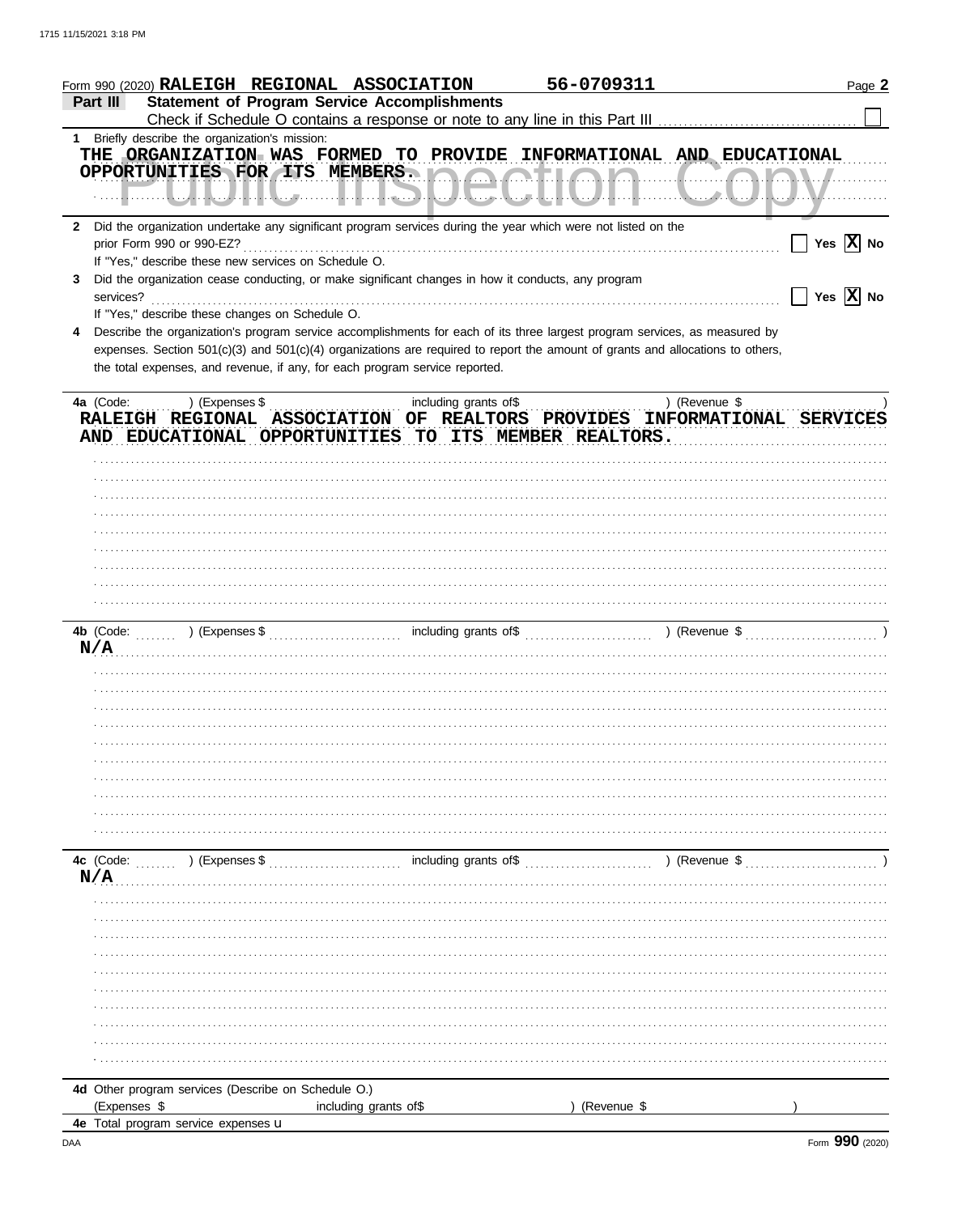Form 990 (2020) **RALEIGH REGIONAL ASSOCIATION** **56-0709311** Page **2**

**Part III** **Statement of Program Service Accomplishments**

Check if Schedule O contains a response or note to any line in this Part III ☐

**1** Briefly describe the organization's mission:

THE ORGANIZATION WAS FORMED TO PROVIDE INFORMATIONAL AND EDUCATIONAL OPPORTUNITIES FOR ITS MEMBERS.

**2** Did the organization undertake any significant program services during the year which were not listed on the prior Form 990 or 990-EZ? ☐ Yes ☒ No

If "Yes," describe these new services on Schedule O.

**3** Did the organization cease conducting, or make significant changes in how it conducts, any program services? ☐ Yes ☒ No

If "Yes," describe these changes on Schedule O.

**4** Describe the organization's program service accomplishments for each of its three largest program services, as measured by expenses. Section 501(c)(3) and 501(c)(4) organizations are required to report the amount of grants and allocations to others, the total expenses, and revenue, if any, for each program service reported.

**4a** (Code: ) (Expenses $ including grants of$ ) (Revenue $ )

RALEIGH REGIONAL ASSOCIATION OF REALTORS PROVIDES INFORMATIONAL SERVICES AND EDUCATIONAL OPPORTUNITIES TO ITS MEMBER REALTORS.

**4b** (Code: ) (Expenses $ including grants of$ ) (Revenue $ )

N/A

**4c** (Code: ) (Expenses $ including grants of$ ) (Revenue $ )

N/A

**4d** Other program services (Describe on Schedule O.)

(Expenses $ including grants of$ ) (Revenue $ )

**4e** Total program service expenses u

DAA Form **990** (2020)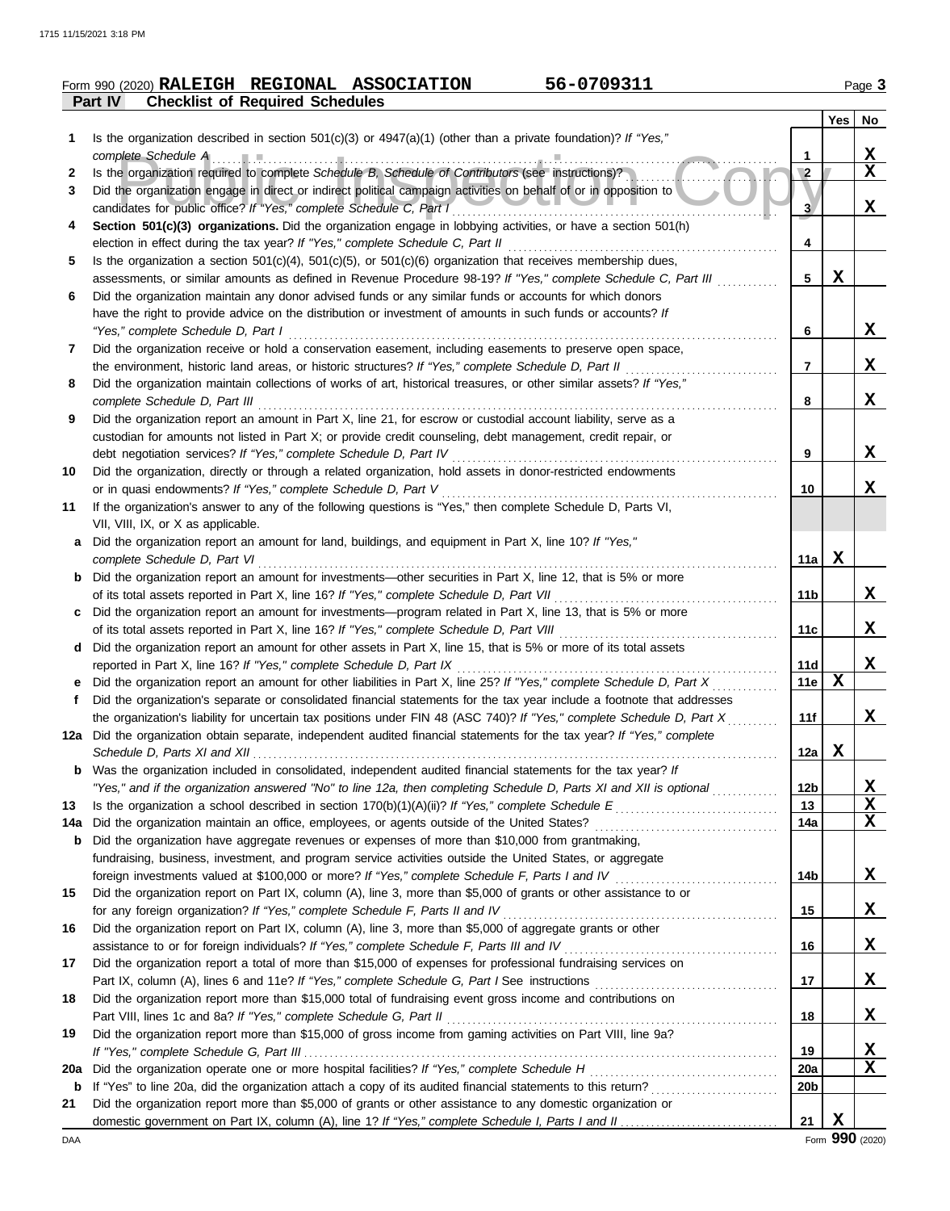Form 990 (2020) **RALEIGH REGIONAL ASSOCIATION** **56-0709311**

## Part IV Checklist of Required Schedules

| | | | Yes | No |
|---|---|---|---|---|
| **1** | Is the organization described in section 501(c)(3) or 4947(a)(1) (other than a private foundation)? *If "Yes," complete Schedule A* | 1 | | X |
| **2** | Is the organization required to complete *Schedule B, Schedule of Contributors* (see instructions)? | 2 | | X |
| **3** | Did the organization engage in direct or indirect political campaign activities on behalf of or in opposition to candidates for public office? *If "Yes," complete Schedule C, Part I* | 3 | | X |
| **4** | **Section 501(c)(3) organizations.** Did the organization engage in lobbying activities, or have a section 501(h) election in effect during the tax year? *If "Yes," complete Schedule C, Part II* | 4 | | |
| **5** | Is the organization a section 501(c)(4), 501(c)(5), or 501(c)(6) organization that receives membership dues, assessments, or similar amounts as defined in Revenue Procedure 98-19? *If "Yes," complete Schedule C, Part III* | 5 | X | |
| **6** | Did the organization maintain any donor advised funds or any similar funds or accounts for which donors have the right to provide advice on the distribution or investment of amounts in such funds or accounts? *If "Yes," complete Schedule D, Part I* | 6 | | X |
| **7** | Did the organization receive or hold a conservation easement, including easements to preserve open space, the environment, historic land areas, or historic structures? *If "Yes," complete Schedule D, Part II* | 7 | | X |
| **8** | Did the organization maintain collections of works of art, historical treasures, or other similar assets? *If "Yes," complete Schedule D, Part III* | 8 | | X |
| **9** | Did the organization report an amount in Part X, line 21, for escrow or custodial account liability, serve as a custodian for amounts not listed in Part X; or provide credit counseling, debt management, credit repair, or debt negotiation services? *If "Yes," complete Schedule D, Part IV* | 9 | | X |
| **10** | Did the organization, directly or through a related organization, hold assets in donor-restricted endowments or in quasi endowments? *If "Yes," complete Schedule D, Part V* | 10 | | X |
| **11** | If the organization's answer to any of the following questions is "Yes," then complete Schedule D, Parts VI, VII, VIII, IX, or X as applicable. | | | |
| **a** | Did the organization report an amount for land, buildings, and equipment in Part X, line 10? *If "Yes," complete Schedule D, Part VI* | 11a | X | |
| **b** | Did the organization report an amount for investments—other securities in Part X, line 12, that is 5% or more of its total assets reported in Part X, line 16? *If "Yes," complete Schedule D, Part VII* | 11b | | X |
| **c** | Did the organization report an amount for investments—program related in Part X, line 13, that is 5% or more of its total assets reported in Part X, line 16? *If "Yes," complete Schedule D, Part VIII* | 11c | | X |
| **d** | Did the organization report an amount for other assets in Part X, line 15, that is 5% or more of its total assets reported in Part X, line 16? *If "Yes," complete Schedule D, Part IX* | 11d | | X |
| **e** | Did the organization report an amount for other liabilities in Part X, line 25? *If "Yes," complete Schedule D, Part X* | 11e | X | |
| **f** | Did the organization's separate or consolidated financial statements for the tax year include a footnote that addresses the organization's liability for uncertain tax positions under FIN 48 (ASC 740)? *If "Yes," complete Schedule D, Part X* | 11f | | X |
| **12a** | Did the organization obtain separate, independent audited financial statements for the tax year? *If "Yes," complete Schedule D, Parts XI and XII* | 12a | X | |
| **b** | Was the organization included in consolidated, independent audited financial statements for the tax year? *If "Yes," and if the organization answered "No" to line 12a, then completing Schedule D, Parts XI and XII is optional* | 12b | | X |
| **13** | Is the organization a school described in section 170(b)(1)(A)(ii)? *If "Yes," complete Schedule E* | 13 | | X |
| **14a** | Did the organization maintain an office, employees, or agents outside of the United States? | 14a | | X |
| **b** | Did the organization have aggregate revenues or expenses of more than $10,000 from grantmaking, fundraising, business, investment, and program service activities outside the United States, or aggregate foreign investments valued at $100,000 or more? *If "Yes," complete Schedule F, Parts I and IV* | 14b | | X |
| **15** | Did the organization report on Part IX, column (A), line 3, more than $5,000 of grants or other assistance to or for any foreign organization? *If "Yes," complete Schedule F, Parts II and IV* | 15 | | X |
| **16** | Did the organization report on Part IX, column (A), line 3, more than $5,000 of aggregate grants or other assistance to or for foreign individuals? *If "Yes," complete Schedule F, Parts III and IV* | 16 | | X |
| **17** | Did the organization report a total of more than $15,000 of expenses for professional fundraising services on Part IX, column (A), lines 6 and 11e? *If "Yes," complete Schedule G, Part I* See instructions | 17 | | X |
| **18** | Did the organization report more than $15,000 total of fundraising event gross income and contributions on Part VIII, lines 1c and 8a? *If "Yes," complete Schedule G, Part II* | 18 | | X |
| **19** | Did the organization report more than $15,000 of gross income from gaming activities on Part VIII, line 9a? *If "Yes," complete Schedule G, Part III* | 19 | | X |
| **20a** | Did the organization operate one or more hospital facilities? *If "Yes," complete Schedule H* | 20a | | X |
| **b** | If "Yes" to line 20a, did the organization attach a copy of its audited financial statements to this return? | 20b | | |
| **21** | Did the organization report more than $5,000 of grants or other assistance to any domestic organization or domestic government on Part IX, column (A), line 1? *If "Yes," complete Schedule I, Parts I and II* | 21 | X | |

Form **990** (2020)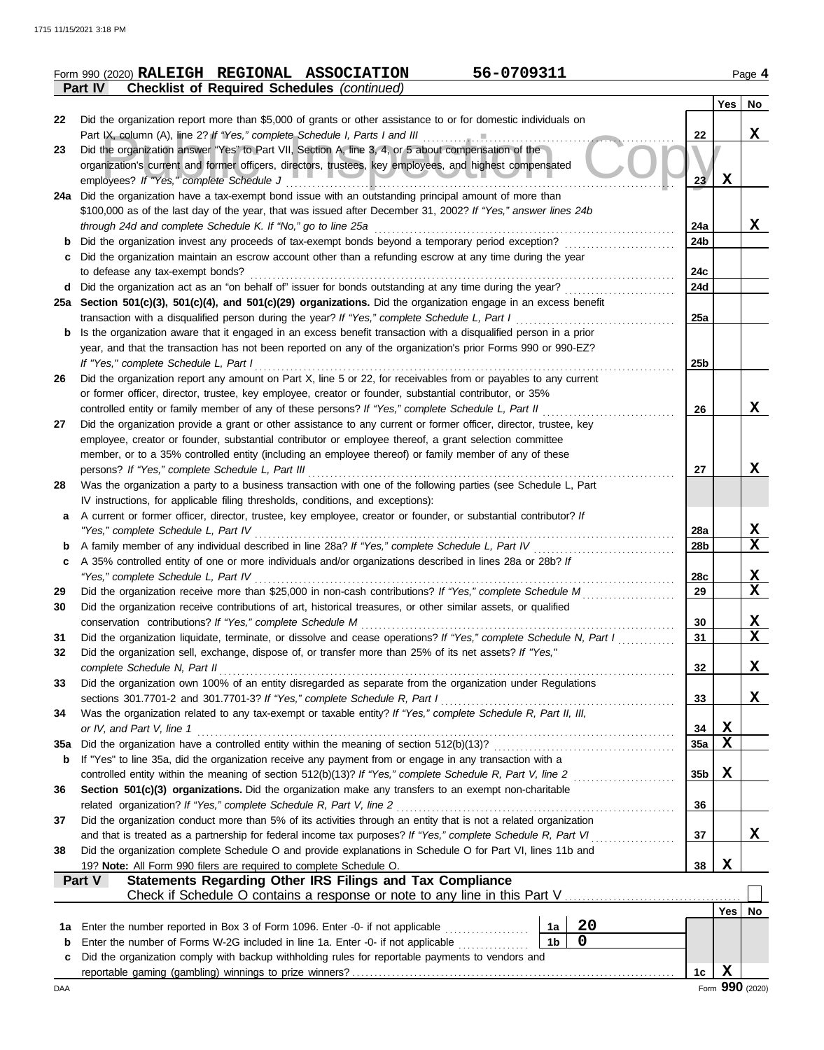Form 990 (2020) **RALEIGH REGIONAL ASSOCIATION** **56-0709311** Page **4**

## Part IV Checklist of Required Schedules *(continued)*

| | | | Yes | No |
|---|---|---|---|---|
| 22 | Did the organization report more than $5,000 of grants or other assistance to or for domestic individuals on Part IX, column (A), line 2? *If "Yes," complete Schedule I, Parts I and III* | 22 | | X |
| 23 | Did the organization answer "Yes" to Part VII, Section A, line 3, 4, or 5 about compensation of the organization's current and former officers, directors, trustees, key employees, and highest compensated employees? *If "Yes," complete Schedule J* | 23 | X | |
| 24a | Did the organization have a tax-exempt bond issue with an outstanding principal amount of more than $100,000 as of the last day of the year, that was issued after December 31, 2002? *If "Yes," answer lines 24b through 24d and complete Schedule K. If "No," go to line 25a* | 24a | | X |
| b | Did the organization invest any proceeds of tax-exempt bonds beyond a temporary period exception? | 24b | | |
| c | Did the organization maintain an escrow account other than a refunding escrow at any time during the year to defease any tax-exempt bonds? | 24c | | |
| d | Did the organization act as an "on behalf of" issuer for bonds outstanding at any time during the year? | 24d | | |
| 25a | **Section 501(c)(3), 501(c)(4), and 501(c)(29) organizations.** Did the organization engage in an excess benefit transaction with a disqualified person during the year? *If "Yes," complete Schedule L, Part I* | 25a | | |
| b | Is the organization aware that it engaged in an excess benefit transaction with a disqualified person in a prior year, and that the transaction has not been reported on any of the organization's prior Forms 990 or 990-EZ? *If "Yes," complete Schedule L, Part I* | 25b | | |
| 26 | Did the organization report any amount on Part X, line 5 or 22, for receivables from or payables to any current or former officer, director, trustee, key employee, creator or founder, substantial contributor, or 35% controlled entity or family member of any of these persons? *If "Yes," complete Schedule L, Part II* | 26 | | X |
| 27 | Did the organization provide a grant or other assistance to any current or former officer, director, trustee, key employee, creator or founder, substantial contributor or employee thereof, a grant selection committee member, or to a 35% controlled entity (including an employee thereof) or family member of any of these persons? *If "Yes," complete Schedule L, Part III* | 27 | | X |
| 28 | Was the organization a party to a business transaction with one of the following parties (see Schedule L, Part IV instructions, for applicable filing thresholds, conditions, and exceptions): | | | |
| a | A current or former officer, director, trustee, key employee, creator or founder, or substantial contributor? *If "Yes," complete Schedule L, Part IV* | 28a | | X |
| b | A family member of any individual described in line 28a? *If "Yes," complete Schedule L, Part IV* | 28b | | X |
| c | A 35% controlled entity of one or more individuals and/or organizations described in lines 28a or 28b? *If "Yes," complete Schedule L, Part IV* | 28c | | X |
| 29 | Did the organization receive more than $25,000 in non-cash contributions? *If "Yes," complete Schedule M* | 29 | | X |
| 30 | Did the organization receive contributions of art, historical treasures, or other similar assets, or qualified conservation contributions? *If "Yes," complete Schedule M* | 30 | | X |
| 31 | Did the organization liquidate, terminate, or dissolve and cease operations? *If "Yes," complete Schedule N, Part I* | 31 | | X |
| 32 | Did the organization sell, exchange, dispose of, or transfer more than 25% of its net assets? *If "Yes," complete Schedule N, Part II* | 32 | | X |
| 33 | Did the organization own 100% of an entity disregarded as separate from the organization under Regulations sections 301.7701-2 and 301.7701-3? *If "Yes," complete Schedule R, Part I* | 33 | | X |
| 34 | Was the organization related to any tax-exempt or taxable entity? *If "Yes," complete Schedule R, Part II, III, or IV, and Part V, line 1* | 34 | X | |
| 35a | Did the organization have a controlled entity within the meaning of section 512(b)(13)? | 35a | X | |
| b | If "Yes" to line 35a, did the organization receive any payment from or engage in any transaction with a controlled entity within the meaning of section 512(b)(13)? *If "Yes," complete Schedule R, Part V, line 2* | 35b | X | |
| 36 | **Section 501(c)(3) organizations.** Did the organization make any transfers to an exempt non-charitable related organization? *If "Yes," complete Schedule R, Part V, line 2* | 36 | | |
| 37 | Did the organization conduct more than 5% of its activities through an entity that is not a related organization and that is treated as a partnership for federal income tax purposes? *If "Yes," complete Schedule R, Part VI* | 37 | | X |
| 38 | Did the organization complete Schedule O and provide explanations in Schedule O for Part VI, lines 11b and 19? **Note:** All Form 990 filers are required to complete Schedule O. | 38 | X | |

## Part V Statements Regarding Other IRS Filings and Tax Compliance

Check if Schedule O contains a response or note to any line in this Part V ☐

| | | | | | Yes | No |
|---|---|---|---|---|---|---|
| 1a | Enter the number reported in Box 3 of Form 1096. Enter -0- if not applicable | 1a | 20 | | | |
| b | Enter the number of Forms W-2G included in line 1a. Enter -0- if not applicable | 1b | 0 | | | |
| c | Did the organization comply with backup withholding rules for reportable payments to vendors and reportable gaming (gambling) winnings to prize winners? | | | 1c | X | |

Form **990** (2020)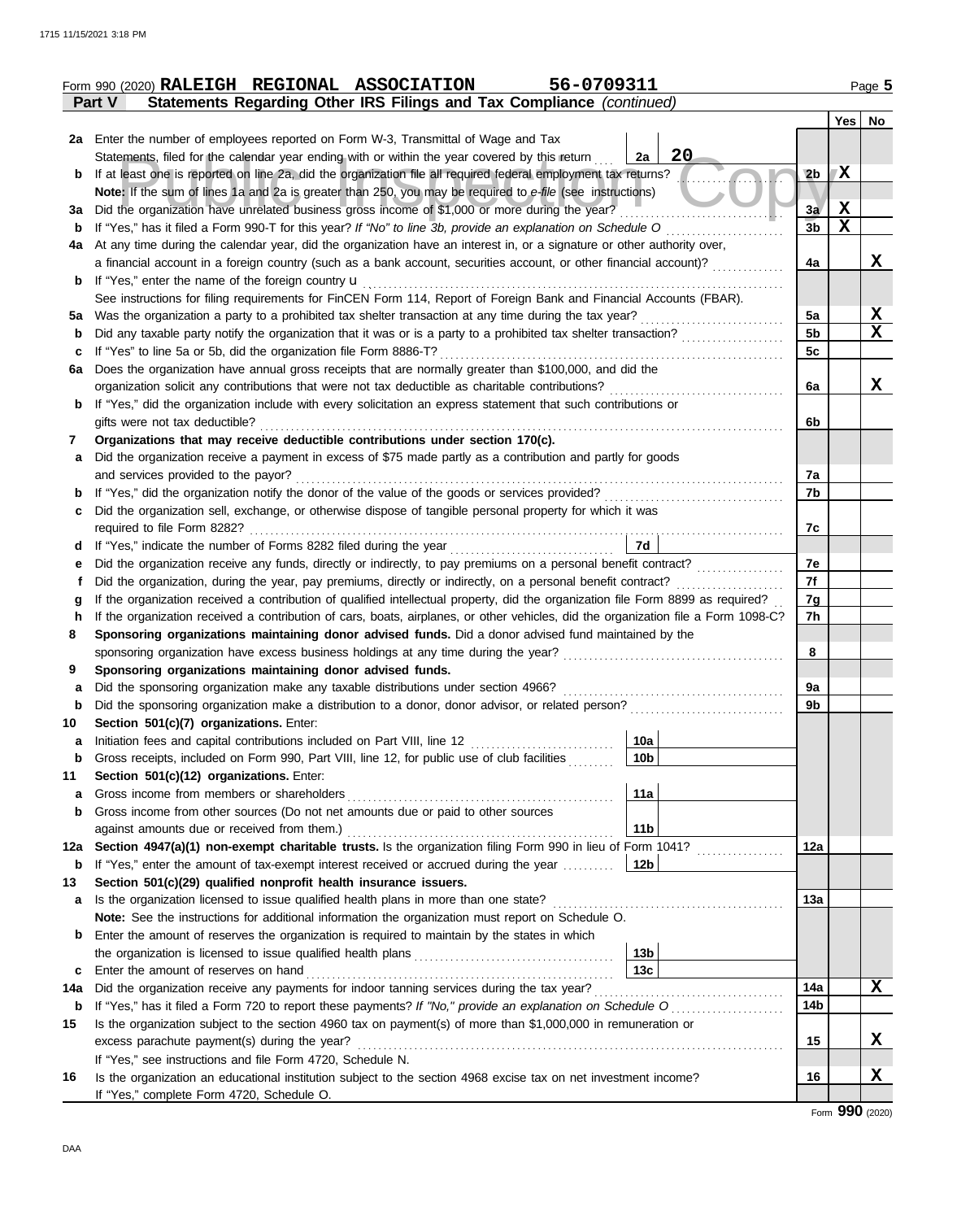Form 990 (2020) **RALEIGH REGIONAL ASSOCIATION** **56-0709311** Page **5**

**Part V** **Statements Regarding Other IRS Filings and Tax Compliance** *(continued)*

| | | | | | Yes | No |
|---|---|---|---|---|---|---|
| **2a** | Enter the number of employees reported on Form W-3, Transmittal of Wage and Tax Statements, filed for the calendar year ending with or within the year covered by this return | 2a | 20 | | | |
| **b** | If at least one is reported on line 2a, did the organization file all required federal employment tax returns? | | | 2b | X | |
| | **Note:** If the sum of lines 1a and 2a is greater than 250, you may be required to *e-file* (see instructions) | | | | | |
| **3a** | Did the organization have unrelated business gross income of $1,000 or more during the year? | | | 3a | X | |
| **b** | If "Yes," has it filed a Form 990-T for this year? *If "No" to line 3b, provide an explanation on Schedule O* | | | 3b | X | |
| **4a** | At any time during the calendar year, did the organization have an interest in, or a signature or other authority over, a financial account in a foreign country (such as a bank account, securities account, or other financial account)? | | | 4a | | X |
| **b** | If "Yes," enter the name of the foreign country u | | | | | |
| | See instructions for filing requirements for FinCEN Form 114, Report of Foreign Bank and Financial Accounts (FBAR). | | | | | |
| **5a** | Was the organization a party to a prohibited tax shelter transaction at any time during the tax year? | | | 5a | | X |
| **b** | Did any taxable party notify the organization that it was or is a party to a prohibited tax shelter transaction? | | | 5b | | X |
| **c** | If "Yes" to line 5a or 5b, did the organization file Form 8886-T? | | | 5c | | |
| **6a** | Does the organization have annual gross receipts that are normally greater than $100,000, and did the organization solicit any contributions that were not tax deductible as charitable contributions? | | | 6a | | X |
| **b** | If "Yes," did the organization include with every solicitation an express statement that such contributions or gifts were not tax deductible? | | | 6b | | |
| **7** | **Organizations that may receive deductible contributions under section 170(c).** | | | | | |
| **a** | Did the organization receive a payment in excess of $75 made partly as a contribution and partly for goods and services provided to the payor? | | | 7a | | |
| **b** | If "Yes," did the organization notify the donor of the value of the goods or services provided? | | | 7b | | |
| **c** | Did the organization sell, exchange, or otherwise dispose of tangible personal property for which it was required to file Form 8282? | | | 7c | | |
| **d** | If "Yes," indicate the number of Forms 8282 filed during the year | 7d | | | | |
| **e** | Did the organization receive any funds, directly or indirectly, to pay premiums on a personal benefit contract? | | | 7e | | |
| **f** | Did the organization, during the year, pay premiums, directly or indirectly, on a personal benefit contract? | | | 7f | | |
| **g** | If the organization received a contribution of qualified intellectual property, did the organization file Form 8899 as required? | | | 7g | | |
| **h** | If the organization received a contribution of cars, boats, airplanes, or other vehicles, did the organization file a Form 1098-C? | | | 7h | | |
| **8** | **Sponsoring organizations maintaining donor advised funds.** Did a donor advised fund maintained by the sponsoring organization have excess business holdings at any time during the year? | | | 8 | | |
| **9** | **Sponsoring organizations maintaining donor advised funds.** | | | | | |
| **a** | Did the sponsoring organization make any taxable distributions under section 4966? | | | 9a | | |
| **b** | Did the sponsoring organization make a distribution to a donor, donor advisor, or related person? | | | 9b | | |
| **10** | **Section 501(c)(7) organizations.** Enter: | | | | | |
| **a** | Initiation fees and capital contributions included on Part VIII, line 12 | 10a | | | | |
| **b** | Gross receipts, included on Form 990, Part VIII, line 12, for public use of club facilities | 10b | | | | |
| **11** | **Section 501(c)(12) organizations.** Enter: | | | | | |
| **a** | Gross income from members or shareholders | 11a | | | | |
| **b** | Gross income from other sources (Do not net amounts due or paid to other sources against amounts due or received from them.) | 11b | | | | |
| **12a** | **Section 4947(a)(1) non-exempt charitable trusts.** Is the organization filing Form 990 in lieu of Form 1041? | | | 12a | | |
| **b** | If "Yes," enter the amount of tax-exempt interest received or accrued during the year | 12b | | | | |
| **13** | **Section 501(c)(29) qualified nonprofit health insurance issuers.** | | | | | |
| **a** | Is the organization licensed to issue qualified health plans in more than one state? | | | 13a | | |
| | **Note:** See the instructions for additional information the organization must report on Schedule O. | | | | | |
| **b** | Enter the amount of reserves the organization is required to maintain by the states in which the organization is licensed to issue qualified health plans | 13b | | | | |
| **c** | Enter the amount of reserves on hand | 13c | | | | |
| **14a** | Did the organization receive any payments for indoor tanning services during the tax year? | | | 14a | | X |
| **b** | If "Yes," has it filed a Form 720 to report these payments? *If "No," provide an explanation on Schedule O* | | | 14b | | |
| **15** | Is the organization subject to the section 4960 tax on payment(s) of more than $1,000,000 in remuneration or excess parachute payment(s) during the year? | | | 15 | | X |
| | If "Yes," see instructions and file Form 4720, Schedule N. | | | | | |
| **16** | Is the organization an educational institution subject to the section 4968 excise tax on net investment income? | | | 16 | | X |
| | If "Yes," complete Form 4720, Schedule O. | | | | | |

Form **990** (2020)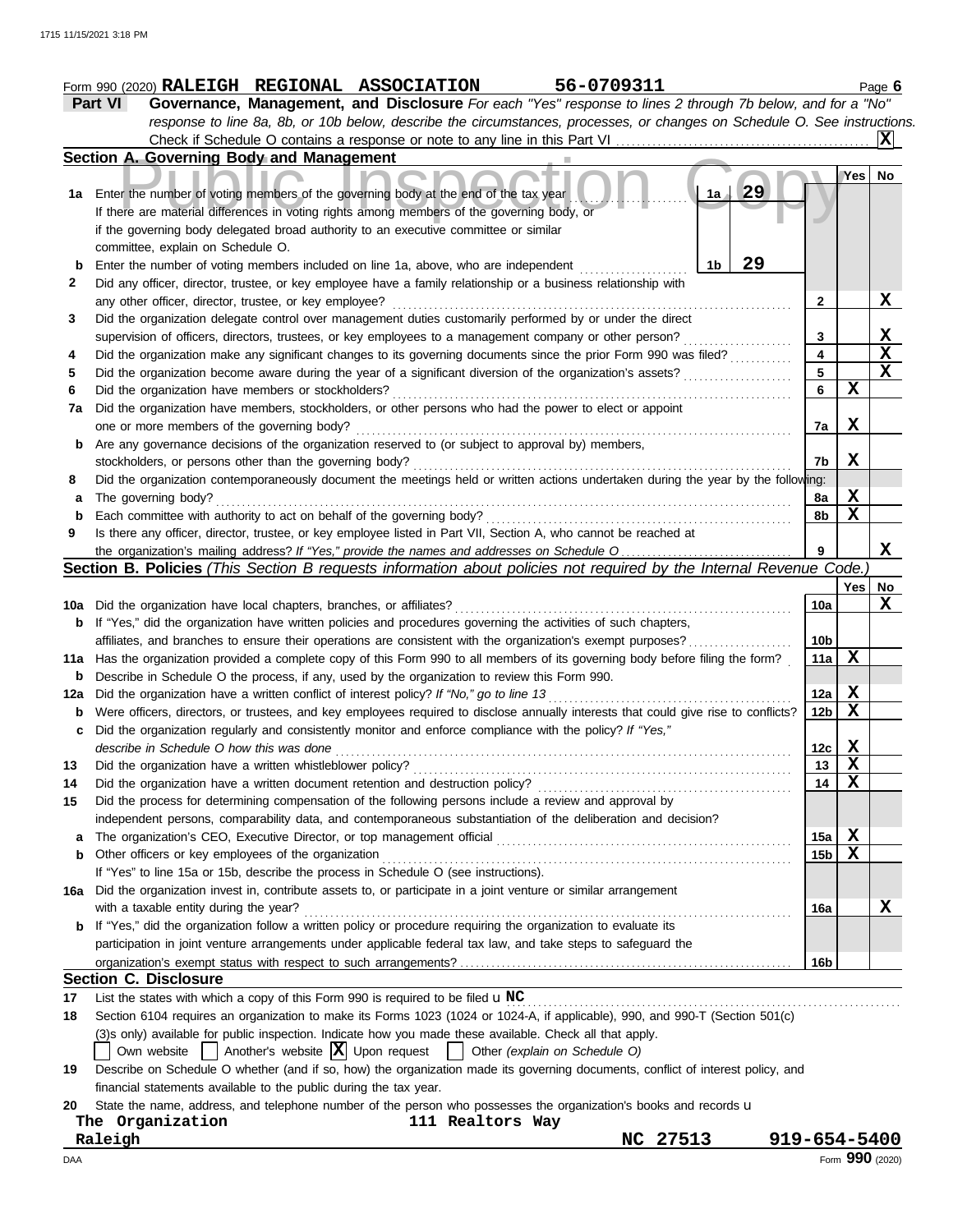Form 990 (2020) **RALEIGH REGIONAL ASSOCIATION** **56-0709311** Page **6**

**Part VI** **Governance, Management, and Disclosure** *For each "Yes" response to lines 2 through 7b below, and for a "No" response to line 8a, 8b, or 10b below, describe the circumstances, processes, or changes on Schedule O. See instructions.*

Check if Schedule O contains a response or note to any line in this Part VI ....... **X**

### Section A. Governing Body and Management

| | | | Yes | No |
|---|---|---|---|---|
| **1a** | Enter the number of voting members of the governing body at the end of the tax year ....... **1a** **29** If there are material differences in voting rights among members of the governing body, or if the governing body delegated broad authority to an executive committee or similar committee, explain on Schedule O. | | | |
| **b** | Enter the number of voting members included on line 1a, above, who are independent ....... **1b** **29** | | | |
| **2** | Did any officer, director, trustee, or key employee have a family relationship or a business relationship with any other officer, director, trustee, or key employee? | 2 | | X |
| **3** | Did the organization delegate control over management duties customarily performed by or under the direct supervision of officers, directors, trustees, or key employees to a management company or other person? | 3 | | X |
| **4** | Did the organization make any significant changes to its governing documents since the prior Form 990 was filed? | 4 | | X |
| **5** | Did the organization become aware during the year of a significant diversion of the organization's assets? | 5 | | X |
| **6** | Did the organization have members or stockholders? | 6 | X | |
| **7a** | Did the organization have members, stockholders, or other persons who had the power to elect or appoint one or more members of the governing body? | 7a | X | |
| **b** | Are any governance decisions of the organization reserved to (or subject to approval by) members, stockholders, or persons other than the governing body? | 7b | X | |
| **8** | Did the organization contemporaneously document the meetings held or written actions undertaken during the year by the following: | | | |
| **a** | The governing body? | 8a | X | |
| **b** | Each committee with authority to act on behalf of the governing body? | 8b | X | |
| **9** | Is there any officer, director, trustee, or key employee listed in Part VII, Section A, who cannot be reached at the organization's mailing address? *If "Yes," provide the names and addresses on Schedule O* | 9 | | X |

### Section B. Policies *(This Section B requests information about policies not required by the Internal Revenue Code.)*

| | | | Yes | No |
|---|---|---|---|---|
| **10a** | Did the organization have local chapters, branches, or affiliates? | 10a | | X |
| **b** | If "Yes," did the organization have written policies and procedures governing the activities of such chapters, affiliates, and branches to ensure their operations are consistent with the organization's exempt purposes? | 10b | | |
| **11a** | Has the organization provided a complete copy of this Form 990 to all members of its governing body before filing the form? | 11a | X | |
| **b** | Describe in Schedule O the process, if any, used by the organization to review this Form 990. | | | |
| **12a** | Did the organization have a written conflict of interest policy? *If "No," go to line 13* | 12a | X | |
| **b** | Were officers, directors, or trustees, and key employees required to disclose annually interests that could give rise to conflicts? | 12b | X | |
| **c** | Did the organization regularly and consistently monitor and enforce compliance with the policy? *If "Yes," describe in Schedule O how this was done* | 12c | X | |
| **13** | Did the organization have a written whistleblower policy? | 13 | X | |
| **14** | Did the organization have a written document retention and destruction policy? | 14 | X | |
| **15** | Did the process for determining compensation of the following persons include a review and approval by independent persons, comparability data, and contemporaneous substantiation of the deliberation and decision? | | | |
| **a** | The organization's CEO, Executive Director, or top management official | 15a | X | |
| **b** | Other officers or key employees of the organization | 15b | X | |
| | If "Yes" to line 15a or 15b, describe the process in Schedule O (see instructions). | | | |
| **16a** | Did the organization invest in, contribute assets to, or participate in a joint venture or similar arrangement with a taxable entity during the year? | 16a | | X |
| **b** | If "Yes," did the organization follow a written policy or procedure requiring the organization to evaluate its participation in joint venture arrangements under applicable federal tax law, and take steps to safeguard the organization's exempt status with respect to such arrangements? | 16b | | |

### Section C. Disclosure

**17** List the states with which a copy of this Form 990 is required to be filed u **NC**

**18** Section 6104 requires an organization to make its Forms 1023 (1024 or 1024-A, if applicable), 990, and 990-T (Section 501(c)(3)s only) available for public inspection. Indicate how you made these available. Check all that apply.

☐ Own website ☐ Another's website ☒ Upon request ☐ Other *(explain on Schedule O)*

**19** Describe on Schedule O whether (and if so, how) the organization made its governing documents, conflict of interest policy, and financial statements available to the public during the tax year.

**20** State the name, address, and telephone number of the person who possesses the organization's books and records u

The Organization 111 Realtors Way
Raleigh NC 27513 919-654-5400

DAA Form **990** (2020)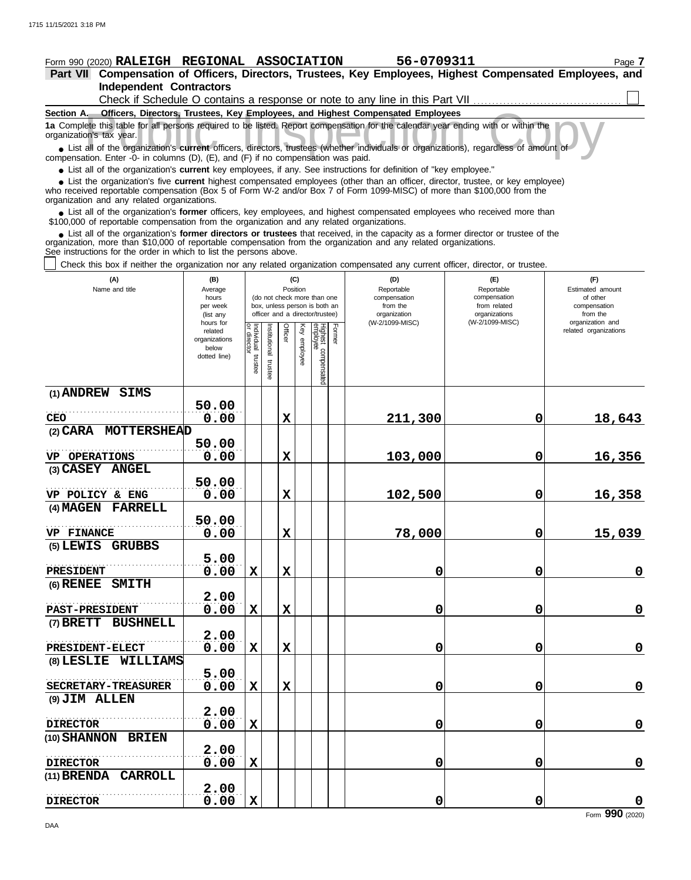Form 990 (2020) **RALEIGH REGIONAL ASSOCIATION** **56-0709311** Page **7**

**Part VII Compensation of Officers, Directors, Trustees, Key Employees, Highest Compensated Employees, and Independent Contractors**

Check if Schedule O contains a response or note to any line in this Part VII ☐

**Section A. Officers, Directors, Trustees, Key Employees, and Highest Compensated Employees**

**1a** Complete this table for all persons required to be listed. Report compensation for the calendar year ending with or within the organization's tax year.

- List all of the organization's **current** officers, directors, trustees (whether individuals or organizations), regardless of amount of compensation. Enter -0- in columns (D), (E), and (F) if no compensation was paid.
- List all of the organization's **current** key employees, if any. See instructions for definition of "key employee."
- List the organization's five **current** highest compensated employees (other than an officer, director, trustee, or key employee) who received reportable compensation (Box 5 of Form W-2 and/or Box 7 of Form 1099-MISC) of more than $100,000 from the organization and any related organizations.
- List all of the organization's **former** officers, key employees, and highest compensated employees who received more than $100,000 of reportable compensation from the organization and any related organizations.
- List all of the organization's **former directors or trustees** that received, in the capacity as a former director or trustee of the organization, more than $10,000 of reportable compensation from the organization and any related organizations.

See instructions for the order in which to list the persons above.

☐ Check this box if neither the organization nor any related organization compensated any current officer, director, or trustee.

| (A) Name and title | (B) Average hours per week (list any hours for related organizations below dotted line) | (C) Position: Individual trustee or director | Institutional trustee | Officer | Key employee | Highest compensated employee | Former | (D) Reportable compensation from the organization (W-2/1099-MISC) | (E) Reportable compensation from related organizations (W-2/1099-MISC) | (F) Estimated amount of other compensation from the organization and related organizations |
|---|---|---|---|---|---|---|---|---|---|---|
| (1) ANDREW SIMS<br>CEO | 50.00<br>0.00 | | | X | | | | 211,300 | 0 | 18,643 |
| (2) CARA MOTTERSHEAD<br>VP OPERATIONS | 50.00<br>0.00 | | | X | | | | 103,000 | 0 | 16,356 |
| (3) CASEY ANGEL<br>VP POLICY & ENG | 50.00<br>0.00 | | | X | | | | 102,500 | 0 | 16,358 |
| (4) MAGEN FARRELL<br>VP FINANCE | 50.00<br>0.00 | | | X | | | | 78,000 | 0 | 15,039 |
| (5) LEWIS GRUBBS<br>PRESIDENT | 5.00<br>0.00 | X | | X | | | | 0 | 0 | 0 |
| (6) RENEE SMITH<br>PAST-PRESIDENT | 2.00<br>0.00 | X | | X | | | | 0 | 0 | 0 |
| (7) BRETT BUSHNELL<br>PRESIDENT-ELECT | 2.00<br>0.00 | X | | X | | | | 0 | 0 | 0 |
| (8) LESLIE WILLIAMS<br>SECRETARY-TREASURER | 5.00<br>0.00 | X | | X | | | | 0 | 0 | 0 |
| (9) JIM ALLEN<br>DIRECTOR | 2.00<br>0.00 | X | | | | | | 0 | 0 | 0 |
| (10) SHANNON BRIEN<br>DIRECTOR | 2.00<br>0.00 | X | | | | | | 0 | 0 | 0 |
| (11) BRENDA CARROLL<br>DIRECTOR | 2.00<br>0.00 | X | | | | | | 0 | 0 | 0 |

Form **990** (2020)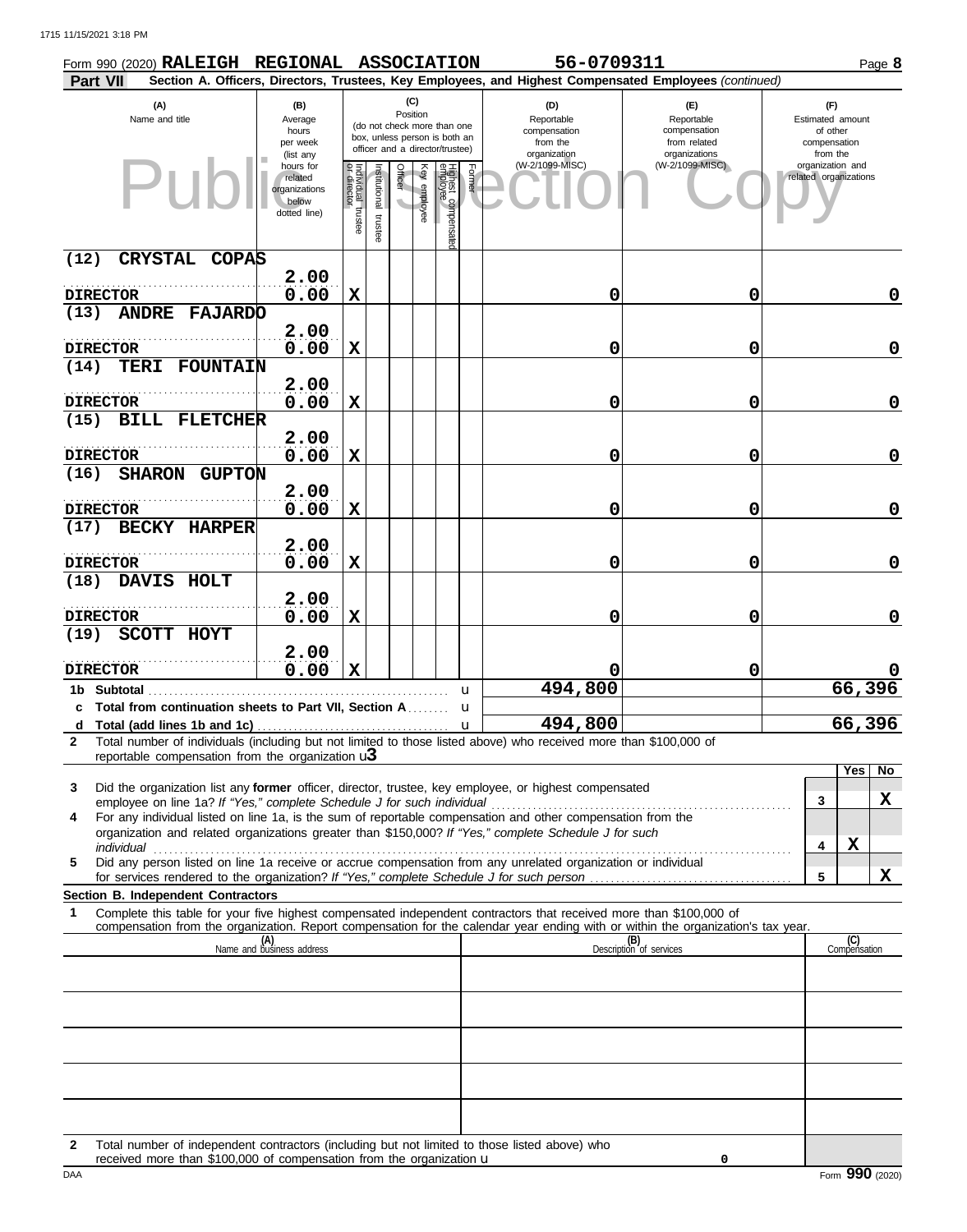Form 990 (2020) **RALEIGH REGIONAL ASSOCIATION** 56-0709311 Page **8**

**Part VII** Section A. Officers, Directors, Trustees, Key Employees, and Highest Compensated Employees *(continued)*

| (A) Name and title | (B) Average hours per week (list any hours for related organizations below dotted line) | (C) Position: Individual trustee or director | Institutional trustee | Officer | Key employee | Highest compensated employee | Former | (D) Reportable compensation from the organization (W-2/1099-MISC) | (E) Reportable compensation from related organizations (W-2/1099-MISC) | (F) Estimated amount of other compensation from the organization and related organizations |
|---|---|---|---|---|---|---|---|---|---|---|
| (12) CRYSTAL COPAS<br>DIRECTOR | 2.00<br>0.00 | X | | | | | | 0 | 0 | 0 |
| (13) ANDRE FAJARDO<br>DIRECTOR | 2.00<br>0.00 | X | | | | | | 0 | 0 | 0 |
| (14) TERI FOUNTAIN<br>DIRECTOR | 2.00<br>0.00 | X | | | | | | 0 | 0 | 0 |
| (15) BILL FLETCHER<br>DIRECTOR | 2.00<br>0.00 | X | | | | | | 0 | 0 | 0 |
| (16) SHARON GUPTON<br>DIRECTOR | 2.00<br>0.00 | X | | | | | | 0 | 0 | 0 |
| (17) BECKY HARPER<br>DIRECTOR | 2.00<br>0.00 | X | | | | | | 0 | 0 | 0 |
| (18) DAVIS HOLT<br>DIRECTOR | 2.00<br>0.00 | X | | | | | | 0 | 0 | 0 |
| (19) SCOTT HOYT<br>DIRECTOR | 2.00<br>0.00 | X | | | | | | 0 | 0 | 0 |
| **1b Subtotal** | | | | | | | | 494,800 | | 66,396 |
| **c Total from continuation sheets to Part VII, Section A** | | | | | | | | | | |
| **d Total (add lines 1b and 1c)** | | | | | | | | 494,800 | | 66,396 |

**2** Total number of individuals (including but not limited to those listed above) who received more than $100,000 of reportable compensation from the organization **3**

| | | Yes | No |
|---|---|---|---|
| **3** Did the organization list any **former** officer, director, trustee, key employee, or highest compensated employee on line 1a? *If "Yes," complete Schedule J for such individual* | 3 | | X |
| **4** For any individual listed on line 1a, is the sum of reportable compensation and other compensation from the organization and related organizations greater than $150,000? *If "Yes," complete Schedule J for such individual* | 4 | X | |
| **5** Did any person listed on line 1a receive or accrue compensation from any unrelated organization or individual for services rendered to the organization? *If "Yes," complete Schedule J for such person* | 5 | | X |

**Section B. Independent Contractors**

**1** Complete this table for your five highest compensated independent contractors that received more than $100,000 of compensation from the organization. Report compensation for the calendar year ending with or within the organization's tax year.

| (A) Name and business address | (B) Description of services | (C) Compensation |
|---|---|---|
| | | |
| | | |
| | | |
| | | |
| | | |

**2** Total number of independent contractors (including but not limited to those listed above) who received more than $100,000 of compensation from the organization 0

Form **990** (2020)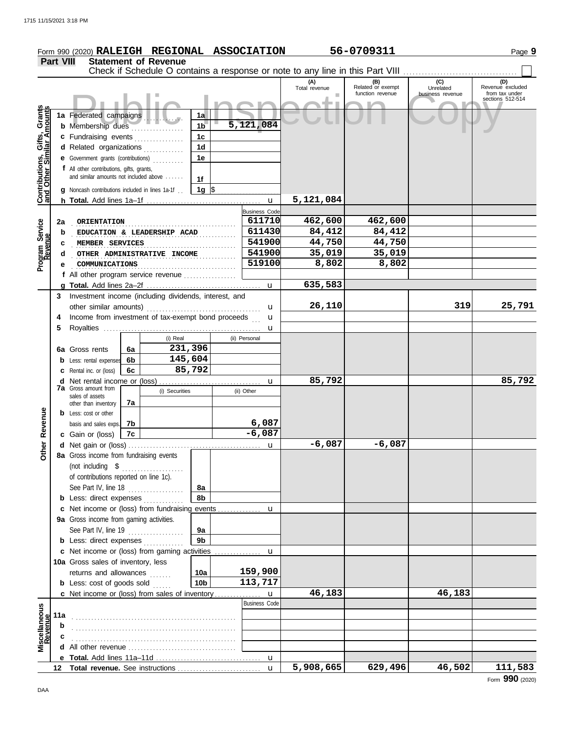Form 990 (2020) **RALEIGH REGIONAL ASSOCIATION** **56-0709311** Page **9**

## Part VIII Statement of Revenue

Check if Schedule O contains a response or note to any line in this Part VIII ☐

| | | | | (A) Total revenue | (B) Related or exempt function revenue | (C) Unrelated business revenue | (D) Revenue excluded from tax under sections 512-514 |
|---|---|---|---|---|---|---|---|
| **Contributions, Gifts, Grants and Other Similar Amounts** | **1a** Federated campaigns | 1a | | | | | |
| | **b** Membership dues | 1b | 5,121,084 | | | | |
| | **c** Fundraising events | 1c | | | | | |
| | **d** Related organizations | 1d | | | | | |
| | **e** Government grants (contributions) | 1e | | | | | |
| | **f** All other contributions, gifts, grants, and similar amounts not included above | 1f | | | | | |
| | **g** Noncash contributions included in lines 1a-1f | 1g | $ | | | | |
| | **h Total.** Add lines 1a–1f | | | 5,121,084 | | | |
| **Program Service Revenue** | | | Business Code | | | | |
| | **2a** ORIENTATION | | 611710 | 462,600 | 462,600 | | |
| | **b** EDUCATION & LEADERSHIP ACAD | | 611430 | 84,412 | 84,412 | | |
| | **c** MEMBER SERVICES | | 541900 | 44,750 | 44,750 | | |
| | **d** OTHER ADMINISTRATIVE INCOME | | 541900 | 35,019 | 35,019 | | |
| | **e** COMMUNICATIONS | | 519100 | 8,802 | 8,802 | | |
| | **f** All other program service revenue | | | | | | |
| | **g Total.** Add lines 2a–2f | | | 635,583 | | | |
| **Other Revenue** | **3** Investment income (including dividends, interest, and other similar amounts) | | | 26,110 | | 319 | 25,791 |
| | **4** Income from investment of tax-exempt bond proceeds | | | | | | |
| | **5** Royalties | | | | | | |
| | | (i) Real | (ii) Personal | | | | |
| | **6a** Gross rents (6a) | 231,396 | | | | | |
| | **b** Less: rental expenses (6b) | 145,604 | | | | | |
| | **c** Rental inc. or (loss) (6c) | 85,792 | | | | | |
| | **d** Net rental income or (loss) | | | 85,792 | | | 85,792 |
| | | (i) Securities | (ii) Other | | | | |
| | **7a** Gross amount from sales of assets other than inventory (7a) | | | | | | |
| | **b** Less: cost or other basis and sales exps. (7b) | | 6,087 | | | | |
| | **c** Gain or (loss) (7c) | | -6,087 | | | | |
| | **d** Net gain or (loss) | | | -6,087 | -6,087 | | |
| | **8a** Gross income from fundraising events (not including $ ............ of contributions reported on line 1c). See Part IV, line 18 | 8a | | | | | |
| | **b** Less: direct expenses | 8b | | | | | |
| | **c** Net income or (loss) from fundraising events | | | | | | |
| | **9a** Gross income from gaming activities. See Part IV, line 19 | 9a | | | | | |
| | **b** Less: direct expenses | 9b | | | | | |
| | **c** Net income or (loss) from gaming activities | | | | | | |
| | **10a** Gross sales of inventory, less returns and allowances | 10a | 159,900 | | | | |
| | **b** Less: cost of goods sold | 10b | 113,717 | | | | |
| | **c** Net income or (loss) from sales of inventory | | | 46,183 | | 46,183 | |
| **Miscellaneous Revenue** | | | Business Code | | | | |
| | **11a** | | | | | | |
| | **b** | | | | | | |
| | **c** | | | | | | |
| | **d** All other revenue | | | | | | |
| | **e Total.** Add lines 11a–11d | | | | | | |
| | **12 Total revenue.** See instructions | | | 5,908,665 | 629,496 | 46,502 | 111,583 |

Form **990** (2020)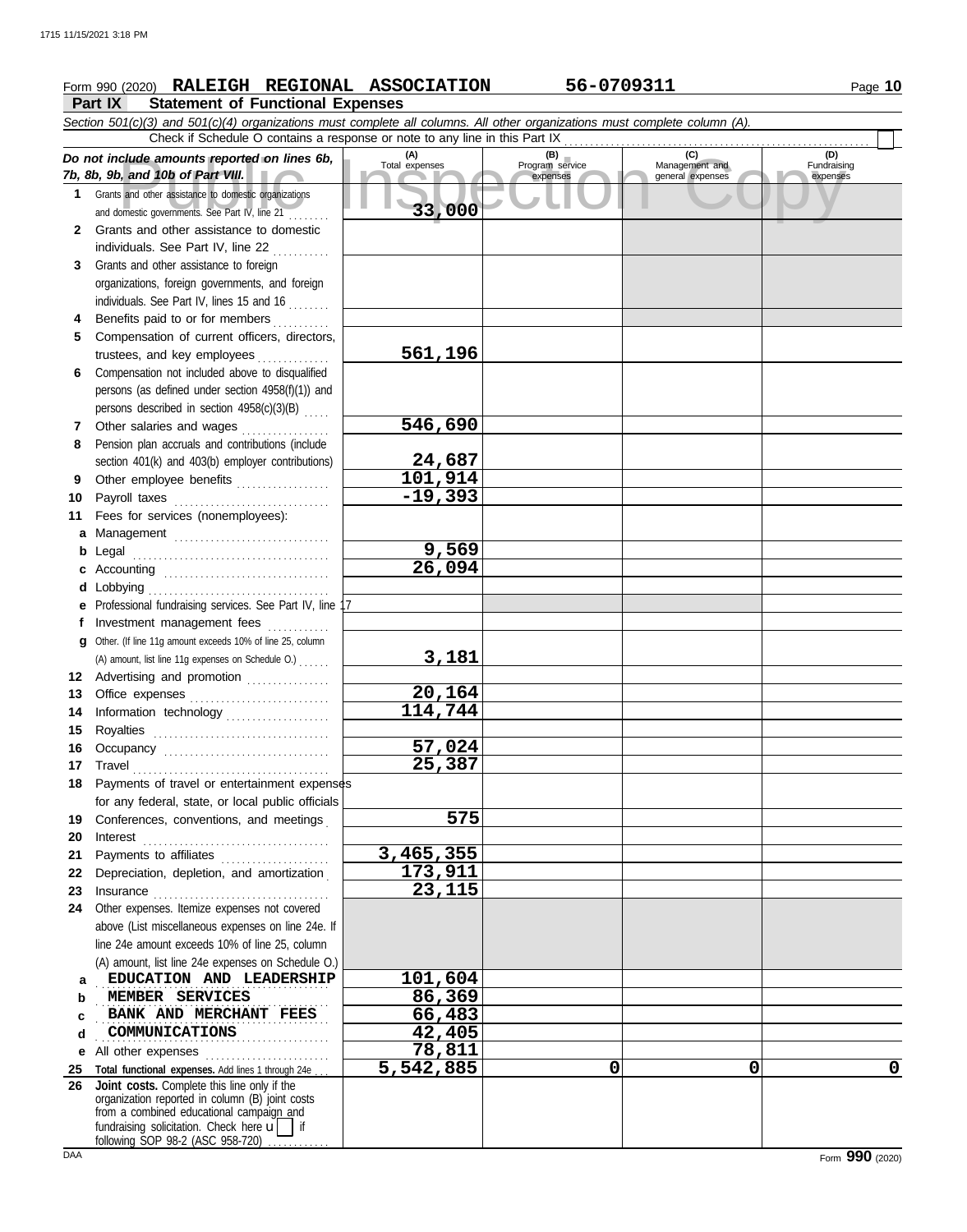Form 990 (2020) **RALEIGH REGIONAL ASSOCIATION** 56-0709311 Page **10**

## Part IX Statement of Functional Expenses

*Section 501(c)(3) and 501(c)(4) organizations must complete all columns. All other organizations must complete column (A).*

Check if Schedule O contains a response or note to any line in this Part IX ☐

| *Do not include amounts reported on lines 6b, 7b, 8b, 9b, and 10b of Part VIII.* | (A) Total expenses | (B) Program service expenses | (C) Management and general expenses | (D) Fundraising expenses |
|---|---|---|---|---|
| **1** Grants and other assistance to domestic organizations and domestic governments. See Part IV, line 21 | 33,000 | | | |
| **2** Grants and other assistance to domestic individuals. See Part IV, line 22 | | | | |
| **3** Grants and other assistance to foreign organizations, foreign governments, and foreign individuals. See Part IV, lines 15 and 16 | | | | |
| **4** Benefits paid to or for members | | | | |
| **5** Compensation of current officers, directors, trustees, and key employees | 561,196 | | | |
| **6** Compensation not included above to disqualified persons (as defined under section 4958(f)(1)) and persons described in section 4958(c)(3)(B) | | | | |
| **7** Other salaries and wages | 546,690 | | | |
| **8** Pension plan accruals and contributions (include section 401(k) and 403(b) employer contributions) | 24,687 | | | |
| **9** Other employee benefits | 101,914 | | | |
| **10** Payroll taxes | -19,393 | | | |
| **11** Fees for services (nonemployees): | | | | |
| **a** Management | | | | |
| **b** Legal | 9,569 | | | |
| **c** Accounting | 26,094 | | | |
| **d** Lobbying | | | | |
| **e** Professional fundraising services. See Part IV, line 17 | | | | |
| **f** Investment management fees | | | | |
| **g** Other. (If line 11g amount exceeds 10% of line 25, column (A) amount, list line 11g expenses on Schedule O.) | 3,181 | | | |
| **12** Advertising and promotion | | | | |
| **13** Office expenses | 20,164 | | | |
| **14** Information technology | 114,744 | | | |
| **15** Royalties | | | | |
| **16** Occupancy | 57,024 | | | |
| **17** Travel | 25,387 | | | |
| **18** Payments of travel or entertainment expenses for any federal, state, or local public officials | | | | |
| **19** Conferences, conventions, and meetings | 575 | | | |
| **20** Interest | | | | |
| **21** Payments to affiliates | 3,465,355 | | | |
| **22** Depreciation, depletion, and amortization | 173,911 | | | |
| **23** Insurance | 23,115 | | | |
| **24** Other expenses. Itemize expenses not covered above (List miscellaneous expenses on line 24e. If line 24e amount exceeds 10% of line 25, column (A) amount, list line 24e expenses on Schedule O.) | | | | |
| **a** EDUCATION AND LEADERSHIP | 101,604 | | | |
| **b** MEMBER SERVICES | 86,369 | | | |
| **c** BANK AND MERCHANT FEES | 66,483 | | | |
| **d** COMMUNICATIONS | 42,405 | | | |
| **e** All other expenses | 78,811 | | | |
| **25** **Total functional expenses.** Add lines 1 through 24e | 5,542,885 | 0 | 0 | 0 |
| **26** **Joint costs.** Complete this line only if the organization reported in column (B) joint costs from a combined educational campaign and fundraising solicitation. Check here ☐ if following SOP 98-2 (ASC 958-720) | | | | |

Form **990** (2020)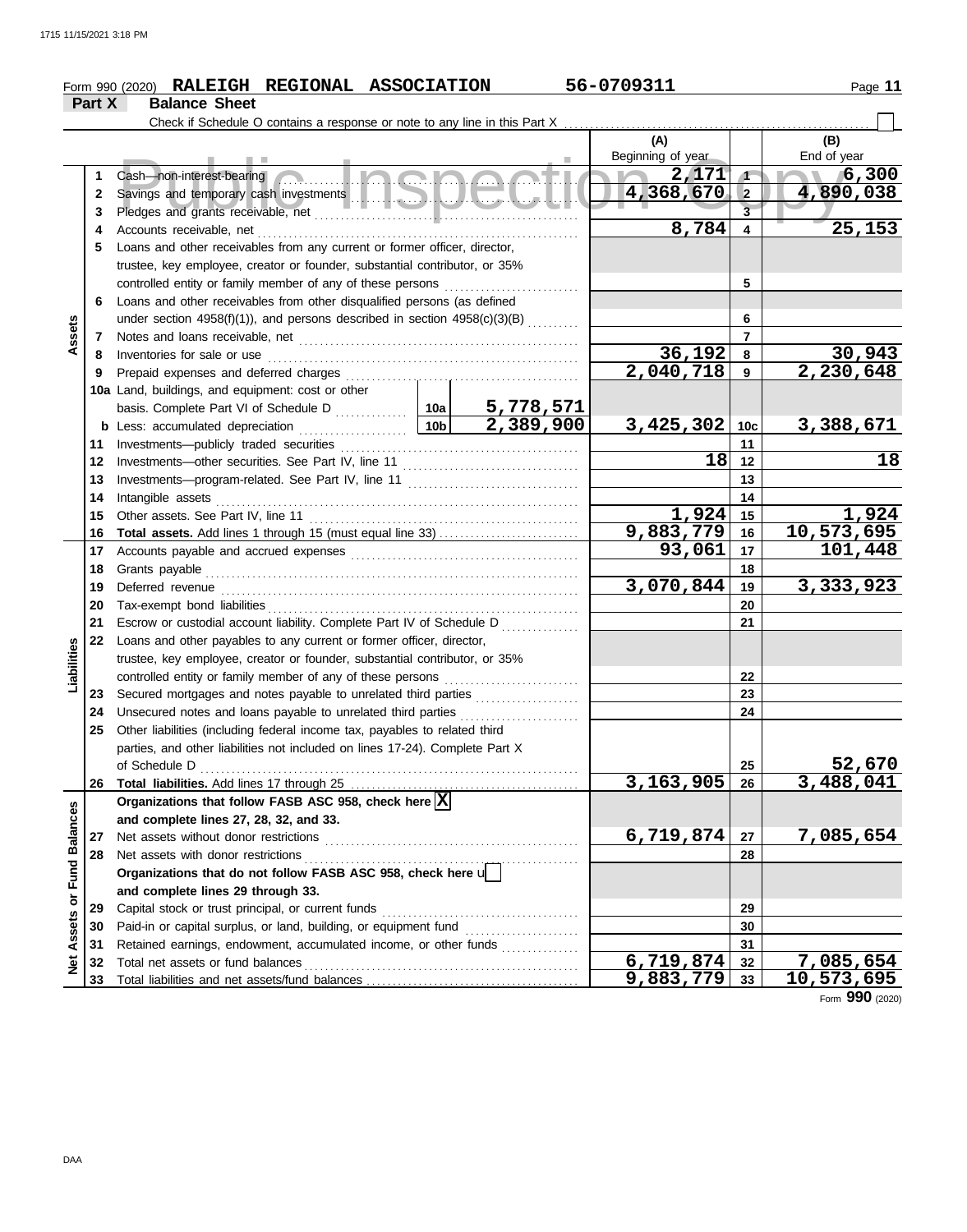Form 990 (2020) **RALEIGH REGIONAL ASSOCIATION** 56-0709311

## Part X Balance Sheet

Check if Schedule O contains a response or note to any line in this Part X

| | | | | | (A) Beginning of year | | (B) End of year |
|---|---|---|---|---|---|---|---|
| **Assets** | 1 | Cash—non-interest-bearing | | | 2,171 | 1 | 6,300 |
| | 2 | Savings and temporary cash investments | | | 4,368,670 | 2 | 4,890,038 |
| | 3 | Pledges and grants receivable, net | | | | 3 | |
| | 4 | Accounts receivable, net | | | 8,784 | 4 | 25,153 |
| | 5 | Loans and other receivables from any current or former officer, director, trustee, key employee, creator or founder, substantial contributor, or 35% controlled entity or family member of any of these persons | | | | 5 | |
| | 6 | Loans and other receivables from other disqualified persons (as defined under section 4958(f)(1)), and persons described in section 4958(c)(3)(B) | | | | 6 | |
| | 7 | Notes and loans receivable, net | | | | 7 | |
| | 8 | Inventories for sale or use | | | 36,192 | 8 | 30,943 |
| | 9 | Prepaid expenses and deferred charges | | | 2,040,718 | 9 | 2,230,648 |
| | 10a | Land, buildings, and equipment: cost or other basis. Complete Part VI of Schedule D | 10a | 5,778,571 | | | |
| | b | Less: accumulated depreciation | 10b | 2,389,900 | 3,425,302 | 10c | 3,388,671 |
| | 11 | Investments—publicly traded securities | | | | 11 | |
| | 12 | Investments—other securities. See Part IV, line 11 | | | 18 | 12 | 18 |
| | 13 | Investments—program-related. See Part IV, line 11 | | | | 13 | |
| | 14 | Intangible assets | | | | 14 | |
| | 15 | Other assets. See Part IV, line 11 | | | 1,924 | 15 | 1,924 |
| | 16 | **Total assets.** Add lines 1 through 15 (must equal line 33) | | | 9,883,779 | 16 | 10,573,695 |
| **Liabilities** | 17 | Accounts payable and accrued expenses | | | 93,061 | 17 | 101,448 |
| | 18 | Grants payable | | | | 18 | |
| | 19 | Deferred revenue | | | 3,070,844 | 19 | 3,333,923 |
| | 20 | Tax-exempt bond liabilities | | | | 20 | |
| | 21 | Escrow or custodial account liability. Complete Part IV of Schedule D | | | | 21 | |
| | 22 | Loans and other payables to any current or former officer, director, trustee, key employee, creator or founder, substantial contributor, or 35% controlled entity or family member of any of these persons | | | | 22 | |
| | 23 | Secured mortgages and notes payable to unrelated third parties | | | | 23 | |
| | 24 | Unsecured notes and loans payable to unrelated third parties | | | | 24 | |
| | 25 | Other liabilities (including federal income tax, payables to related third parties, and other liabilities not included on lines 17-24). Complete Part X of Schedule D | | | | 25 | 52,670 |
| | 26 | **Total liabilities.** Add lines 17 through 25 | | | 3,163,905 | 26 | 3,488,041 |
| **Net Assets or Fund Balances** | | **Organizations that follow FASB ASC 958, check here** [X] **and complete lines 27, 28, 32, and 33.** | | | | | |
| | 27 | Net assets without donor restrictions | | | 6,719,874 | 27 | 7,085,654 |
| | 28 | Net assets with donor restrictions | | | | 28 | |
| | | **Organizations that do not follow FASB ASC 958, check here** [ ] **and complete lines 29 through 33.** | | | | | |
| | 29 | Capital stock or trust principal, or current funds | | | | 29 | |
| | 30 | Paid-in or capital surplus, or land, building, or equipment fund | | | | 30 | |
| | 31 | Retained earnings, endowment, accumulated income, or other funds | | | | 31 | |
| | 32 | Total net assets or fund balances | | | 6,719,874 | 32 | 7,085,654 |
| | 33 | Total liabilities and net assets/fund balances | | | 9,883,779 | 33 | 10,573,695 |

Form **990** (2020)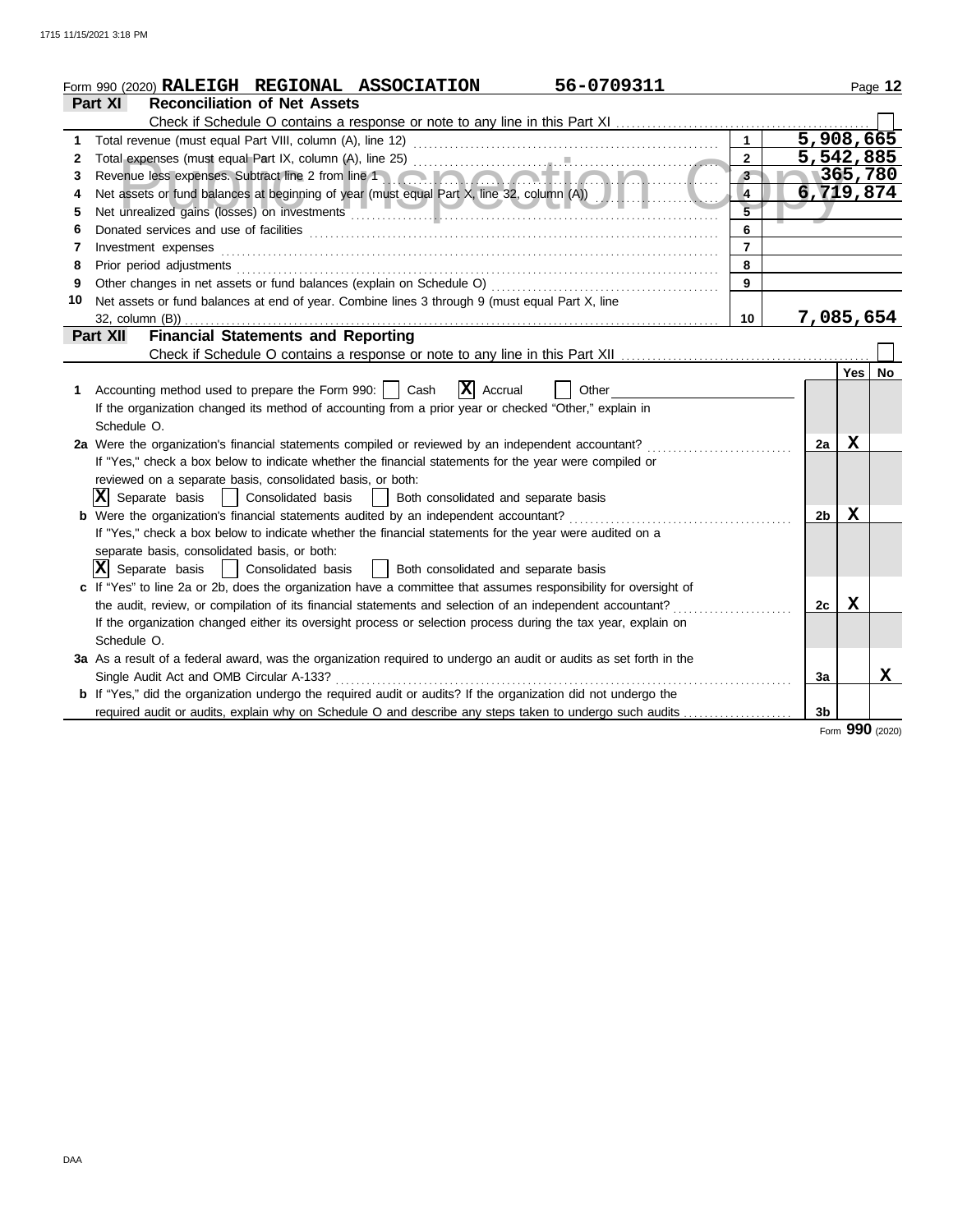Form 990 (2020) **RALEIGH REGIONAL ASSOCIATION** 56-0709311 Page **12**

## Part XI Reconciliation of Net Assets

Check if Schedule O contains a response or note to any line in this Part XI ☐

| | | | |
|---|---|---|---|
| 1 | Total revenue (must equal Part VIII, column (A), line 12) | 1 | 5,908,665 |
| 2 | Total expenses (must equal Part IX, column (A), line 25) | 2 | 5,542,885 |
| 3 | Revenue less expenses. Subtract line 2 from line 1 | 3 | 365,780 |
| 4 | Net assets or fund balances at beginning of year (must equal Part X, line 32, column (A)) | 4 | 6,719,874 |
| 5 | Net unrealized gains (losses) on investments | 5 | |
| 6 | Donated services and use of facilities | 6 | |
| 7 | Investment expenses | 7 | |
| 8 | Prior period adjustments | 8 | |
| 9 | Other changes in net assets or fund balances (explain on Schedule O) | 9 | |
| 10 | Net assets or fund balances at end of year. Combine lines 3 through 9 (must equal Part X, line 32, column (B)) | 10 | 7,085,654 |

## Part XII Financial Statements and Reporting

Check if Schedule O contains a response or note to any line in this Part XII ☐

| | | | Yes | No |
|---|---|---|---|---|
| **1** | Accounting method used to prepare the Form 990: ☐ Cash ☒ Accrual ☐ Other<br>If the organization changed its method of accounting from a prior year or checked "Other," explain in Schedule O. | | | |
| **2a** | Were the organization's financial statements compiled or reviewed by an independent accountant?<br>If "Yes," check a box below to indicate whether the financial statements for the year were compiled or reviewed on a separate basis, consolidated basis, or both:<br>☒ Separate basis ☐ Consolidated basis ☐ Both consolidated and separate basis | 2a | X | |
| **b** | Were the organization's financial statements audited by an independent accountant?<br>If "Yes," check a box below to indicate whether the financial statements for the year were audited on a separate basis, consolidated basis, or both:<br>☒ Separate basis ☐ Consolidated basis ☐ Both consolidated and separate basis | 2b | X | |
| **c** | If "Yes" to line 2a or 2b, does the organization have a committee that assumes responsibility for oversight of the audit, review, or compilation of its financial statements and selection of an independent accountant?<br>If the organization changed either its oversight process or selection process during the tax year, explain on Schedule O. | 2c | X | |
| **3a** | As a result of a federal award, was the organization required to undergo an audit or audits as set forth in the Single Audit Act and OMB Circular A-133? | 3a | | X |
| **b** | If "Yes," did the organization undergo the required audit or audits? If the organization did not undergo the required audit or audits, explain why on Schedule O and describe any steps taken to undergo such audits | 3b | | |

Form **990** (2020)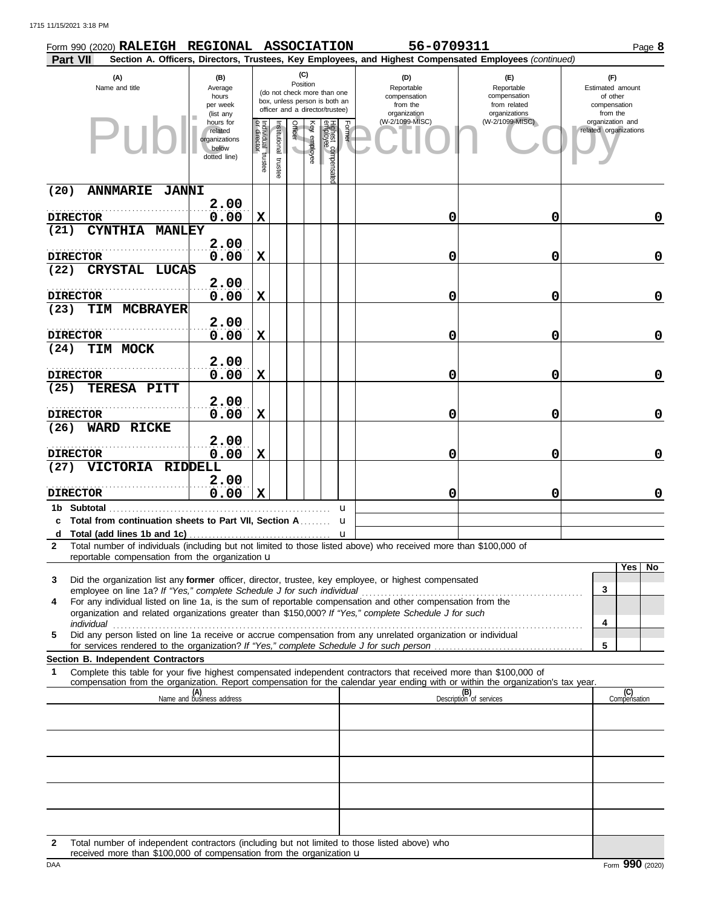Form 990 (2020) **RALEIGH REGIONAL ASSOCIATION** **56-0709311** Page **8**

**Part VII** **Section A. Officers, Directors, Trustees, Key Employees, and Highest Compensated Employees** *(continued)*

| (A) Name and title | (B) Average hours per week (list any hours for related organizations below dotted line) | (C) Position: Individual trustee or director | Institutional trustee | Officer | Key employee | Highest compensated employee | Former | (D) Reportable compensation from the organization (W-2/1099-MISC) | (E) Reportable compensation from related organizations (W-2/1099-MISC) | (F) Estimated amount of other compensation from the organization and related organizations |
|---|---|---|---|---|---|---|---|---|---|---|
| (20) ANNMARIE JANNI<br>DIRECTOR | 2.00<br>0.00 | X | | | | | | 0 | 0 | 0 |
| (21) CYNTHIA MANLEY<br>DIRECTOR | 2.00<br>0.00 | X | | | | | | 0 | 0 | 0 |
| (22) CRYSTAL LUCAS<br>DIRECTOR | 2.00<br>0.00 | X | | | | | | 0 | 0 | 0 |
| (23) TIM MCBRAYER<br>DIRECTOR | 2.00<br>0.00 | X | | | | | | 0 | 0 | 0 |
| (24) TIM MOCK<br>DIRECTOR | 2.00<br>0.00 | X | | | | | | 0 | 0 | 0 |
| (25) TERESA PITT<br>DIRECTOR | 2.00<br>0.00 | X | | | | | | 0 | 0 | 0 |
| (26) WARD RICKE<br>DIRECTOR | 2.00<br>0.00 | X | | | | | | 0 | 0 | 0 |
| (27) VICTORIA RIDDELL<br>DIRECTOR | 2.00<br>0.00 | X | | | | | | 0 | 0 | 0 |
| **1b Subtotal** | | | | | | | | | | |
| **c Total from continuation sheets to Part VII, Section A** | | | | | | | | | | |
| **d Total (add lines 1b and 1c)** | | | | | | | | | | |

**2** Total number of individuals (including but not limited to those listed above) who received more than $100,000 of reportable compensation from the organization

| | | Yes | No |
|---|---|---|---|
| **3** Did the organization list any **former** officer, director, trustee, key employee, or highest compensated employee on line 1a? *If "Yes," complete Schedule J for such individual* | 3 | | |
| **4** For any individual listed on line 1a, is the sum of reportable compensation and other compensation from the organization and related organizations greater than $150,000? *If "Yes," complete Schedule J for such individual* | 4 | | |
| **5** Did any person listed on line 1a receive or accrue compensation from any unrelated organization or individual for services rendered to the organization? *If "Yes," complete Schedule J for such person* | 5 | | |

**Section B. Independent Contractors**

**1** Complete this table for your five highest compensated independent contractors that received more than $100,000 of compensation from the organization. Report compensation for the calendar year ending with or within the organization's tax year.

| (A) Name and business address | (B) Description of services | (C) Compensation |
|---|---|---|
| | | |
| | | |
| | | |
| | | |
| | | |

**2** Total number of independent contractors (including but not limited to those listed above) who received more than $100,000 of compensation from the organization

Form **990** (2020)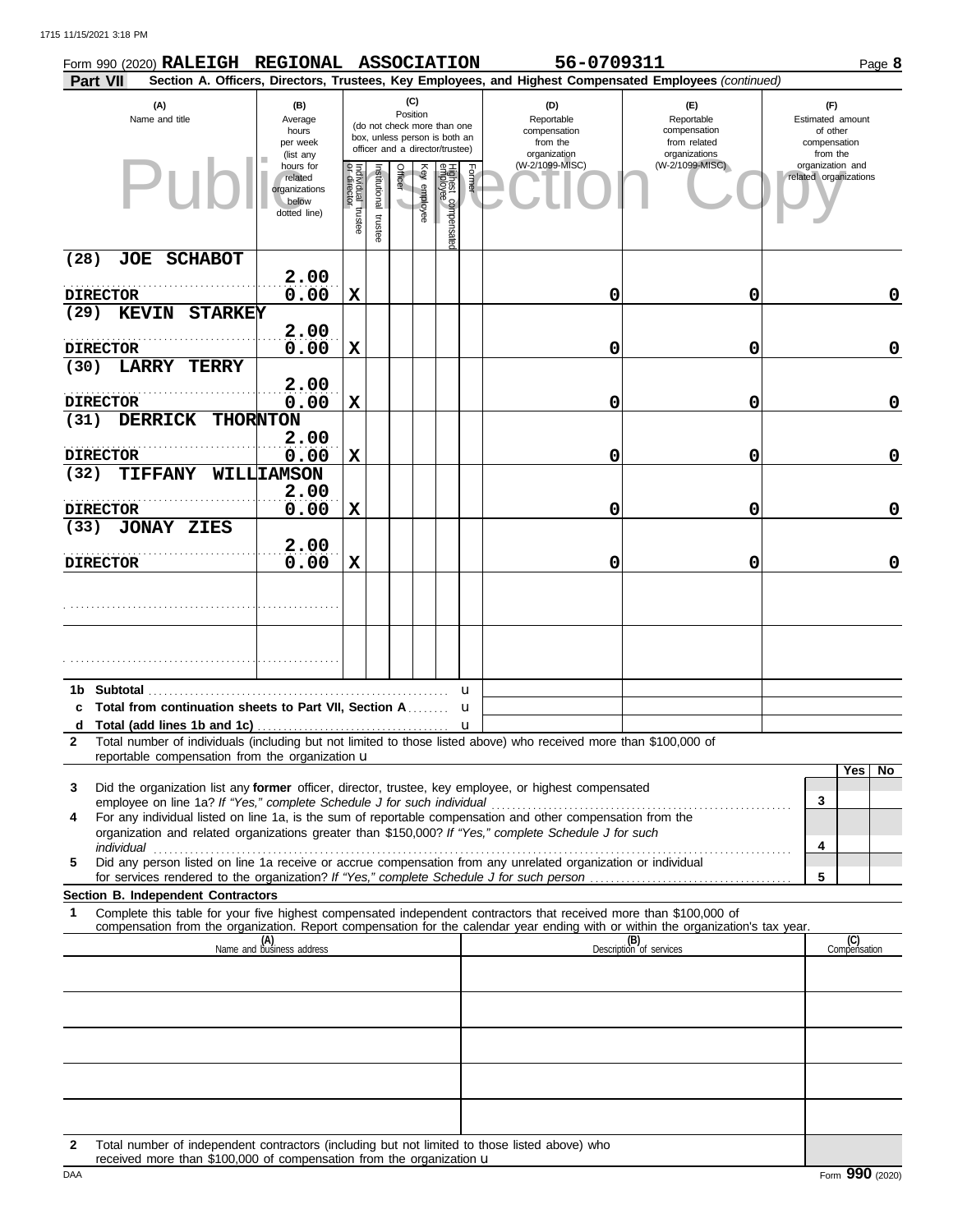Form 990 (2020) **RALEIGH REGIONAL ASSOCIATION** 56-0709311 Page **8**

**Part VII** **Section A. Officers, Directors, Trustees, Key Employees, and Highest Compensated Employees** *(continued)*

| (A) Name and title | (B) Average hours per week (list any hours for related organizations below dotted line) | (C) Position: Individual trustee or director | Institutional trustee | Officer | Key employee | Highest compensated employee | Former | (D) Reportable compensation from the organization (W-2/1099-MISC) | (E) Reportable compensation from related organizations (W-2/1099-MISC) | (F) Estimated amount of other compensation from the organization and related organizations |
|---|---|---|---|---|---|---|---|---|---|---|
| (28) JOE SCHABOT<br>DIRECTOR | 2.00<br>0.00 | X | | | | | | 0 | 0 | 0 |
| (29) KEVIN STARKEY<br>DIRECTOR | 2.00<br>0.00 | X | | | | | | 0 | 0 | 0 |
| (30) LARRY TERRY<br>DIRECTOR | 2.00<br>0.00 | X | | | | | | 0 | 0 | 0 |
| (31) DERRICK THORNTON<br>DIRECTOR | 2.00<br>0.00 | X | | | | | | 0 | 0 | 0 |
| (32) TIFFANY WILLIAMSON<br>DIRECTOR | 2.00<br>0.00 | X | | | | | | 0 | 0 | 0 |
| (33) JONAY ZIES<br>DIRECTOR | 2.00<br>0.00 | X | | | | | | 0 | 0 | 0 |
| | | | | | | | | | | |
| | | | | | | | | | | |

**1b Subtotal** u

**c Total from continuation sheets to Part VII, Section A** u

**d Total (add lines 1b and 1c)** u

**2** Total number of individuals (including but not limited to those listed above) who received more than $100,000 of reportable compensation from the organization u

| | | Yes | No |
|---|---|---|---|
| **3** Did the organization list any **former** officer, director, trustee, key employee, or highest compensated employee on line 1a? *If "Yes," complete Schedule J for such individual* | 3 | | |
| **4** For any individual listed on line 1a, is the sum of reportable compensation and other compensation from the organization and related organizations greater than $150,000? *If "Yes," complete Schedule J for such individual* | 4 | | |
| **5** Did any person listed on line 1a receive or accrue compensation from any unrelated organization or individual for services rendered to the organization? *If "Yes," complete Schedule J for such person* | 5 | | |

**Section B. Independent Contractors**

**1** Complete this table for your five highest compensated independent contractors that received more than $100,000 of compensation from the organization. Report compensation for the calendar year ending with or within the organization's tax year.

| (A) Name and business address | (B) Description of services | (C) Compensation |
|---|---|---|
| | | |
| | | |
| | | |
| | | |
| | | |

**2** Total number of independent contractors (including but not limited to those listed above) who received more than $100,000 of compensation from the organization u

Form **990** (2020)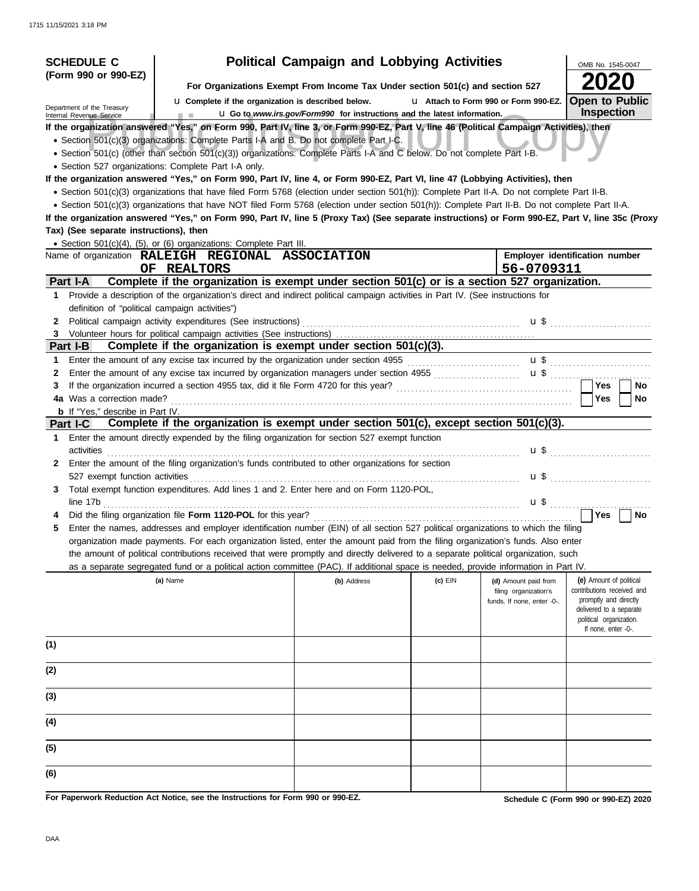**SCHEDULE C (Form 990 or 990-EZ)**

Department of the Treasury
Internal Revenue Service

# Political Campaign and Lobbying Activities

**For Organizations Exempt From Income Tax Under section 501(c) and section 527**

u **Complete if the organization is described below.** u **Attach to Form 990 or Form 990-EZ.**

u **Go to *www.irs.gov/Form990* for instructions and the latest information.**

OMB No. 1545-0047

**2020**

**Open to Public Inspection**

**If the organization answered "Yes," on Form 990, Part IV, line 3, or Form 990-EZ, Part V, line 46 (Political Campaign Activities), then**

- Section 501(c)(3) organizations: Complete Parts I-A and B. Do not complete Part I-C.
- Section 501(c) (other than section 501(c)(3)) organizations: Complete Parts I-A and C below. Do not complete Part I-B.
- Section 527 organizations: Complete Part I-A only.

**If the organization answered "Yes," on Form 990, Part IV, line 4, or Form 990-EZ, Part VI, line 47 (Lobbying Activities), then**

- Section 501(c)(3) organizations that have filed Form 5768 (election under section 501(h)): Complete Part II-A. Do not complete Part II-B.
- Section 501(c)(3) organizations that have NOT filed Form 5768 (election under section 501(h)): Complete Part II-B. Do not complete Part II-A.

**If the organization answered "Yes," on Form 990, Part IV, line 5 (Proxy Tax) (See separate instructions) or Form 990-EZ, Part V, line 35c (Proxy Tax) (See separate instructions), then**

- Section 501(c)(4), (5), or (6) organizations: Complete Part III.

Name of organization **RALEIGH REGIONAL ASSOCIATION OF REALTORS**

**Employer identification number** **56-0709311**

## Part I-A Complete if the organization is exempt under section 501(c) or is a section 527 organization.

1. Provide a description of the organization's direct and indirect political campaign activities in Part IV. (See instructions for definition of "political campaign activities")
2. Political campaign activity expenditures (See instructions) u $
3. Volunteer hours for political campaign activities (See instructions)

## Part I-B Complete if the organization is exempt under section 501(c)(3).

1. Enter the amount of any excise tax incurred by the organization under section 4955 u $
2. Enter the amount of any excise tax incurred by organization managers under section 4955 u $
3. If the organization incurred a section 4955 tax, did it file Form 4720 for this year? ☐ Yes ☐ No

4a Was a correction made? ☐ Yes ☐ No

**b** If "Yes," describe in Part IV.

## Part I-C Complete if the organization is exempt under section 501(c), except section 501(c)(3).

1. Enter the amount directly expended by the filing organization for section 527 exempt function activities u $
2. Enter the amount of the filing organization's funds contributed to other organizations for section 527 exempt function activities u $
3. Total exempt function expenditures. Add lines 1 and 2. Enter here and on Form 1120-POL, line 17b u $
4. Did the filing organization file **Form 1120-POL** for this year? ☐ Yes ☐ No
5. Enter the names, addresses and employer identification number (EIN) of all section 527 political organizations to which the filing organization made payments. For each organization listed, enter the amount paid from the filing organization's funds. Also enter the amount of political contributions received that were promptly and directly delivered to a separate political organization, such as a separate segregated fund or a political action committee (PAC). If additional space is needed, provide information in Part IV.

| | (a) Name | (b) Address | (c) EIN | (d) Amount paid from filing organization's funds. If none, enter -0-. | (e) Amount of political contributions received and promptly and directly delivered to a separate political organization. If none, enter -0-. |
|---|---|---|---|---|---|
| (1) | | | | | |
| (2) | | | | | |
| (3) | | | | | |
| (4) | | | | | |
| (5) | | | | | |
| (6) | | | | | |

**For Paperwork Reduction Act Notice, see the Instructions for Form 990 or 990-EZ.** **Schedule C (Form 990 or 990-EZ) 2020**

DAA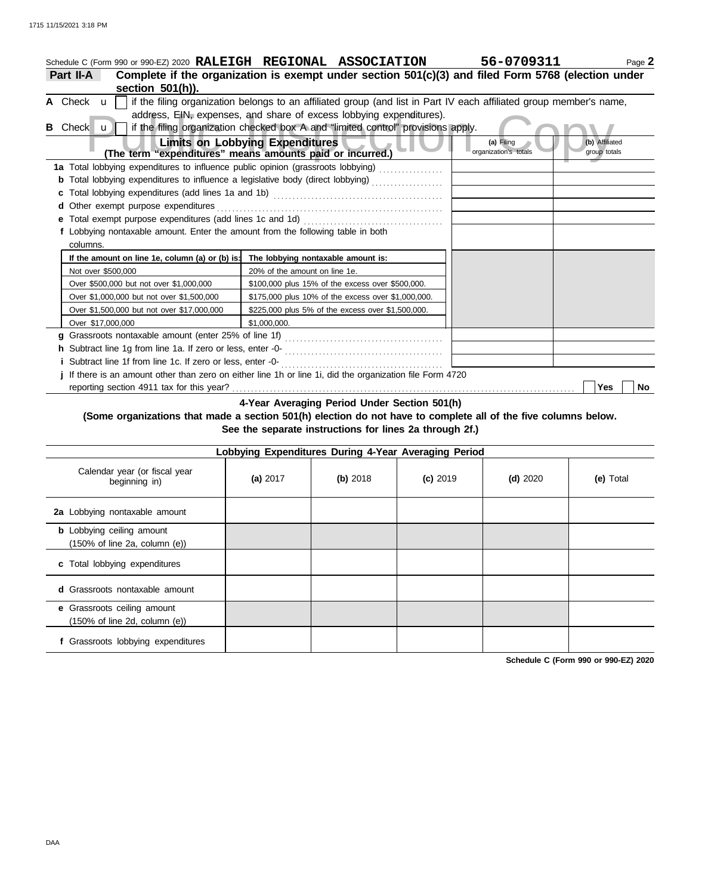Schedule C (Form 990 or 990-EZ) 2020 **RALEIGH REGIONAL ASSOCIATION** **56-0709311** Page **2**

**Part II-A** **Complete if the organization is exempt under section 501(c)(3) and filed Form 5768 (election under section 501(h)).**

**A** Check u [ ] if the filing organization belongs to an affiliated group (and list in Part IV each affiliated group member's name, address, EIN, expenses, and share of excess lobbying expenditures).

**B** Check u [ ] if the filing organization checked box A and "limited control" provisions apply.

| **Limits on Lobbying Expenditures** (The term "expenditures" means amounts paid or incurred.) | (a) Filing organization's totals | (b) Affiliated group totals |
|---|---|---|
| **1a** Total lobbying expenditures to influence public opinion (grassroots lobbying) | | |
| **b** Total lobbying expenditures to influence a legislative body (direct lobbying) | | |
| **c** Total lobbying expenditures (add lines 1a and 1b) | | |
| **d** Other exempt purpose expenditures | | |
| **e** Total exempt purpose expenditures (add lines 1c and 1d) | | |
| **f** Lobbying nontaxable amount. Enter the amount from the following table in both columns. | | |

| If the amount on line 1e, column (a) or (b) is: | The lobbying nontaxable amount is: |
|---|---|
| Not over $500,000 | 20% of the amount on line 1e. |
| Over $500,000 but not over $1,000,000 | $100,000 plus 15% of the excess over $500,000. |
| Over $1,000,000 but not over $1,500,000 | $175,000 plus 10% of the excess over $1,000,000. |
| Over $1,500,000 but not over $17,000,000 | $225,000 plus 5% of the excess over $1,500,000. |
| Over $17,000,000 | $1,000,000. |

| | (a) Filing organization's totals | (b) Affiliated group totals |
|---|---|---|
| **g** Grassroots nontaxable amount (enter 25% of line 1f) | | |
| **h** Subtract line 1g from line 1a. If zero or less, enter -0- | | |
| **i** Subtract line 1f from line 1c. If zero or less, enter -0- | | |

**j** If there is an amount other than zero on either line 1h or line 1i, did the organization file Form 4720 reporting section 4911 tax for this year? [ ] Yes [ ] No

**4-Year Averaging Period Under Section 501(h)**

**(Some organizations that made a section 501(h) election do not have to complete all of the five columns below. See the separate instructions for lines 2a through 2f.)**

| **Lobbying Expenditures During 4-Year Averaging Period** | | | | | |
|---|---|---|---|---|---|
| Calendar year (or fiscal year beginning in) | **(a)** 2017 | **(b)** 2018 | **(c)** 2019 | **(d)** 2020 | **(e)** Total |
| **2a** Lobbying nontaxable amount | | | | | |
| **b** Lobbying ceiling amount (150% of line 2a, column (e)) | | | | | |
| **c** Total lobbying expenditures | | | | | |
| **d** Grassroots nontaxable amount | | | | | |
| **e** Grassroots ceiling amount (150% of line 2d, column (e)) | | | | | |
| **f** Grassroots lobbying expenditures | | | | | |

**Schedule C (Form 990 or 990-EZ) 2020**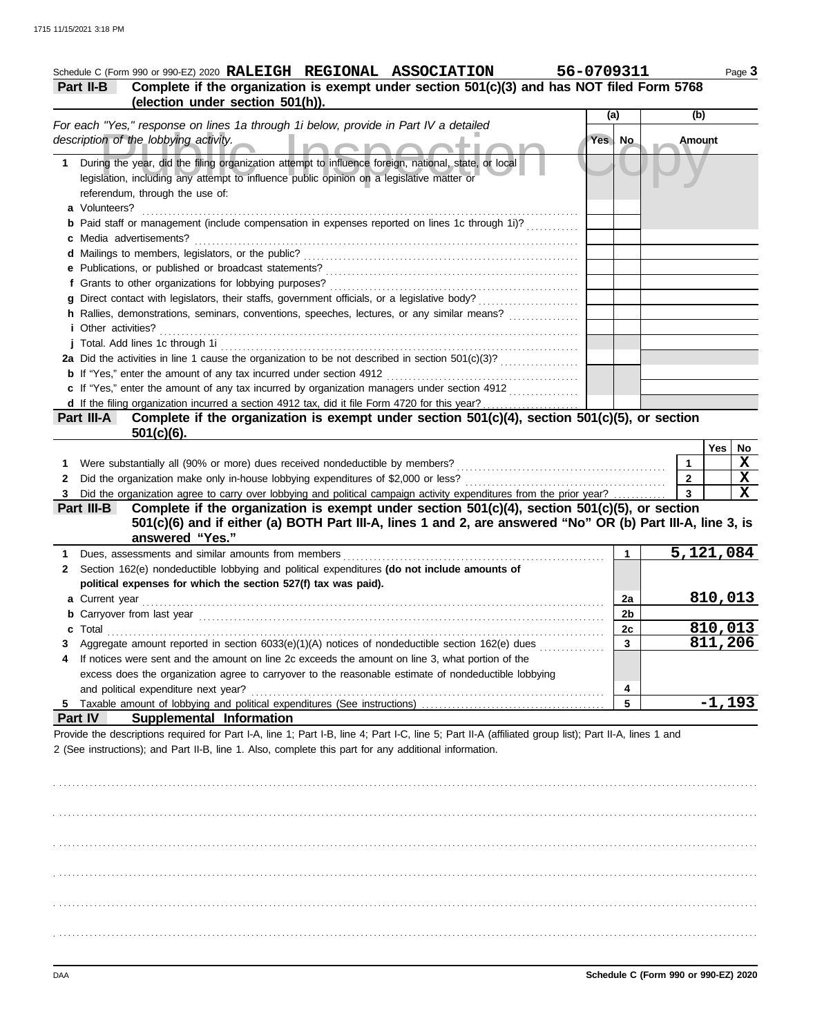Schedule C (Form 990 or 990-EZ) 2020 **RALEIGH REGIONAL ASSOCIATION** **56-0709311** Page **3**

**Part II-B** **Complete if the organization is exempt under section 501(c)(3) and has NOT filed Form 5768 (election under section 501(h)).**

| *For each "Yes," response on lines 1a through 1i below, provide in Part IV a detailed description of the lobbying activity.* | (a) Yes | (a) No | (b) Amount |
|---|---|---|---|
| **1** During the year, did the filing organization attempt to influence foreign, national, state, or local legislation, including any attempt to influence public opinion on a legislative matter or referendum, through the use of: | | | |
| **a** Volunteers? | | | |
| **b** Paid staff or management (include compensation in expenses reported on lines 1c through 1i)? | | | |
| **c** Media advertisements? | | | |
| **d** Mailings to members, legislators, or the public? | | | |
| **e** Publications, or published or broadcast statements? | | | |
| **f** Grants to other organizations for lobbying purposes? | | | |
| **g** Direct contact with legislators, their staffs, government officials, or a legislative body? | | | |
| **h** Rallies, demonstrations, seminars, conventions, speeches, lectures, or any similar means? | | | |
| **i** Other activities? | | | |
| **j** Total. Add lines 1c through 1i | | | |
| **2a** Did the activities in line 1 cause the organization to be not described in section 501(c)(3)? | | | |
| **b** If "Yes," enter the amount of any tax incurred under section 4912 | | | |
| **c** If "Yes," enter the amount of any tax incurred by organization managers under section 4912 | | | |
| **d** If the filing organization incurred a section 4912 tax, did it file Form 4720 for this year? | | | |

**Part III-A** **Complete if the organization is exempt under section 501(c)(4), section 501(c)(5), or section 501(c)(6).**

| | | Yes | No |
|---|---|---|---|
| **1** Were substantially all (90% or more) dues received nondeductible by members? | 1 | | X |
| **2** Did the organization make only in-house lobbying expenditures of $2,000 or less? | 2 | | X |
| **3** Did the organization agree to carry over lobbying and political campaign activity expenditures from the prior year? | 3 | | X |

**Part III-B** **Complete if the organization is exempt under section 501(c)(4), section 501(c)(5), or section 501(c)(6) and if either (a) BOTH Part III-A, lines 1 and 2, are answered "No" OR (b) Part III-A, line 3, is answered "Yes."**

| | | |
|---|---|---|
| **1** Dues, assessments and similar amounts from members | 1 | 5,121,084 |
| **2** Section 162(e) nondeductible lobbying and political expenditures **(do not include amounts of political expenses for which the section 527(f) tax was paid).** | | |
| **a** Current year | 2a | 810,013 |
| **b** Carryover from last year | 2b | |
| **c** Total | 2c | 810,013 |
| **3** Aggregate amount reported in section 6033(e)(1)(A) notices of nondeductible section 162(e) dues | 3 | 811,206 |
| **4** If notices were sent and the amount on line 2c exceeds the amount on line 3, what portion of the excess does the organization agree to carryover to the reasonable estimate of nondeductible lobbying and political expenditure next year? | 4 | |
| **5** Taxable amount of lobbying and political expenditures (See instructions) | 5 | -1,193 |

**Part IV** **Supplemental Information**

Provide the descriptions required for Part I-A, line 1; Part I-B, line 4; Part I-C, line 5; Part II-A (affiliated group list); Part II-A, lines 1 and 2 (See instructions); and Part II-B, line 1. Also, complete this part for any additional information.

Schedule C (Form 990 or 990-EZ) 2020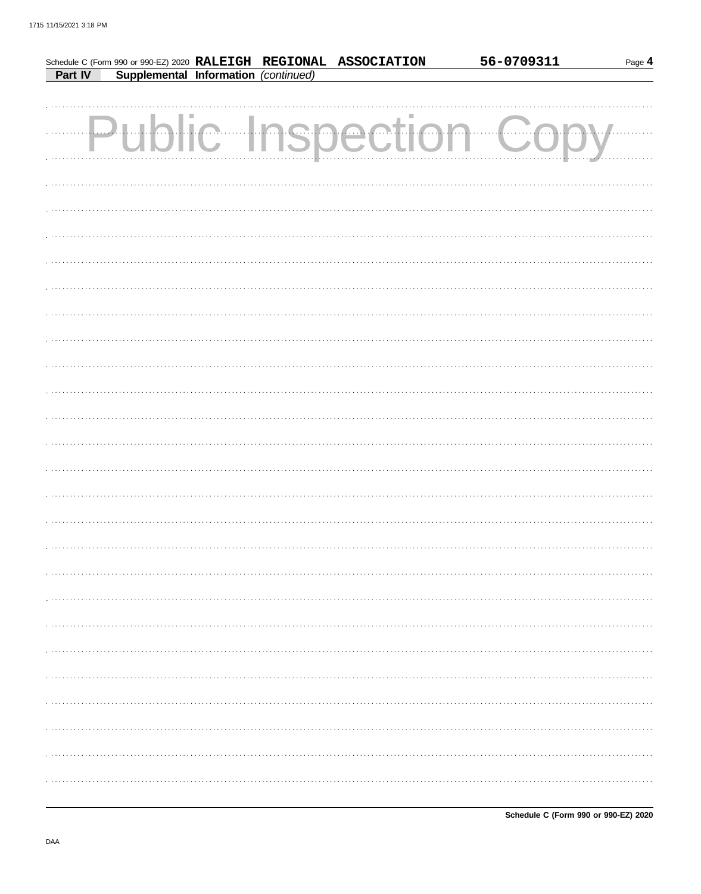Schedule C (Form 990 or 990-EZ) 2020 **RALEIGH REGIONAL ASSOCIATION** **56-0709311**

**Part IV** **Supplemental Information** *(continued)*

Public Inspection Copy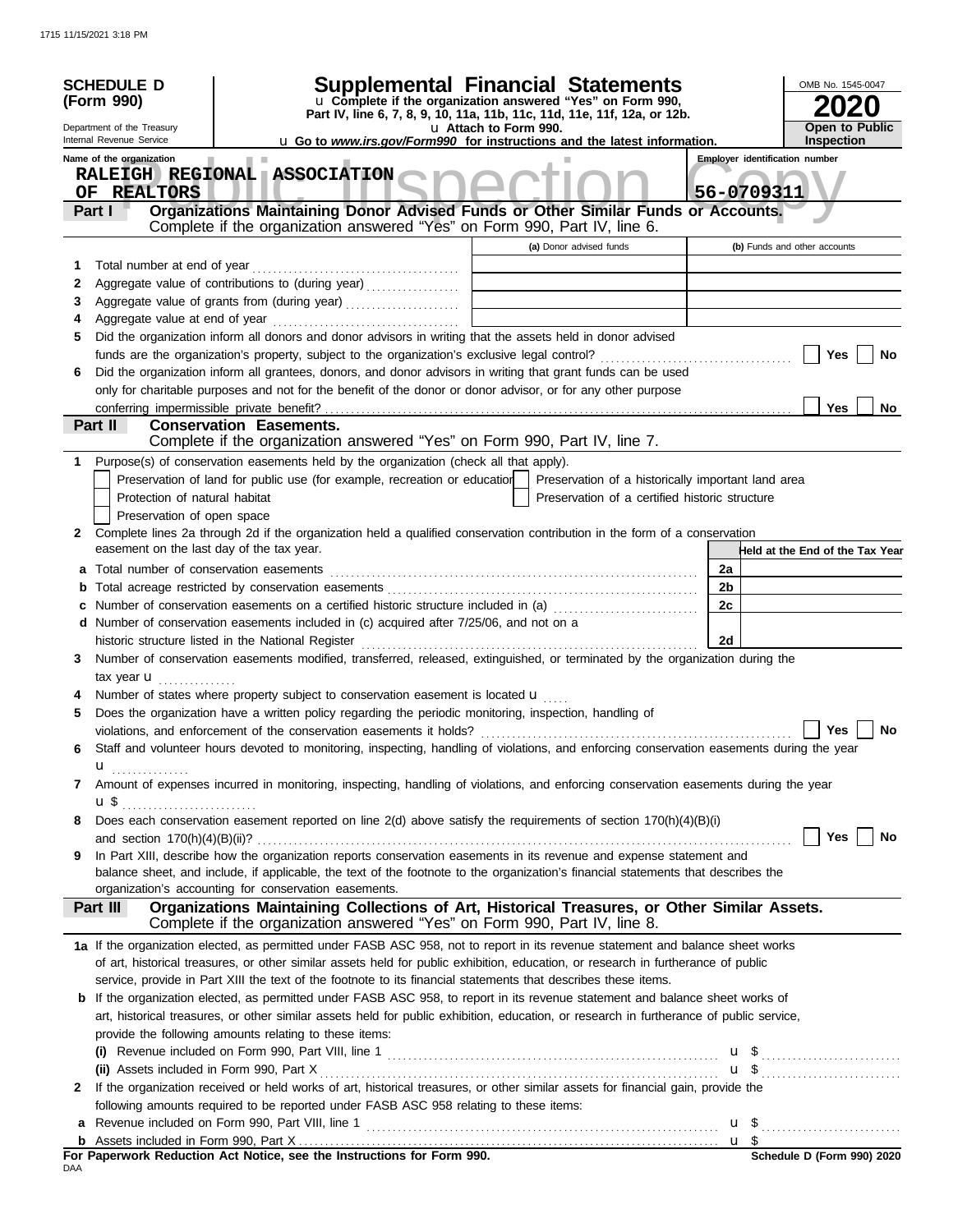**SCHEDULE D (Form 990)**

Department of the Treasury
Internal Revenue Service

# Supplemental Financial Statements

u Complete if the organization answered "Yes" on Form 990, Part IV, line 6, 7, 8, 9, 10, 11a, 11b, 11c, 11d, 11e, 11f, 12a, or 12b.

u Attach to Form 990.

u Go to *www.irs.gov/Form990* for instructions and the latest information.

OMB No. 1545-0047

**2020**

**Open to Public Inspection**

Name of the organization: RALEIGH REGIONAL ASSOCIATION OF REALTORS

Employer identification number: 56-0709311

**Part I — Organizations Maintaining Donor Advised Funds or Other Similar Funds or Accounts.** Complete if the organization answered "Yes" on Form 990, Part IV, line 6.

| | | (a) Donor advised funds | (b) Funds and other accounts |
|---|---|---|---|
| 1 | Total number at end of year | | |
| 2 | Aggregate value of contributions to (during year) | | |
| 3 | Aggregate value of grants from (during year) | | |
| 4 | Aggregate value at end of year | | |

5 Did the organization inform all donors and donor advisors in writing that the assets held in donor advised funds are the organization's property, subject to the organization's exclusive legal control? Yes No

6 Did the organization inform all grantees, donors, and donor advisors in writing that grant funds can be used only for charitable purposes and not for the benefit of the donor or donor advisor, or for any other purpose conferring impermissible private benefit? Yes No

**Part II — Conservation Easements.** Complete if the organization answered "Yes" on Form 990, Part IV, line 7.

1 Purpose(s) of conservation easements held by the organization (check all that apply).

- Preservation of land for public use (for example, recreation or education)
- Protection of natural habitat
- Preservation of open space
- Preservation of a historically important land area
- Preservation of a certified historic structure

2 Complete lines 2a through 2d if the organization held a qualified conservation contribution in the form of a conservation easement on the last day of the tax year.

| | | | Held at the End of the Tax Year |
|---|---|---|---|
| a | Total number of conservation easements | 2a | |
| b | Total acreage restricted by conservation easements | 2b | |
| c | Number of conservation easements on a certified historic structure included in (a) | 2c | |
| d | Number of conservation easements included in (c) acquired after 7/25/06, and not on a historic structure listed in the National Register | 2d | |

3 Number of conservation easements modified, transferred, released, extinguished, or terminated by the organization during the tax year u

4 Number of states where property subject to conservation easement is located u

5 Does the organization have a written policy regarding the periodic monitoring, inspection, handling of violations, and enforcement of the conservation easements it holds? Yes No

6 Staff and volunteer hours devoted to monitoring, inspecting, handling of violations, and enforcing conservation easements during the year u

7 Amount of expenses incurred in monitoring, inspecting, handling of violations, and enforcing conservation easements during the year u $

8 Does each conservation easement reported on line 2(d) above satisfy the requirements of section 170(h)(4)(B)(i) and section 170(h)(4)(B)(ii)? Yes No

9 In Part XIII, describe how the organization reports conservation easements in its revenue and expense statement and balance sheet, and include, if applicable, the text of the footnote to the organization's financial statements that describes the organization's accounting for conservation easements.

**Part III — Organizations Maintaining Collections of Art, Historical Treasures, or Other Similar Assets.** Complete if the organization answered "Yes" on Form 990, Part IV, line 8.

1a If the organization elected, as permitted under FASB ASC 958, not to report in its revenue statement and balance sheet works of art, historical treasures, or other similar assets held for public exhibition, education, or research in furtherance of public service, provide in Part XIII the text of the footnote to its financial statements that describes these items.

b If the organization elected, as permitted under FASB ASC 958, to report in its revenue statement and balance sheet works of art, historical treasures, or other similar assets held for public exhibition, education, or research in furtherance of public service, provide the following amounts relating to these items:

(i) Revenue included on Form 990, Part VIII, line 1 u $

(ii) Assets included in Form 990, Part X u $

2 If the organization received or held works of art, historical treasures, or other similar assets for financial gain, provide the following amounts required to be reported under FASB ASC 958 relating to these items:

a Revenue included on Form 990, Part VIII, line 1 u $

b Assets included in Form 990, Part X u $

**For Paperwork Reduction Act Notice, see the Instructions for Form 990.** Schedule D (Form 990) 2020

DAA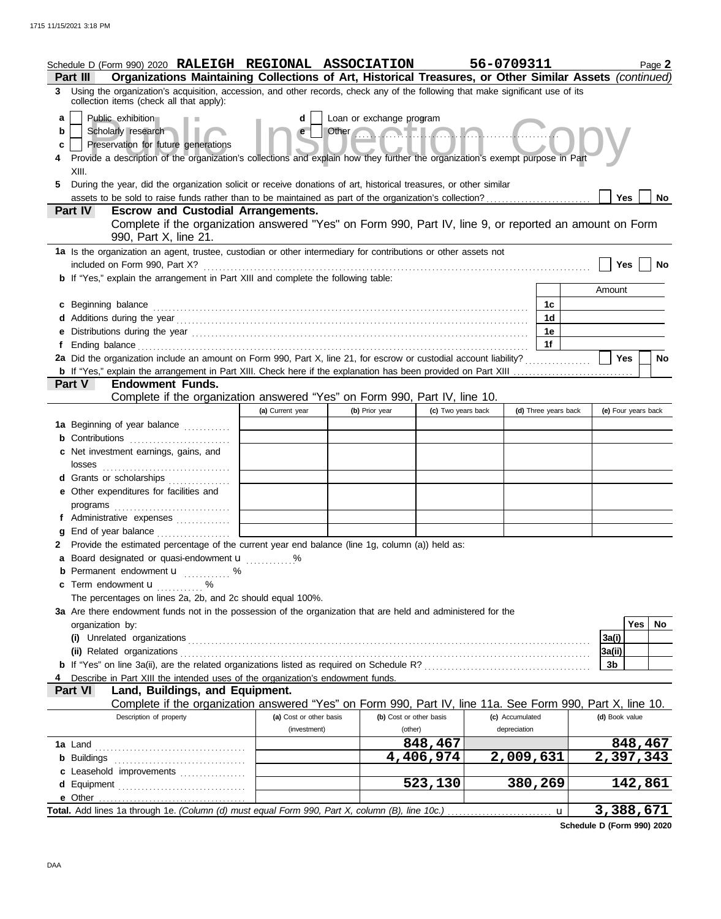Schedule D (Form 990) 2020 **RALEIGH REGIONAL ASSOCIATION** **56-0709311** Page **2**

**Part III** **Organizations Maintaining Collections of Art, Historical Treasures, or Other Similar Assets** *(continued)*

**3** Using the organization's acquisition, accession, and other records, check any of the following that make significant use of its collection items (check all that apply):

- **a** ☐ Public exhibition
- **b** ☐ Scholarly research
- **c** ☐ Preservation for future generations
- **d** ☐ Loan or exchange program
- **e** ☐ Other

**4** Provide a description of the organization's collections and explain how they further the organization's exempt purpose in Part XIII.

**5** During the year, did the organization solicit or receive donations of art, historical treasures, or other similar assets to be sold to raise funds rather than to be maintained as part of the organization's collection? ☐ **Yes** ☐ **No**

**Part IV** **Escrow and Custodial Arrangements.**

Complete if the organization answered "Yes" on Form 990, Part IV, line 9, or reported an amount on Form 990, Part X, line 21.

**1a** Is the organization an agent, trustee, custodian or other intermediary for contributions or other assets not included on Form 990, Part X? ☐ **Yes** ☐ **No**

**b** If "Yes," explain the arrangement in Part XIII and complete the following table:

| | | Amount |
|---|---|---|
| **c** Beginning balance | 1c | |
| **d** Additions during the year | 1d | |
| **e** Distributions during the year | 1e | |
| **f** Ending balance | 1f | |

**2a** Did the organization include an amount on Form 990, Part X, line 21, for escrow or custodial account liability? ☐ **Yes** ☐ **No**

**b** If "Yes," explain the arrangement in Part XIII. Check here if the explanation has been provided on Part XIII ☐

**Part V** **Endowment Funds.**

Complete if the organization answered "Yes" on Form 990, Part IV, line 10.

| | (a) Current year | (b) Prior year | (c) Two years back | (d) Three years back | (e) Four years back |
|---|---|---|---|---|---|
| **1a** Beginning of year balance | | | | | |
| **b** Contributions | | | | | |
| **c** Net investment earnings, gains, and losses | | | | | |
| **d** Grants or scholarships | | | | | |
| **e** Other expenditures for facilities and programs | | | | | |
| **f** Administrative expenses | | | | | |
| **g** End of year balance | | | | | |

**2** Provide the estimated percentage of the current year end balance (line 1g, column (a)) held as:

- **a** Board designated or quasi-endowment ▶ %
- **b** Permanent endowment ▶ %
- **c** Term endowment ▶ %

The percentages on lines 2a, 2b, and 2c should equal 100%.

**3a** Are there endowment funds not in the possession of the organization that are held and administered for the organization by:

| | | Yes | No |
|---|---|---|---|
| **(i)** Unrelated organizations | 3a(i) | | |
| **(ii)** Related organizations | 3a(ii) | | |
| **b** If "Yes" on line 3a(ii), are the related organizations listed as required on Schedule R? | 3b | | |

**4** Describe in Part XIII the intended uses of the organization's endowment funds.

**Part VI** **Land, Buildings, and Equipment.**

Complete if the organization answered "Yes" on Form 990, Part IV, line 11a. See Form 990, Part X, line 10.

| Description of property | (a) Cost or other basis (investment) | (b) Cost or other basis (other) | (c) Accumulated depreciation | (d) Book value |
|---|---|---|---|---|
| **1a** Land | | 848,467 | | 848,467 |
| **b** Buildings | | 4,406,974 | 2,009,631 | 2,397,343 |
| **c** Leasehold improvements | | | | |
| **d** Equipment | | 523,130 | 380,269 | 142,861 |
| **e** Other | | | | |
| **Total.** Add lines 1a through 1e. *(Column (d) must equal Form 990, Part X, column (B), line 10c.)* ▶ | | | | 3,388,671 |

**Schedule D (Form 990) 2020**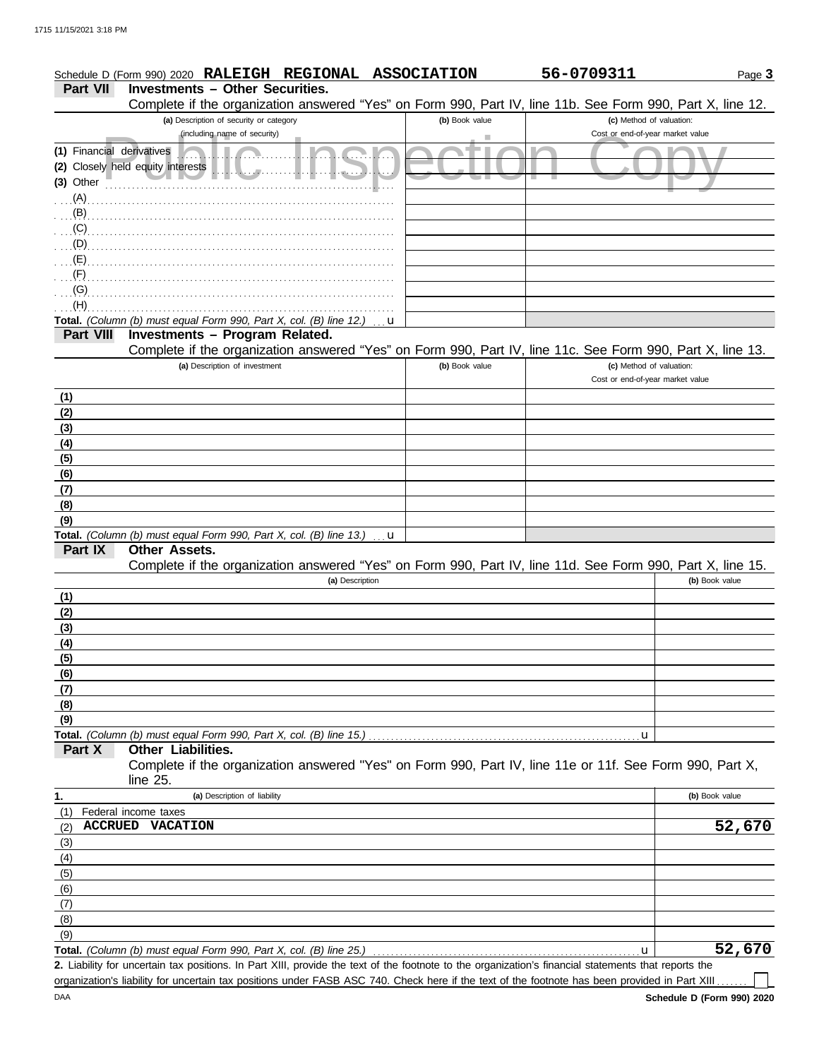Schedule D (Form 990) 2020 **RALEIGH REGIONAL ASSOCIATION** **56-0709311** Page **3**

## Part VII Investments – Other Securities.

Complete if the organization answered "Yes" on Form 990, Part IV, line 11b. See Form 990, Part X, line 12.

| (a) Description of security or category (including name of security) | (b) Book value | (c) Method of valuation: Cost or end-of-year market value |
|---|---|---|
| (1) Financial derivatives | | |
| (2) Closely held equity interests | | |
| (3) Other | | |
| (A) | | |
| (B) | | |
| (C) | | |
| (D) | | |
| (E) | | |
| (F) | | |
| (G) | | |
| (H) | | |
| **Total.** *(Column (b) must equal Form 990, Part X, col. (B) line 12.)* u | | |

## Part VIII Investments – Program Related.

Complete if the organization answered "Yes" on Form 990, Part IV, line 11c. See Form 990, Part X, line 13.

| (a) Description of investment | (b) Book value | (c) Method of valuation: Cost or end-of-year market value |
|---|---|---|
| (1) | | |
| (2) | | |
| (3) | | |
| (4) | | |
| (5) | | |
| (6) | | |
| (7) | | |
| (8) | | |
| (9) | | |
| **Total.** *(Column (b) must equal Form 990, Part X, col. (B) line 13.)* u | | |

## Part IX Other Assets.

Complete if the organization answered "Yes" on Form 990, Part IV, line 11d. See Form 990, Part X, line 15.

| (a) Description | (b) Book value |
|---|---|
| (1) | |
| (2) | |
| (3) | |
| (4) | |
| (5) | |
| (6) | |
| (7) | |
| (8) | |
| (9) | |
| **Total.** *(Column (b) must equal Form 990, Part X, col. (B) line 15.)* u | |

## Part X Other Liabilities.

Complete if the organization answered "Yes" on Form 990, Part IV, line 11e or 11f. See Form 990, Part X, line 25.

| 1. (a) Description of liability | (b) Book value |
|---|---|
| (1) Federal income taxes | |
| (2) **ACCRUED VACATION** | **52,670** |
| (3) | |
| (4) | |
| (5) | |
| (6) | |
| (7) | |
| (8) | |
| (9) | |
| **Total.** *(Column (b) must equal Form 990, Part X, col. (B) line 25.)* u | **52,670** |

**2.** Liability for uncertain tax positions. In Part XIII, provide the text of the footnote to the organization's financial statements that reports the organization's liability for uncertain tax positions under FASB ASC 740. Check here if the text of the footnote has been provided in Part XIII ☐

DAA **Schedule D (Form 990) 2020**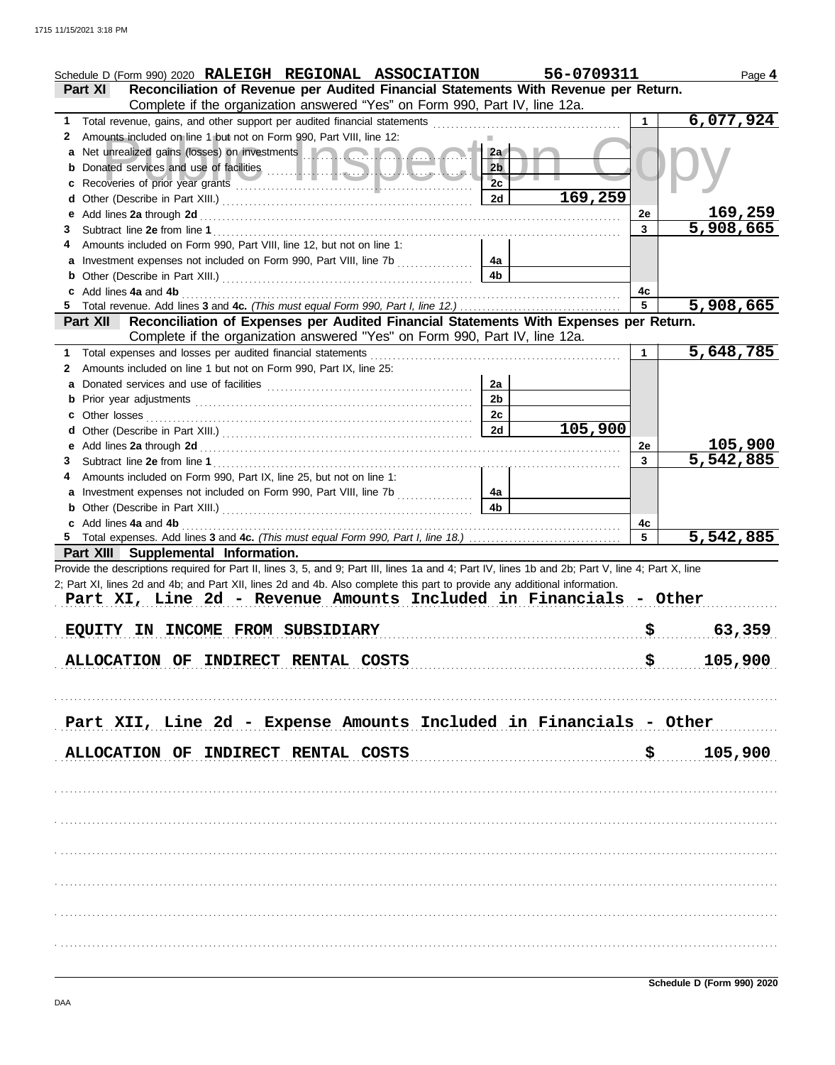Schedule D (Form 990) 2020 **RALEIGH REGIONAL ASSOCIATION** **56-0709311** Page **4**

## Part XI Reconciliation of Revenue per Audited Financial Statements With Revenue per Return.

Complete if the organization answered "Yes" on Form 990, Part IV, line 12a.

| | | | | | |
|---|---|---|---|---|---|
| **1** | Total revenue, gains, and other support per audited financial statements | | | 1 | 6,077,924 |
| **2** | Amounts included on line 1 but not on Form 990, Part VIII, line 12: | | | | |
| **a** | Net unrealized gains (losses) on investments | 2a | | | |
| **b** | Donated services and use of facilities | 2b | | | |
| **c** | Recoveries of prior year grants | 2c | | | |
| **d** | Other (Describe in Part XIII.) | 2d | 169,259 | | |
| **e** | Add lines **2a** through **2d** | | | 2e | 169,259 |
| **3** | Subtract line **2e** from line **1** | | | 3 | 5,908,665 |
| **4** | Amounts included on Form 990, Part VIII, line 12, but not on line 1: | | | | |
| **a** | Investment expenses not included on Form 990, Part VIII, line 7b | 4a | | | |
| **b** | Other (Describe in Part XIII.) | 4b | | | |
| **c** | Add lines **4a** and **4b** | | | 4c | |
| **5** | Total revenue. Add lines **3** and **4c.** *(This must equal Form 990, Part I, line 12.)* | | | 5 | 5,908,665 |

## Part XII Reconciliation of Expenses per Audited Financial Statements With Expenses per Return.

Complete if the organization answered "Yes" on Form 990, Part IV, line 12a.

| | | | | | |
|---|---|---|---|---|---|
| **1** | Total expenses and losses per audited financial statements | | | 1 | 5,648,785 |
| **2** | Amounts included on line 1 but not on Form 990, Part IX, line 25: | | | | |
| **a** | Donated services and use of facilities | 2a | | | |
| **b** | Prior year adjustments | 2b | | | |
| **c** | Other losses | 2c | | | |
| **d** | Other (Describe in Part XIII.) | 2d | 105,900 | | |
| **e** | Add lines **2a** through **2d** | | | 2e | 105,900 |
| **3** | Subtract line **2e** from line **1** | | | 3 | 5,542,885 |
| **4** | Amounts included on Form 990, Part IX, line 25, but not on line 1: | | | | |
| **a** | Investment expenses not included on Form 990, Part VIII, line 7b | 4a | | | |
| **b** | Other (Describe in Part XIII.) | 4b | | | |
| **c** | Add lines **4a** and **4b** | | | 4c | |
| **5** | Total expenses. Add lines **3** and **4c.** *(This must equal Form 990, Part I, line 18.)* | | | 5 | 5,542,885 |

## Part XIII Supplemental Information.

Provide the descriptions required for Part II, lines 3, 5, and 9; Part III, lines 1a and 4; Part IV, lines 1b and 2b; Part V, line 4; Part X, line 2; Part XI, lines 2d and 4b; and Part XII, lines 2d and 4b. Also complete this part to provide any additional information.

**Part XI, Line 2d - Revenue Amounts Included in Financials - Other**

EQUITY IN INCOME FROM SUBSIDIARY $ 63,359

ALLOCATION OF INDIRECT RENTAL COSTS $ 105,900

**Part XII, Line 2d - Expense Amounts Included in Financials - Other**

ALLOCATION OF INDIRECT RENTAL COSTS $ 105,900

Schedule D (Form 990) 2020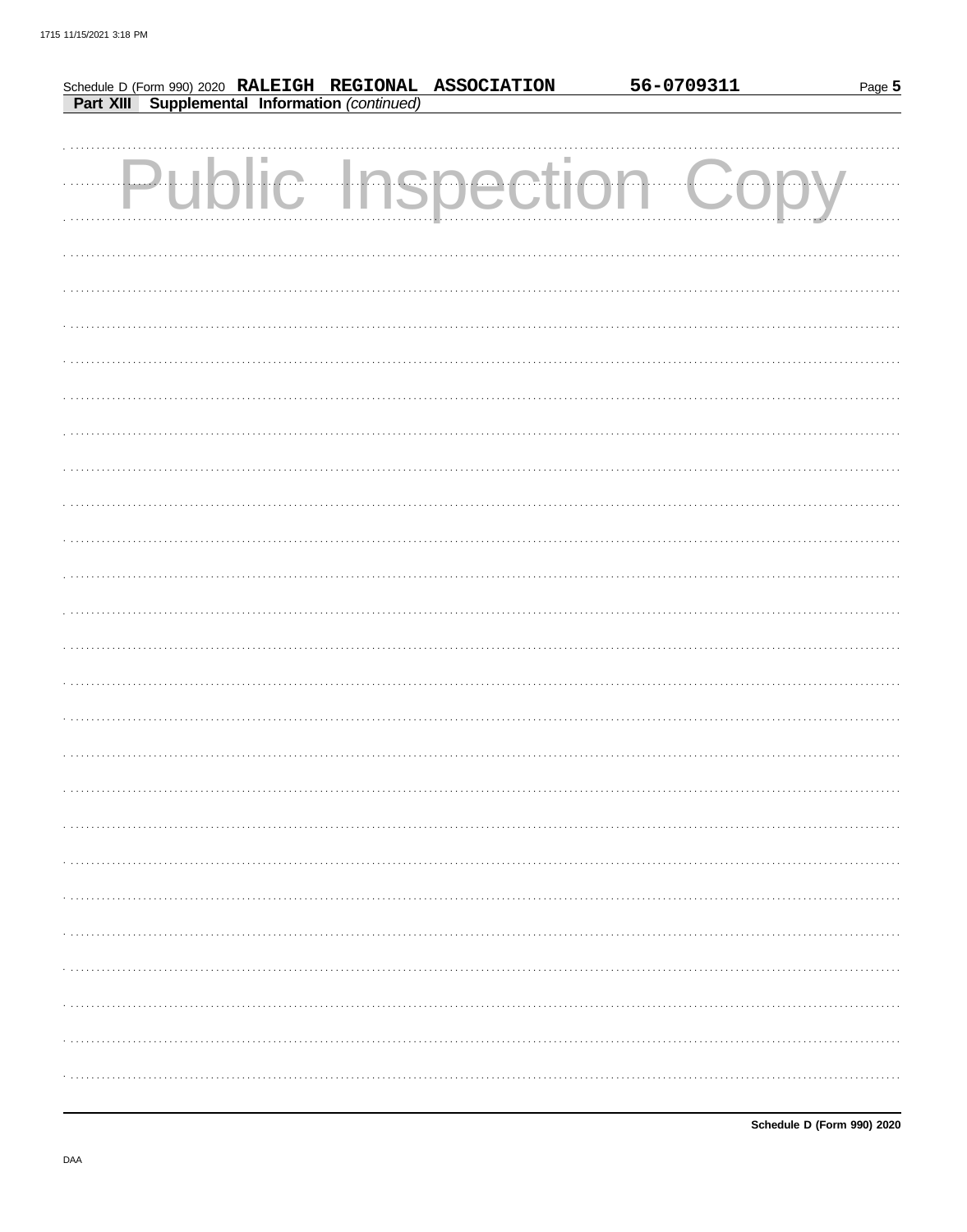Schedule D (Form 990) 2020 **RALEIGH REGIONAL ASSOCIATION** **56-0709311**

**Part XIII Supplemental Information** *(continued)*

Public Inspection Copy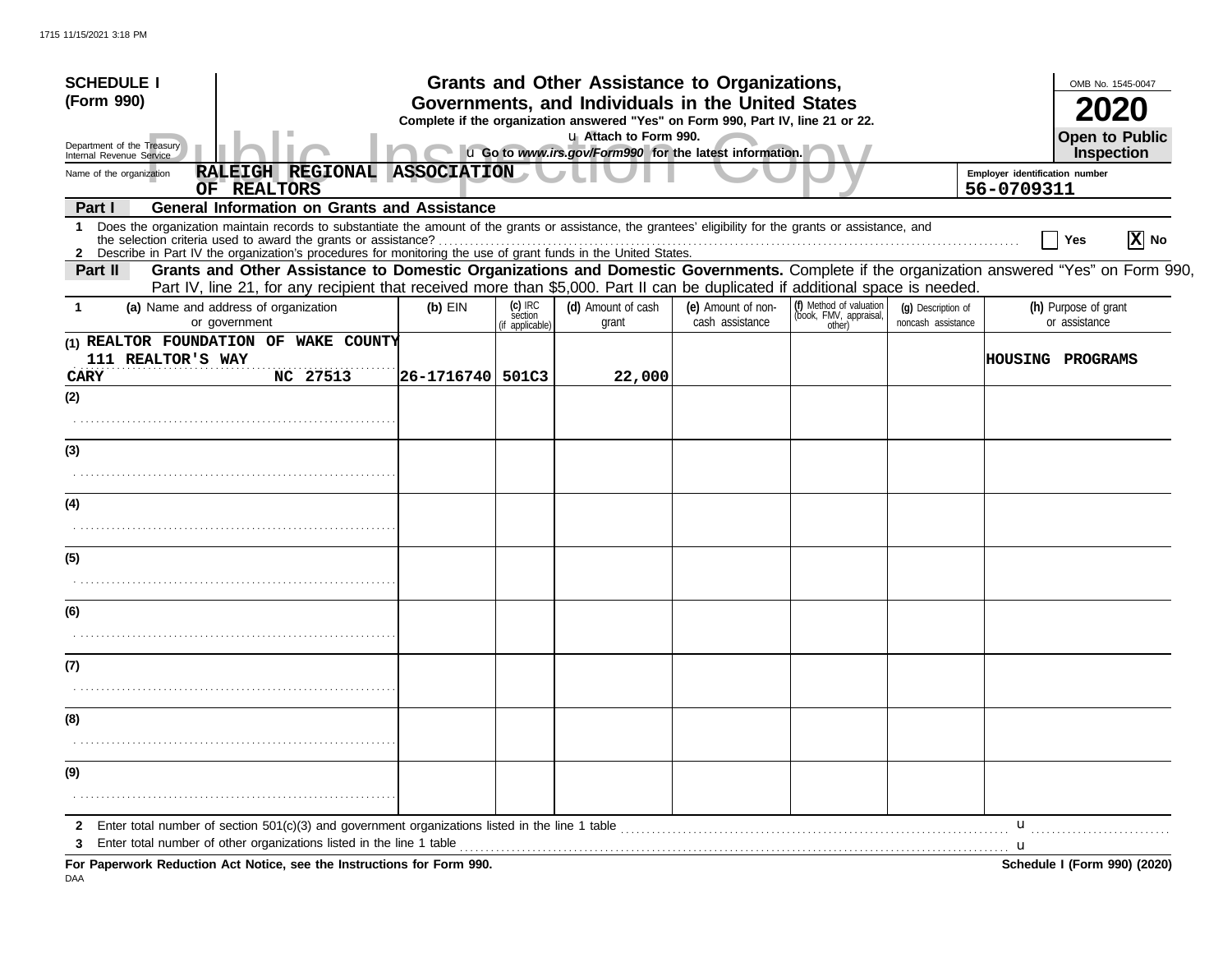**SCHEDULE I (Form 990)**

Department of the Treasury
Internal Revenue Service

# Grants and Other Assistance to Organizations, Governments, and Individuals in the United States

**Complete if the organization answered "Yes" on Form 990, Part IV, line 21 or 22.**

u Attach to Form 990.

u Go to *www.irs.gov/Form990* for the latest information.

OMB No. 1545-0047

**2020**

**Open to Public Inspection**

Name of the organization: RALEIGH REGIONAL ASSOCIATION OF REALTORS

Employer identification number: 56-0709311

## Part I — General Information on Grants and Assistance

1 Does the organization maintain records to substantiate the amount of the grants or assistance, the grantees' eligibility for the grants or assistance, and the selection criteria used to award the grants or assistance? ☐ Yes ☒ No

2 Describe in Part IV the organization's procedures for monitoring the use of grant funds in the United States.

## Part II — Grants and Other Assistance to Domestic Organizations and Domestic Governments.

Complete if the organization answered "Yes" on Form 990, Part IV, line 21, for any recipient that received more than $5,000. Part II can be duplicated if additional space is needed.

| 1 (a) Name and address of organization or government | (b) EIN | (c) IRC section (if applicable) | (d) Amount of cash grant | (e) Amount of non-cash assistance | (f) Method of valuation (book, FMV, appraisal, other) | (g) Description of noncash assistance | (h) Purpose of grant or assistance |
|---|---|---|---|---|---|---|---|
| (1) REALTOR FOUNDATION OF WAKE COUNTY 111 REALTOR'S WAY CARY NC 27513 | 26-1716740 | 501C3 | 22,000 | | | | HOUSING PROGRAMS |
| (2) | | | | | | | |
| (3) | | | | | | | |
| (4) | | | | | | | |
| (5) | | | | | | | |
| (6) | | | | | | | |
| (7) | | | | | | | |
| (8) | | | | | | | |
| (9) | | | | | | | |

2 Enter total number of section 501(c)(3) and government organizations listed in the line 1 table u

3 Enter total number of other organizations listed in the line 1 table u

**For Paperwork Reduction Act Notice, see the Instructions for Form 990.** **Schedule I (Form 990) (2020)**

DAA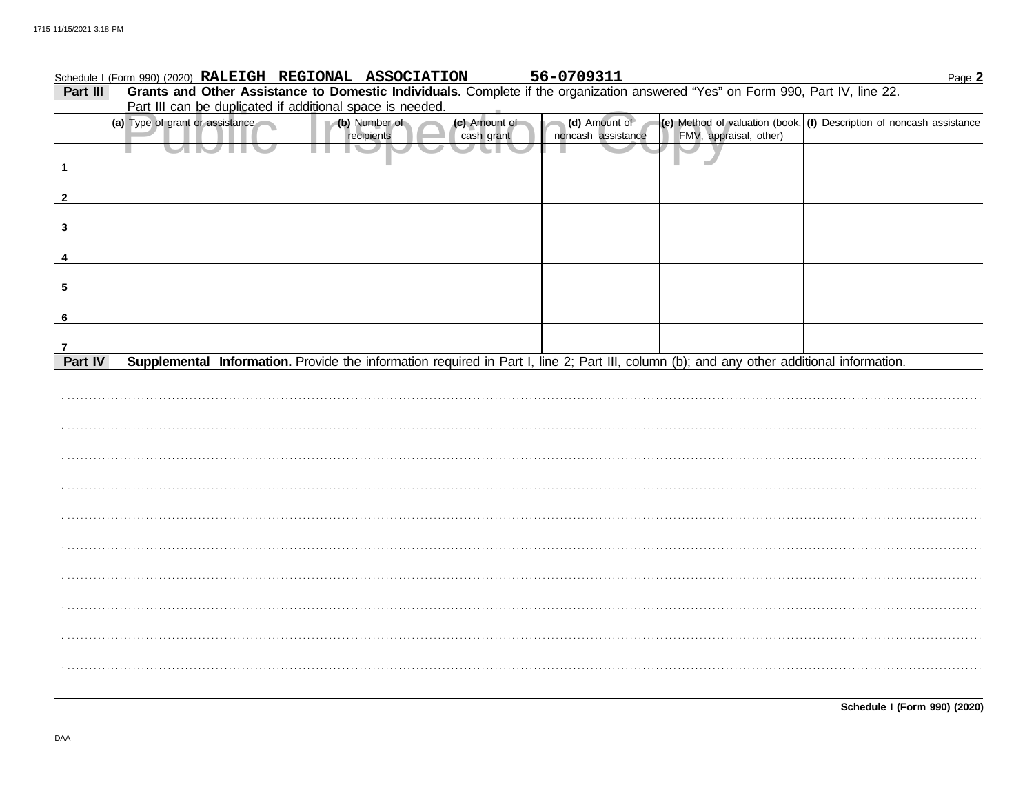Schedule I (Form 990) (2020) **RALEIGH REGIONAL ASSOCIATION** **56-0709311** Page **2**

**Part III** **Grants and Other Assistance to Domestic Individuals.** Complete if the organization answered "Yes" on Form 990, Part IV, line 22. Part III can be duplicated if additional space is needed.

| (a) Type of grant or assistance | (b) Number of recipients | (c) Amount of cash grant | (d) Amount of noncash assistance | (e) Method of valuation (book, FMV, appraisal, other) | (f) Description of noncash assistance |
|---|---|---|---|---|---|
| 1 | | | | | |
| 2 | | | | | |
| 3 | | | | | |
| 4 | | | | | |
| 5 | | | | | |
| 6 | | | | | |
| 7 | | | | | |

**Part IV** **Supplemental Information.** Provide the information required in Part I, line 2; Part III, column (b); and any other additional information.

**Schedule I (Form 990) (2020)**

DAA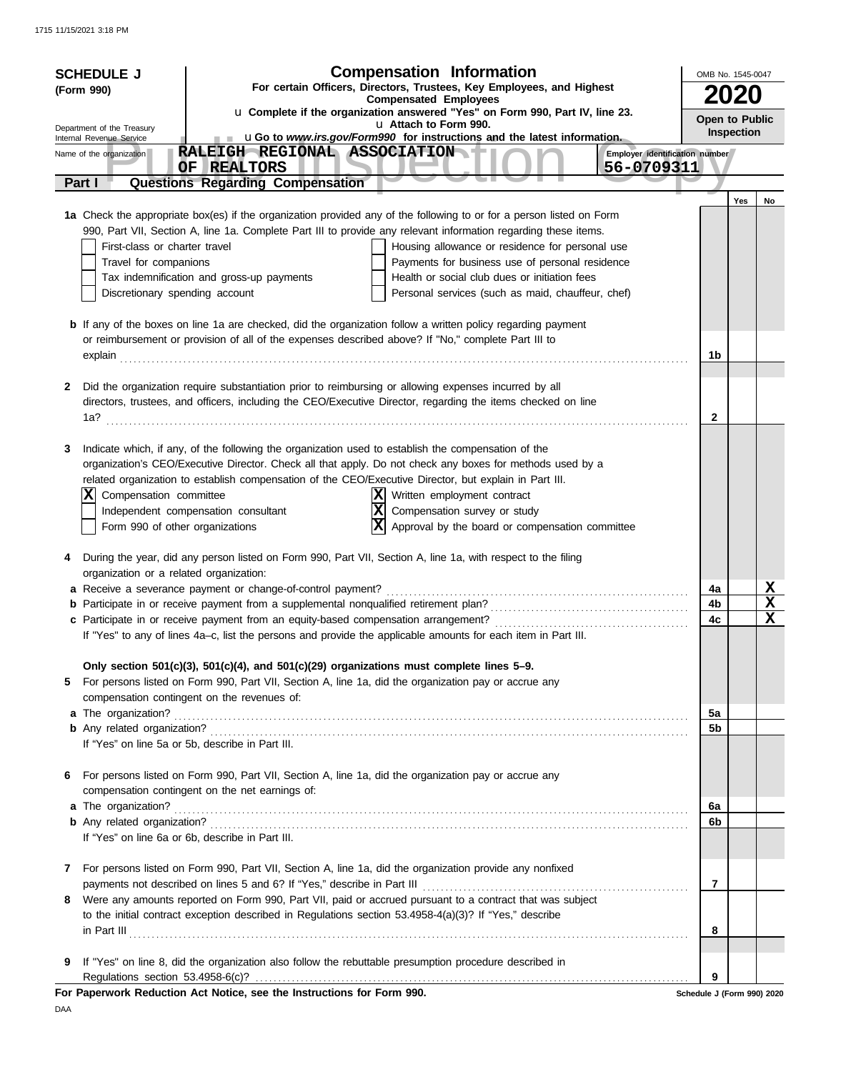**SCHEDULE J (Form 990)**

Department of the Treasury
Internal Revenue Service

# Compensation Information

**For certain Officers, Directors, Trustees, Key Employees, and Highest Compensated Employees**

u **Complete if the organization answered "Yes" on Form 990, Part IV, line 23.**
u **Attach to Form 990.**
u **Go to *www.irs.gov/Form990* for instructions and the latest information.**

OMB No. 1545-0047

**2020**

**Open to Public Inspection**

Name of the organization: RALEIGH REGIONAL ASSOCIATION OF REALTORS

Employer identification number: 56-0709311

## Part I Questions Regarding Compensation

| | | Yes | No |
|---|---|---|---|
| **1a** Check the appropriate box(es) if the organization provided any of the following to or for a person listed on Form 990, Part VII, Section A, line 1a. Complete Part III to provide any relevant information regarding these items. | | | |
| ☐ First-class or charter travel ☐ Housing allowance or residence for personal use | | | |
| ☐ Travel for companions ☐ Payments for business use of personal residence | | | |
| ☐ Tax indemnification and gross-up payments ☐ Health or social club dues or initiation fees | | | |
| ☐ Discretionary spending account ☐ Personal services (such as maid, chauffeur, chef) | | | |
| **b** If any of the boxes on line 1a are checked, did the organization follow a written policy regarding payment or reimbursement or provision of all of the expenses described above? If "No," complete Part III to explain | 1b | | |
| **2** Did the organization require substantiation prior to reimbursing or allowing expenses incurred by all directors, trustees, and officers, including the CEO/Executive Director, regarding the items checked on line 1a? | 2 | | |
| **3** Indicate which, if any, of the following the organization used to establish the compensation of the organization's CEO/Executive Director. Check all that apply. Do not check any boxes for methods used by a related organization to establish compensation of the CEO/Executive Director, but explain in Part III. | | | |
| ☒ Compensation committee ☒ Written employment contract | | | |
| ☐ Independent compensation consultant ☒ Compensation survey or study | | | |
| ☐ Form 990 of other organizations ☒ Approval by the board or compensation committee | | | |
| **4** During the year, did any person listed on Form 990, Part VII, Section A, line 1a, with respect to the filing organization or a related organization: | | | |
| **a** Receive a severance payment or change-of-control payment? | 4a | | X |
| **b** Participate in or receive payment from a supplemental nonqualified retirement plan? | 4b | | X |
| **c** Participate in or receive payment from an equity-based compensation arrangement? | 4c | | X |
| If "Yes" to any of lines 4a–c, list the persons and provide the applicable amounts for each item in Part III. | | | |
| **Only section 501(c)(3), 501(c)(4), and 501(c)(29) organizations must complete lines 5–9.** | | | |
| **5** For persons listed on Form 990, Part VII, Section A, line 1a, did the organization pay or accrue any compensation contingent on the revenues of: | | | |
| **a** The organization? | 5a | | |
| **b** Any related organization? | 5b | | |
| If "Yes" on line 5a or 5b, describe in Part III. | | | |
| **6** For persons listed on Form 990, Part VII, Section A, line 1a, did the organization pay or accrue any compensation contingent on the net earnings of: | | | |
| **a** The organization? | 6a | | |
| **b** Any related organization? | 6b | | |
| If "Yes" on line 6a or 6b, describe in Part III. | | | |
| **7** For persons listed on Form 990, Part VII, Section A, line 1a, did the organization provide any nonfixed payments not described on lines 5 and 6? If "Yes," describe in Part III | 7 | | |
| **8** Were any amounts reported on Form 990, Part VII, paid or accrued pursuant to a contract that was subject to the initial contract exception described in Regulations section 53.4958-4(a)(3)? If "Yes," describe in Part III | 8 | | |
| **9** If "Yes" on line 8, did the organization also follow the rebuttable presumption procedure described in Regulations section 53.4958-6(c)? | 9 | | |

**For Paperwork Reduction Act Notice, see the Instructions for Form 990.** Schedule J (Form 990) 2020

DAA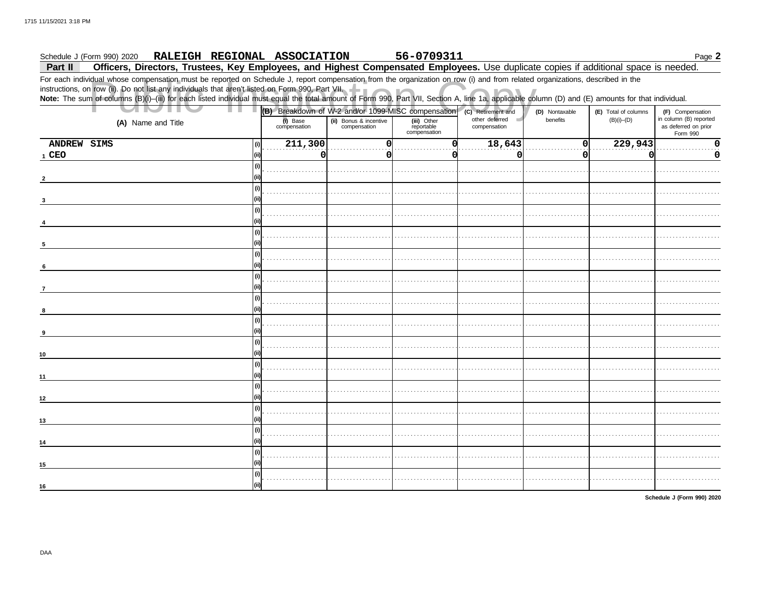Schedule J (Form 990) 2020 **RALEIGH REGIONAL ASSOCIATION** **56-0709311** Page **2**

**Part II** **Officers, Directors, Trustees, Key Employees, and Highest Compensated Employees.** Use duplicate copies if additional space is needed.

For each individual whose compensation must be reported on Schedule J, report compensation from the organization on row (i) and from related organizations, described in the instructions, on row (ii). Do not list any individuals that aren't listed on Form 990, Part VII.

**Note:** The sum of columns (B)(i)–(iii) for each listed individual must equal the total amount of Form 990, Part VII, Section A, line 1a, applicable column (D) and (E) amounts for that individual.

| (A) Name and Title | | (B) Breakdown of W-2 and/or 1099-MISC compensation | | | (C) Retirement and other deferred compensation | (D) Nontaxable benefits | (E) Total of columns (B)(i)–(D) | (F) Compensation in column (B) reported as deferred on prior Form 990 |
|---|---|---|---|---|---|---|---|---|
| | | (i) Base compensation | (ii) Bonus & incentive compensation | (iii) Other reportable compensation | | | | |
| 1 ANDREW SIMS | (i) | 211,300 | 0 | 0 | 18,643 | 0 | 229,943 | 0 |
| CEO | (ii) | 0 | 0 | 0 | 0 | 0 | 0 | 0 |
| 2 | (i) | | | | | | | |
| | (ii) | | | | | | | |
| 3 | (i) | | | | | | | |
| | (ii) | | | | | | | |
| 4 | (i) | | | | | | | |
| | (ii) | | | | | | | |
| 5 | (i) | | | | | | | |
| | (ii) | | | | | | | |
| 6 | (i) | | | | | | | |
| | (ii) | | | | | | | |
| 7 | (i) | | | | | | | |
| | (ii) | | | | | | | |
| 8 | (i) | | | | | | | |
| | (ii) | | | | | | | |
| 9 | (i) | | | | | | | |
| | (ii) | | | | | | | |
| 10 | (i) | | | | | | | |
| | (ii) | | | | | | | |
| 11 | (i) | | | | | | | |
| | (ii) | | | | | | | |
| 12 | (i) | | | | | | | |
| | (ii) | | | | | | | |
| 13 | (i) | | | | | | | |
| | (ii) | | | | | | | |
| 14 | (i) | | | | | | | |
| | (ii) | | | | | | | |
| 15 | (i) | | | | | | | |
| | (ii) | | | | | | | |
| 16 | (i) | | | | | | | |
| | (ii) | | | | | | | |

**Schedule J (Form 990) 2020**

DAA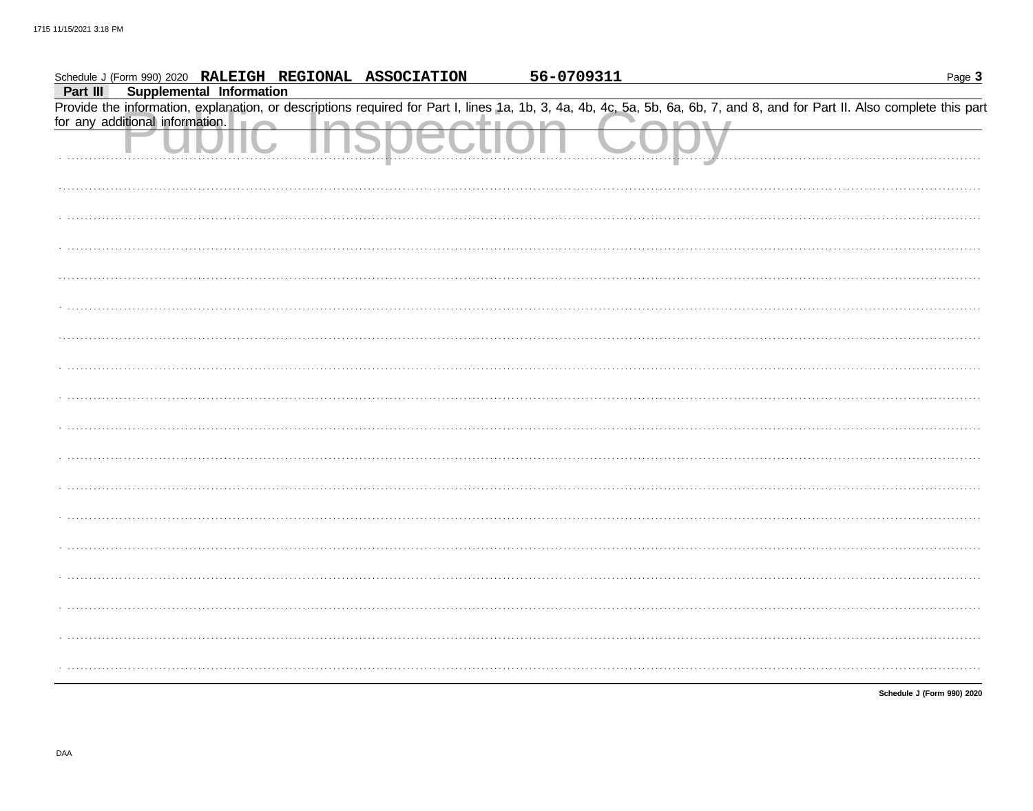Schedule J (Form 990) 2020 **RALEIGH REGIONAL ASSOCIATION** **56-0709311** Page **3**

**Part III Supplemental Information**

Provide the information, explanation, or descriptions required for Part I, lines 1a, 1b, 3, 4a, 4b, 4c, 5a, 5b, 6a, 6b, 7, and 8, and for Part II. Also complete this part for any additional information.

Public Inspection Copy

**Schedule J (Form 990) 2020**

DAA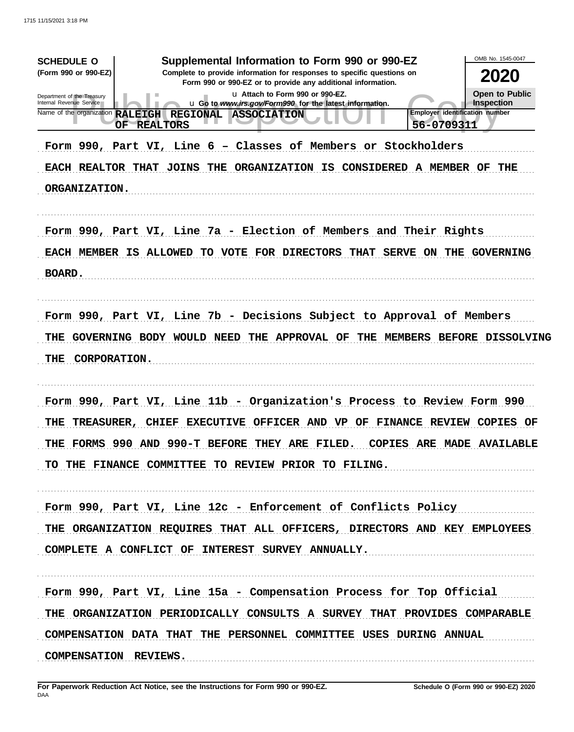**SCHEDULE O** (Form 990 or 990-EZ)

Department of the Treasury
Internal Revenue Service

# Supplemental Information to Form 990 or 990-EZ

**Complete to provide information for responses to specific questions on Form 990 or 990-EZ or to provide any additional information.**

u Attach to Form 990 or 990-EZ.

u Go to *www.irs.gov/Form990* for the latest information.

OMB No. 1545-0047

**2020**

**Open to Public Inspection**

Name of the organization: **RALEIGH REGIONAL ASSOCIATION OF REALTORS**

Employer identification number: **56-0709311**

Form 990, Part VI, Line 6 – Classes of Members or Stockholders

EACH REALTOR THAT JOINS THE ORGANIZATION IS CONSIDERED A MEMBER OF THE ORGANIZATION.

Form 990, Part VI, Line 7a - Election of Members and Their Rights

EACH MEMBER IS ALLOWED TO VOTE FOR DIRECTORS THAT SERVE ON THE GOVERNING BOARD.

Form 990, Part VI, Line 7b - Decisions Subject to Approval of Members

THE GOVERNING BODY WOULD NEED THE APPROVAL OF THE MEMBERS BEFORE DISSOLVING THE CORPORATION.

Form 990, Part VI, Line 11b - Organization's Process to Review Form 990

THE TREASURER, CHIEF EXECUTIVE OFFICER AND VP OF FINANCE REVIEW COPIES OF THE FORMS 990 AND 990-T BEFORE THEY ARE FILED. COPIES ARE MADE AVAILABLE TO THE FINANCE COMMITTEE TO REVIEW PRIOR TO FILING.

Form 990, Part VI, Line 12c - Enforcement of Conflicts Policy

THE ORGANIZATION REQUIRES THAT ALL OFFICERS, DIRECTORS AND KEY EMPLOYEES COMPLETE A CONFLICT OF INTEREST SURVEY ANNUALLY.

Form 990, Part VI, Line 15a - Compensation Process for Top Official

THE ORGANIZATION PERIODICALLY CONSULTS A SURVEY THAT PROVIDES COMPARABLE COMPENSATION DATA THAT THE PERSONNEL COMMITTEE USES DURING ANNUAL COMPENSATION REVIEWS.

**For Paperwork Reduction Act Notice, see the Instructions for Form 990 or 990-EZ.**

DAA

**Schedule O (Form 990 or 990-EZ) 2020**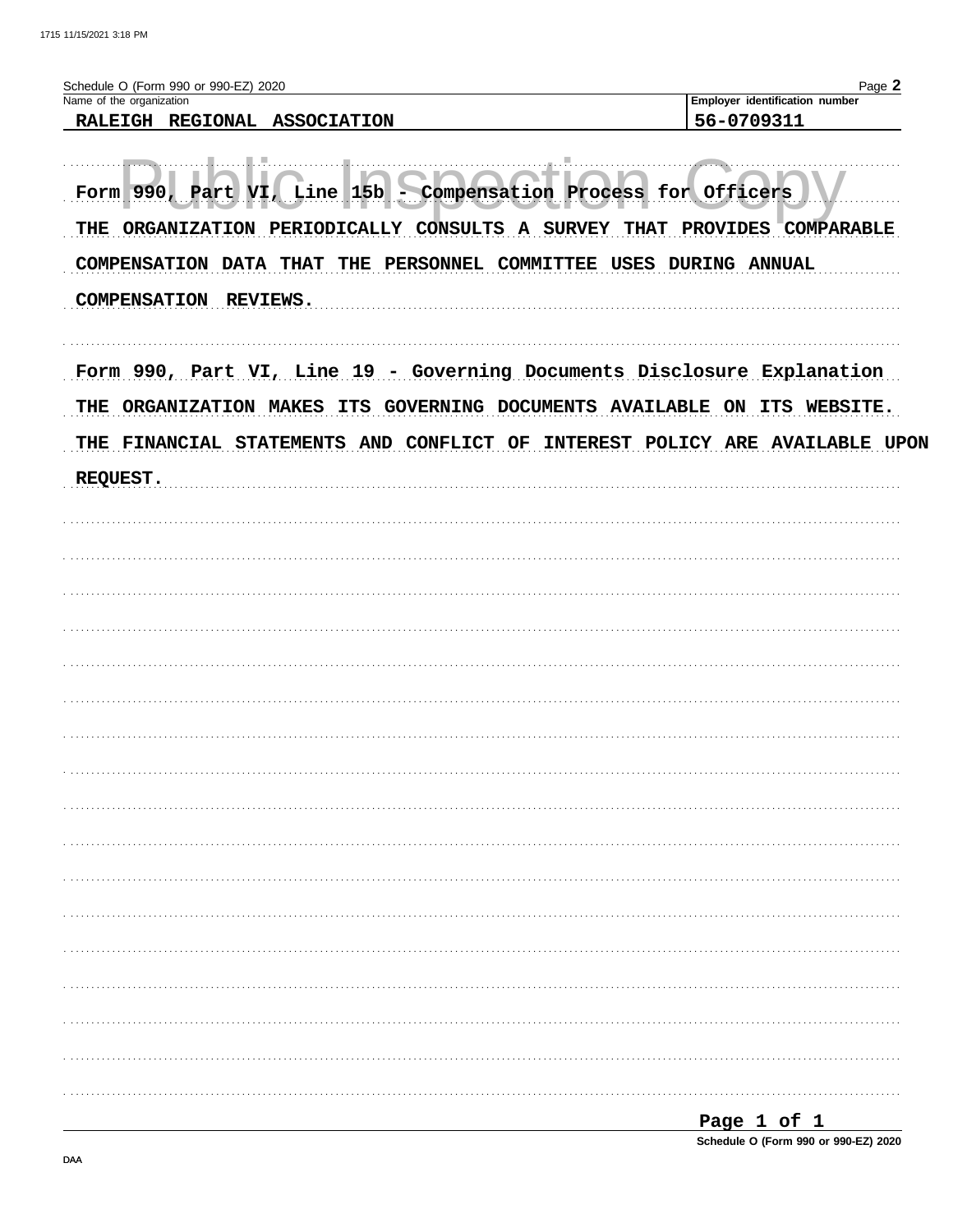Schedule O (Form 990 or 990-EZ) 2020

Name of the organization: RALEIGH REGIONAL ASSOCIATION

Employer identification number: 56-0709311

Form 990, Part VI, Line 15b - Compensation Process for Officers

THE ORGANIZATION PERIODICALLY CONSULTS A SURVEY THAT PROVIDES COMPARABLE COMPENSATION DATA THAT THE PERSONNEL COMMITTEE USES DURING ANNUAL COMPENSATION REVIEWS.

Form 990, Part VI, Line 19 - Governing Documents Disclosure Explanation

THE ORGANIZATION MAKES ITS GOVERNING DOCUMENTS AVAILABLE ON ITS WEBSITE. THE FINANCIAL STATEMENTS AND CONFLICT OF INTEREST POLICY ARE AVAILABLE UPON REQUEST.

Schedule O (Form 990 or 990-EZ) 2020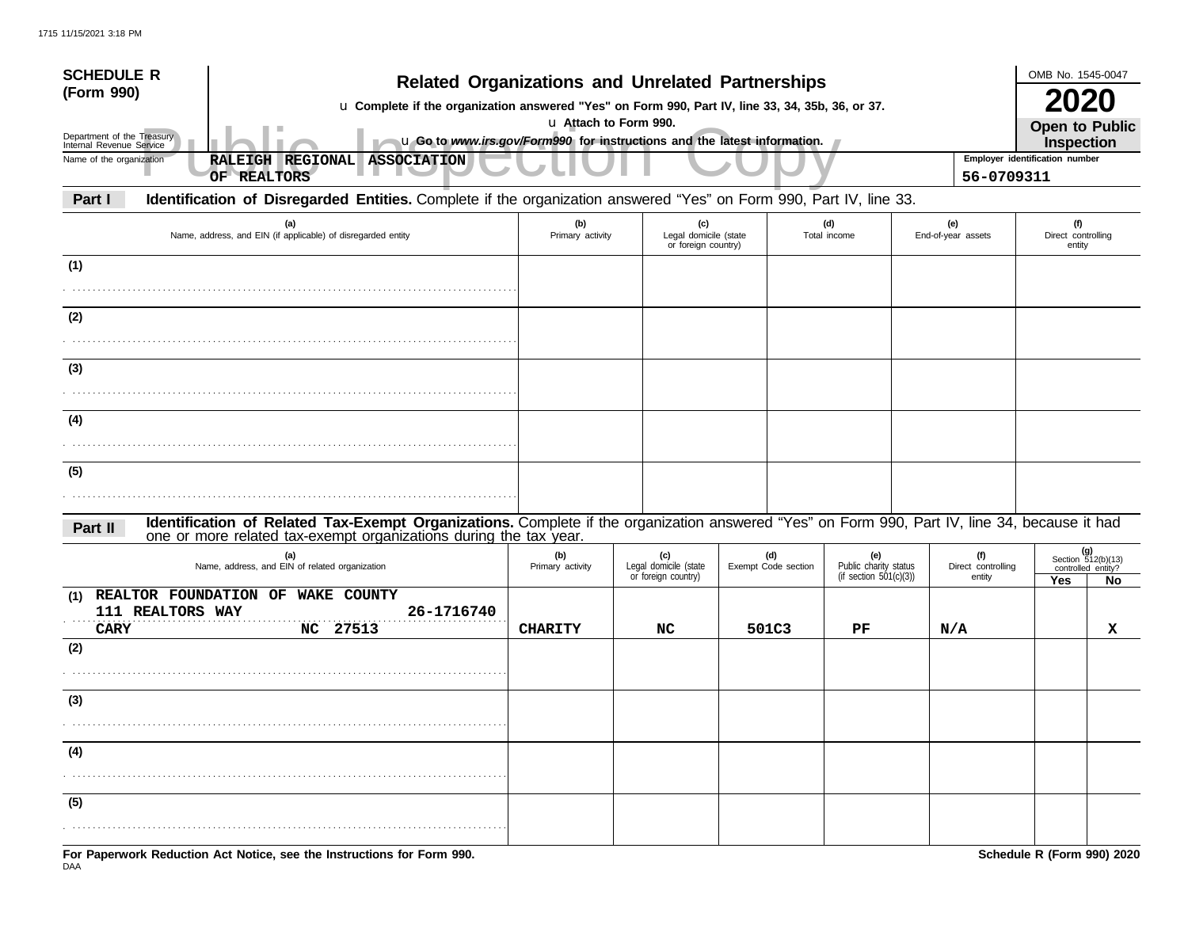**SCHEDULE R (Form 990)**

Department of the Treasury
Internal Revenue Service

# Related Organizations and Unrelated Partnerships

u Complete if the organization answered "Yes" on Form 990, Part IV, line 33, 34, 35b, 36, or 37.
u Attach to Form 990.
u Go to *www.irs.gov/Form990* for instructions and the latest information.

OMB No. 1545-0047
**2020**
**Open to Public Inspection**

Public Inspection Copy

Name of the organization: **RALEIGH REGIONAL ASSOCIATION OF REALTORS**

Employer identification number: **56-0709311**

**Part I** **Identification of Disregarded Entities.** Complete if the organization answered "Yes" on Form 990, Part IV, line 33.

| (a) Name, address, and EIN (if applicable) of disregarded entity | (b) Primary activity | (c) Legal domicile (state or foreign country) | (d) Total income | (e) End-of-year assets | (f) Direct controlling entity |
|---|---|---|---|---|---|
| (1) | | | | | |
| (2) | | | | | |
| (3) | | | | | |
| (4) | | | | | |
| (5) | | | | | |

**Part II** **Identification of Related Tax-Exempt Organizations.** Complete if the organization answered "Yes" on Form 990, Part IV, line 34, because it had one or more related tax-exempt organizations during the tax year.

| (a) Name, address, and EIN of related organization | (b) Primary activity | (c) Legal domicile (state or foreign country) | (d) Exempt Code section | (e) Public charity status (if section 501(c)(3)) | (f) Direct controlling entity | (g) Section 512(b)(13) controlled entity? Yes | No |
|---|---|---|---|---|---|---|---|
| (1) REALTOR FOUNDATION OF WAKE COUNTY 111 REALTORS WAY 26-1716740 CARY NC 27513 | CHARITY | NC | 501C3 | PF | N/A | | X |
| (2) | | | | | | | |
| (3) | | | | | | | |
| (4) | | | | | | | |
| (5) | | | | | | | |

**For Paperwork Reduction Act Notice, see the Instructions for Form 990.**

DAA

**Schedule R (Form 990) 2020**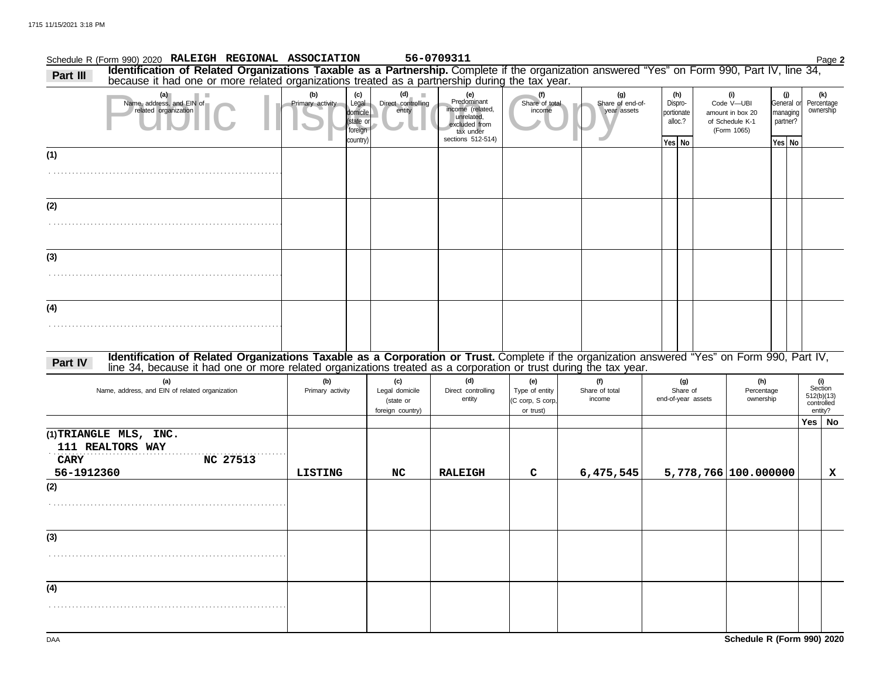Schedule R (Form 990) 2020 **RALEIGH REGIONAL ASSOCIATION** **56-0709311** Page **2**

**Part III** **Identification of Related Organizations Taxable as a Partnership.** Complete if the organization answered "Yes" on Form 990, Part IV, line 34, because it had one or more related organizations treated as a partnership during the tax year.

| (a) Name, address, and EIN of related organization | (b) Primary activity | (c) Legal domicile (state or foreign country) | (d) Direct controlling entity | (e) Predominant income (related, unrelated, excluded from tax under sections 512-514) | (f) Share of total income | (g) Share of end-of-year assets | (h) Dispro-portionate alloc.? Yes | No | (i) Code V—UBI amount in box 20 of Schedule K-1 (Form 1065) | (j) General or managing partner? Yes | No | (k) Percentage ownership |
|---|---|---|---|---|---|---|---|---|---|---|---|---|
| (1) | | | | | | | | | | | | |
| (2) | | | | | | | | | | | | |
| (3) | | | | | | | | | | | | |
| (4) | | | | | | | | | | | | |

**Part IV** **Identification of Related Organizations Taxable as a Corporation or Trust.** Complete if the organization answered "Yes" on Form 990, Part IV, line 34, because it had one or more related organizations treated as a corporation or trust during the tax year.

| (a) Name, address, and EIN of related organization | (b) Primary activity | (c) Legal domicile (state or foreign country) | (d) Direct controlling entity | (e) Type of entity (C corp, S corp, or trust) | (f) Share of total income | (g) Share of end-of-year assets | (h) Percentage ownership | (i) Section 512(b)(13) controlled entity? Yes | No |
|---|---|---|---|---|---|---|---|---|---|
| (1) TRIANGLE MLS, INC.<br>111 REALTORS WAY<br>CARY NC 27513<br>56-1912360 | LISTING | NC | RALEIGH | C | 6,475,545 | 5,778,766 | 100.000000 | | X |
| (2) | | | | | | | | | |
| (3) | | | | | | | | | |
| (4) | | | | | | | | | |

Schedule R (Form 990) 2020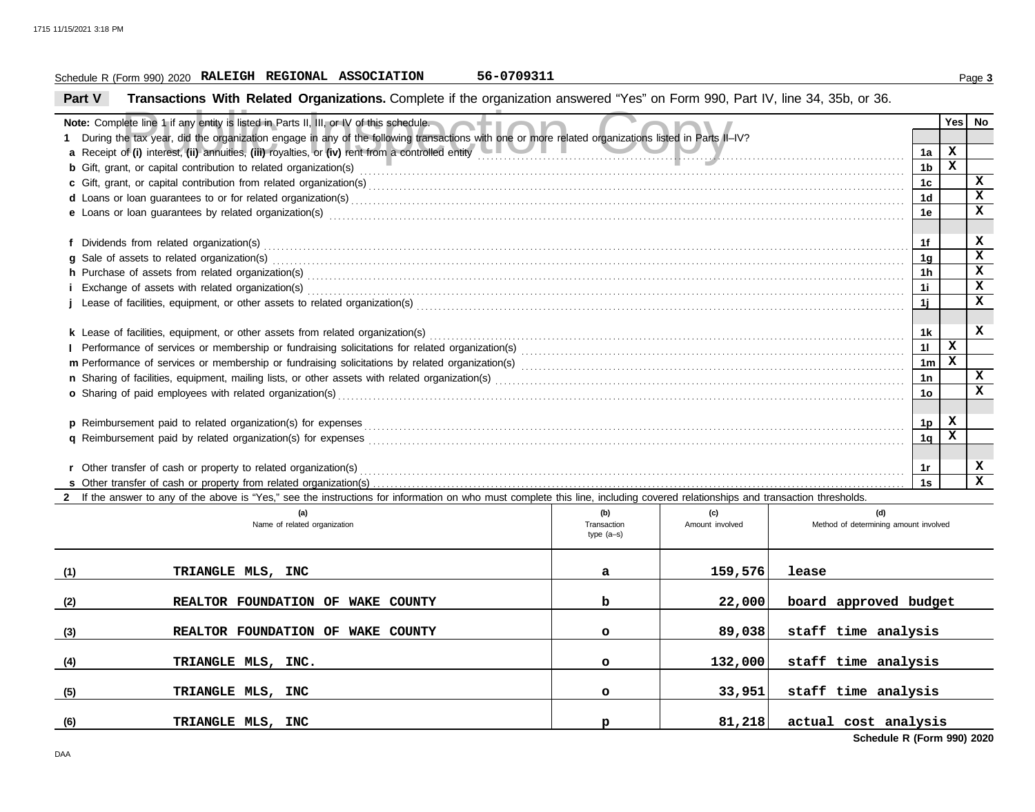Schedule R (Form 990) 2020 **RALEIGH REGIONAL ASSOCIATION** **56-0709311**

## Part V Transactions With Related Organizations.

Complete if the organization answered "Yes" on Form 990, Part IV, line 34, 35b, or 36.

**Note:** Complete line 1 if any entity is listed in Parts II, III, or IV of this schedule.

| | | Yes | No |
|---|---|---|---|
| **1** During the tax year, did the organization engage in any of the following transactions with one or more related organizations listed in Parts II–IV? | | | |
| **a** Receipt of **(i)** interest, **(ii)** annuities, **(iii)** royalties, or **(iv)** rent from a controlled entity | 1a | X | |
| **b** Gift, grant, or capital contribution to related organization(s) | 1b | X | |
| **c** Gift, grant, or capital contribution from related organization(s) | 1c | | X |
| **d** Loans or loan guarantees to or for related organization(s) | 1d | | X |
| **e** Loans or loan guarantees by related organization(s) | 1e | | X |
| **f** Dividends from related organization(s) | 1f | | X |
| **g** Sale of assets to related organization(s) | 1g | | X |
| **h** Purchase of assets from related organization(s) | 1h | | X |
| **i** Exchange of assets with related organization(s) | 1i | | X |
| **j** Lease of facilities, equipment, or other assets to related organization(s) | 1j | | X |
| **k** Lease of facilities, equipment, or other assets from related organization(s) | 1k | | X |
| **l** Performance of services or membership or fundraising solicitations for related organization(s) | 1l | X | |
| **m** Performance of services or membership or fundraising solicitations by related organization(s) | 1m | X | |
| **n** Sharing of facilities, equipment, mailing lists, or other assets with related organization(s) | 1n | | X |
| **o** Sharing of paid employees with related organization(s) | 1o | | X |
| **p** Reimbursement paid to related organization(s) for expenses | 1p | X | |
| **q** Reimbursement paid by related organization(s) for expenses | 1q | X | |
| **r** Other transfer of cash or property to related organization(s) | 1r | | X |
| **s** Other transfer of cash or property from related organization(s) | 1s | | X |

**2** If the answer to any of the above is "Yes," see the instructions for information on who must complete this line, including covered relationships and transaction thresholds.

| | (a) Name of related organization | (b) Transaction type (a–s) | (c) Amount involved | (d) Method of determining amount involved |
|---|---|---|---|---|
| (1) | TRIANGLE MLS, INC | a | 159,576 | lease |
| (2) | REALTOR FOUNDATION OF WAKE COUNTY | b | 22,000 | board approved budget |
| (3) | REALTOR FOUNDATION OF WAKE COUNTY | o | 89,038 | staff time analysis |
| (4) | TRIANGLE MLS, INC. | o | 132,000 | staff time analysis |
| (5) | TRIANGLE MLS, INC | o | 33,951 | staff time analysis |
| (6) | TRIANGLE MLS, INC | p | 81,218 | actual cost analysis |

**Schedule R (Form 990) 2020**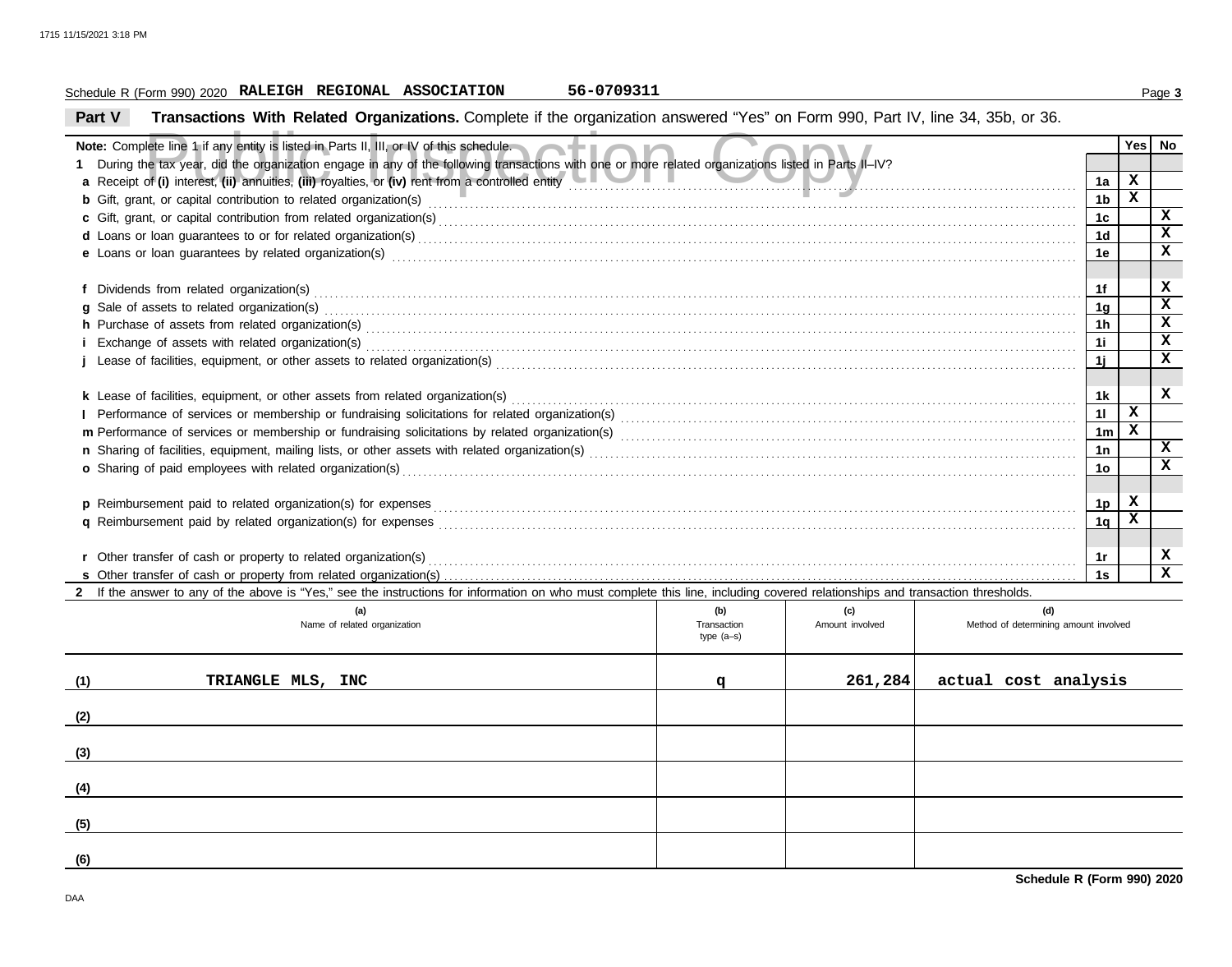Schedule R (Form 990) 2020 **RALEIGH REGIONAL ASSOCIATION** **56-0709311**

## Part V Transactions With Related Organizations.

Complete if the organization answered "Yes" on Form 990, Part IV, line 34, 35b, or 36.

**Note:** Complete line 1 if any entity is listed in Parts II, III, or IV of this schedule.

| | | Yes | No |
|---|---|---|---|
| **1** During the tax year, did the organization engage in any of the following transactions with one or more related organizations listed in Parts II–IV? | | | |
| **a** Receipt of **(i)** interest, **(ii)** annuities, **(iii)** royalties, or **(iv)** rent from a controlled entity | 1a | X | |
| **b** Gift, grant, or capital contribution to related organization(s) | 1b | X | |
| **c** Gift, grant, or capital contribution from related organization(s) | 1c | | X |
| **d** Loans or loan guarantees to or for related organization(s) | 1d | | X |
| **e** Loans or loan guarantees by related organization(s) | 1e | | X |
| **f** Dividends from related organization(s) | 1f | | X |
| **g** Sale of assets to related organization(s) | 1g | | X |
| **h** Purchase of assets from related organization(s) | 1h | | X |
| **i** Exchange of assets with related organization(s) | 1i | | X |
| **j** Lease of facilities, equipment, or other assets to related organization(s) | 1j | | X |
| **k** Lease of facilities, equipment, or other assets from related organization(s) | 1k | | X |
| **l** Performance of services or membership or fundraising solicitations for related organization(s) | 1l | X | |
| **m** Performance of services or membership or fundraising solicitations by related organization(s) | 1m | X | |
| **n** Sharing of facilities, equipment, mailing lists, or other assets with related organization(s) | 1n | | X |
| **o** Sharing of paid employees with related organization(s) | 1o | | X |
| **p** Reimbursement paid to related organization(s) for expenses | 1p | X | |
| **q** Reimbursement paid by related organization(s) for expenses | 1q | X | |
| **r** Other transfer of cash or property to related organization(s) | 1r | | X |
| **s** Other transfer of cash or property from related organization(s) | 1s | | X |

**2** If the answer to any of the above is "Yes," see the instructions for information on who must complete this line, including covered relationships and transaction thresholds.

| | (a) Name of related organization | (b) Transaction type (a–s) | (c) Amount involved | (d) Method of determining amount involved |
|---|---|---|---|---|
| (1) | TRIANGLE MLS, INC | q | 261,284 | actual cost analysis |
| (2) | | | | |
| (3) | | | | |
| (4) | | | | |
| (5) | | | | |
| (6) | | | | |

**Schedule R (Form 990) 2020**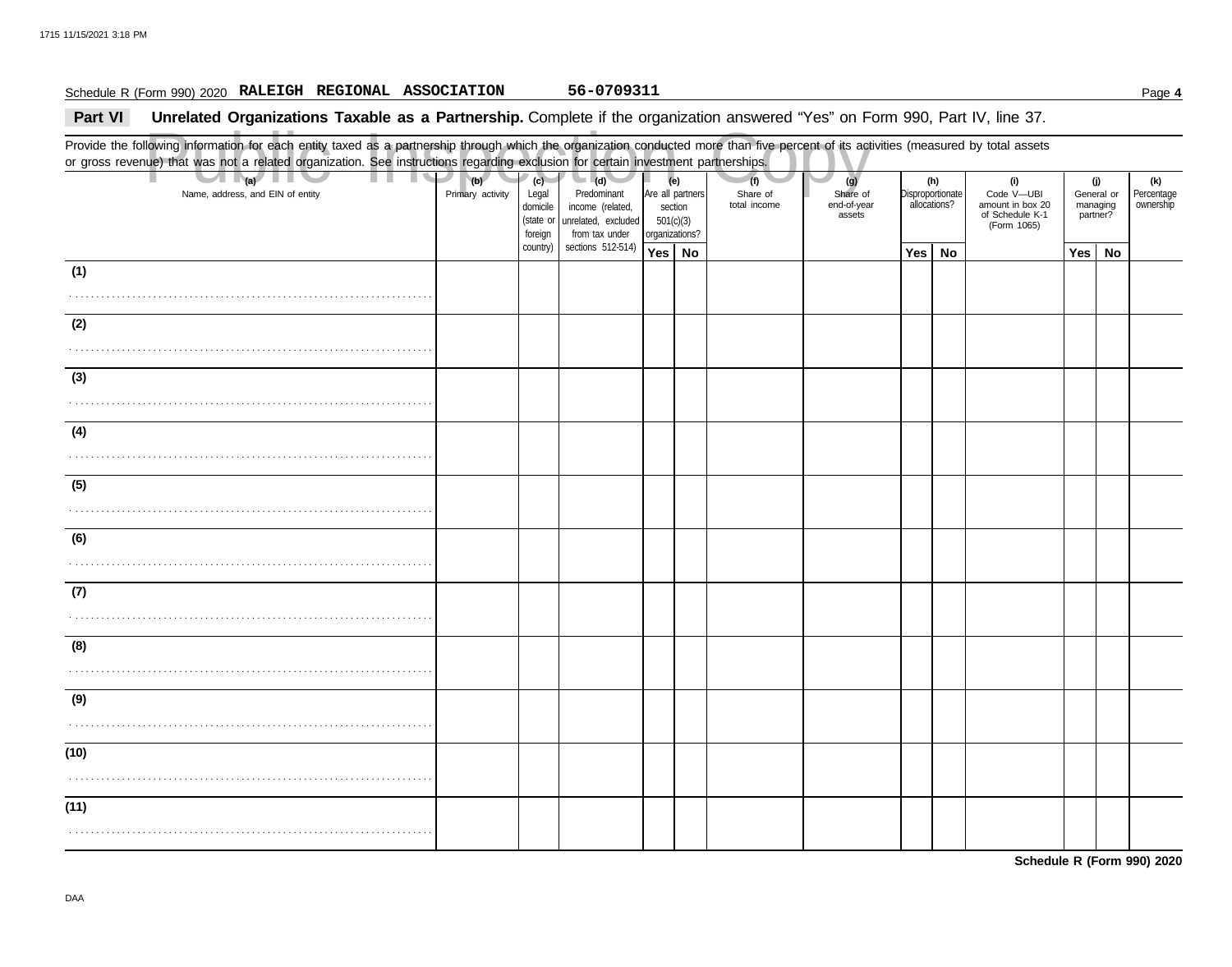Schedule R (Form 990) 2020 **RALEIGH REGIONAL ASSOCIATION** **56-0709311**

## Part VI Unrelated Organizations Taxable as a Partnership.

Complete if the organization answered "Yes" on Form 990, Part IV, line 37.

Provide the following information for each entity taxed as a partnership through which the organization conducted more than five percent of its activities (measured by total assets or gross revenue) that was not a related organization. See instructions regarding exclusion for certain investment partnerships.

| (a) Name, address, and EIN of entity | (b) Primary activity | (c) Legal domicile (state or foreign country) | (d) Predominant income (related, unrelated, excluded from tax under sections 512-514) | (e) Are all partners section 501(c)(3) organizations? | | (f) Share of total income | (g) Share of end-of-year assets | (h) Disproportionate allocations? | | (i) Code V—UBI amount in box 20 of Schedule K-1 (Form 1065) | (j) General or managing partner? | | (k) Percentage ownership |
|---|---|---|---|---|---|---|---|---|---|---|---|---|---|
| | | | | Yes | No | | | Yes | No | | Yes | No | |
| (1) | | | | | | | | | | | | | |
| (2) | | | | | | | | | | | | | |
| (3) | | | | | | | | | | | | | |
| (4) | | | | | | | | | | | | | |
| (5) | | | | | | | | | | | | | |
| (6) | | | | | | | | | | | | | |
| (7) | | | | | | | | | | | | | |
| (8) | | | | | | | | | | | | | |
| (9) | | | | | | | | | | | | | |
| (10) | | | | | | | | | | | | | |
| (11) | | | | | | | | | | | | | |

**Schedule R (Form 990) 2020**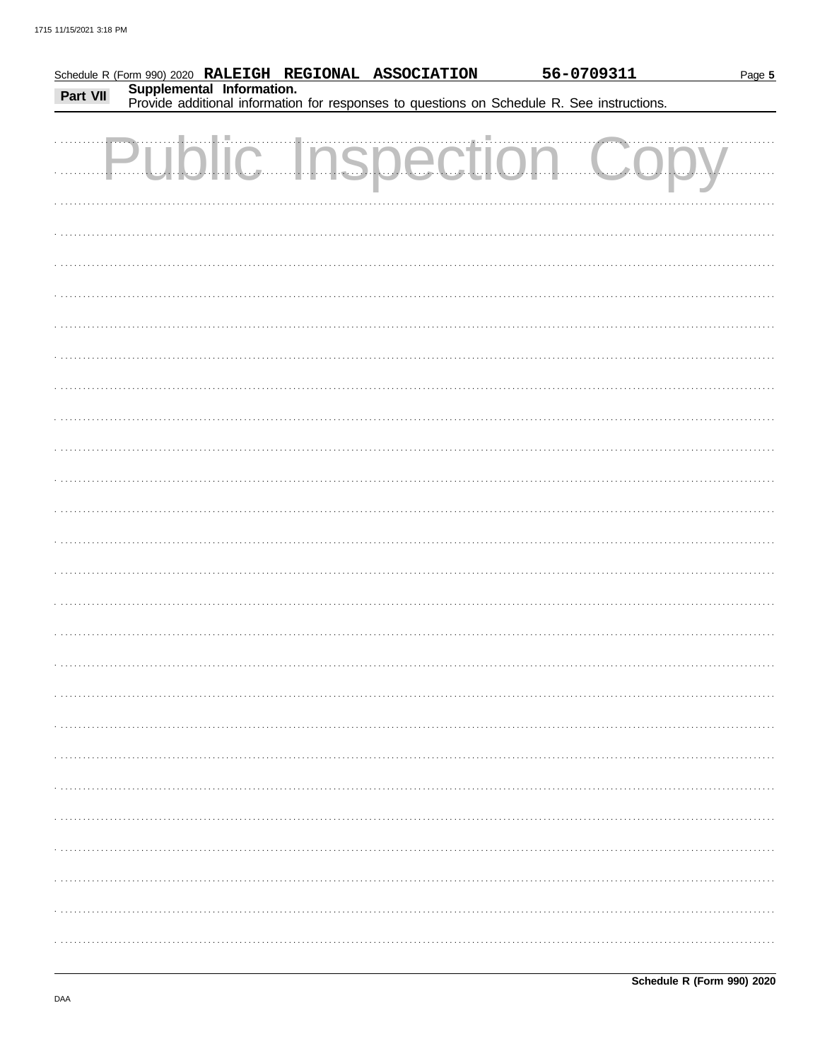Schedule R (Form 990) 2020 **RALEIGH REGIONAL ASSOCIATION** **56-0709311**

## Part VII Supplemental Information.

Provide additional information for responses to questions on Schedule R. See instructions.

Public Inspection Copy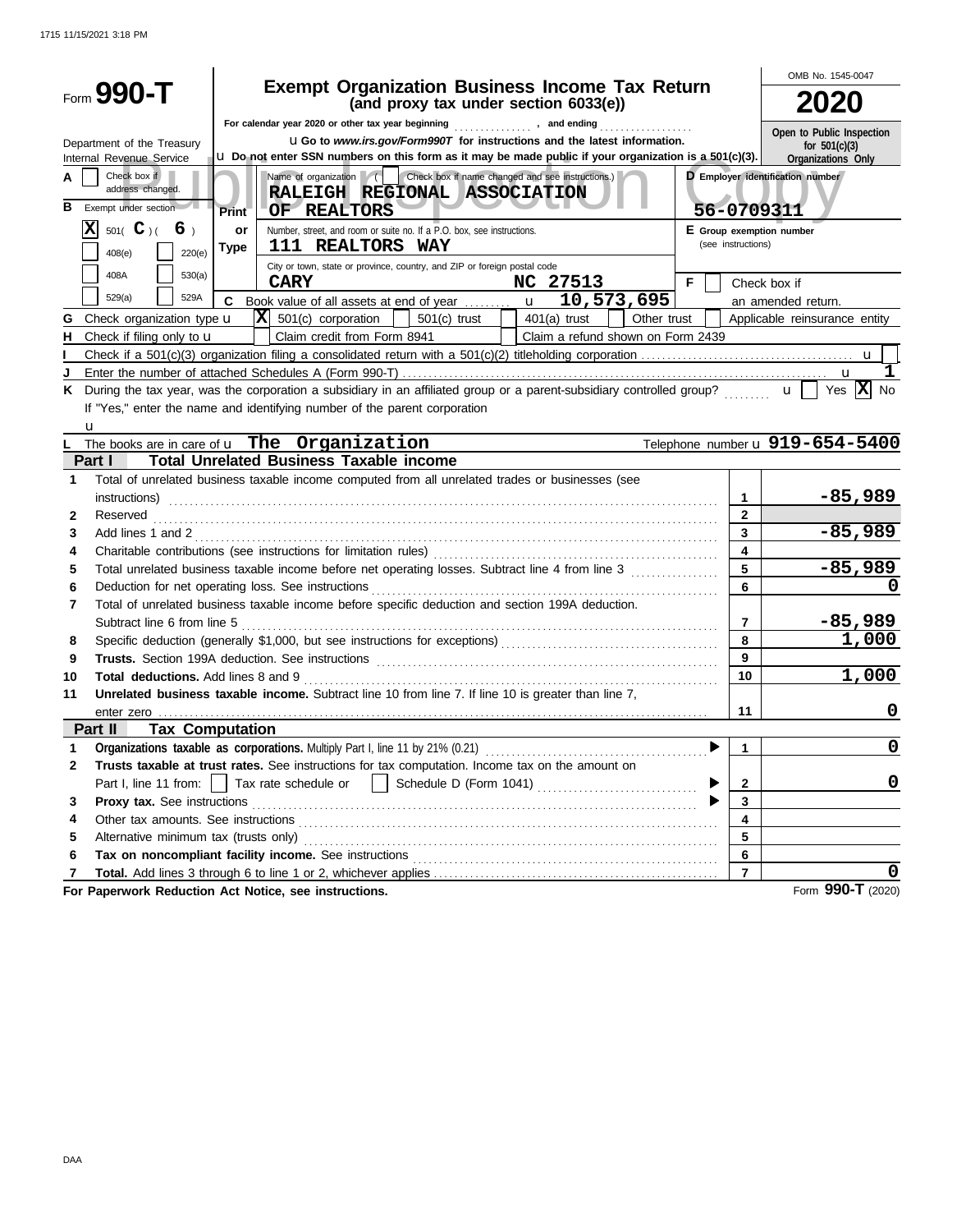Form **990-T**

# Exempt Organization Business Income Tax Return

**(and proxy tax under section 6033(e))**

For calendar year 2020 or other tax year beginning , and ending

u Go to *www.irs.gov/Form990T* for instructions and the latest information.

u Do not enter SSN numbers on this form as it may be made public if your organization is a 501(c)(3).

Department of the Treasury
Internal Revenue Service

OMB No. 1545-0047

**2020**

Open to Public Inspection for 501(c)(3) Organizations Only

Public Inspection Copy

**A** [ ] Check box if address changed.

**B** Exempt under section
[X] 501( C )( 6 )
[ ] 408(e) [ ] 220(e)
[ ] 408A [ ] 530(a)
[ ] 529(a) [ ] 529A

Print or Type

Name of organization ( [ ] Check box if name changed and see instructions.)
RALEIGH REGIONAL ASSOCIATION OF REALTORS

Number, street, and room or suite no. If a P.O. box, see instructions.
111 REALTORS WAY

City or town, state or province, country, and ZIP or foreign postal code
CARY NC 27513

**D** Employer identification number
56-0709311

**E** Group exemption number (see instructions)

**F** [ ] Check box if an amended return.

**C** Book value of all assets at end of year u 10,573,695

**G** Check organization type u [X] 501(c) corporation [ ] 501(c) trust [ ] 401(a) trust [ ] Other trust [ ] Applicable reinsurance entity

**H** Check if filing only to u [ ] Claim credit from Form 8941 [ ] Claim a refund shown on Form 2439

**I** Check if a 501(c)(3) organization filing a consolidated return with a 501(c)(2) titleholding corporation u [ ]

**J** Enter the number of attached Schedules A (Form 990-T) u 1

**K** During the tax year, was the corporation a subsidiary in an affiliated group or a parent-subsidiary controlled group? u [ ] Yes [X] No

If "Yes," enter the name and identifying number of the parent corporation

u

**L** The books are in care of u The Organization Telephone number u 919-654-5400

## Part I Total Unrelated Business Taxable income

| | | | |
|---|---|---|---|
| 1 | Total of unrelated business taxable income computed from all unrelated trades or businesses (see instructions) | 1 | -85,989 |
| 2 | Reserved | 2 | |
| 3 | Add lines 1 and 2 | 3 | -85,989 |
| 4 | Charitable contributions (see instructions for limitation rules) | 4 | |
| 5 | Total unrelated business taxable income before net operating losses. Subtract line 4 from line 3 | 5 | -85,989 |
| 6 | Deduction for net operating loss. See instructions | 6 | 0 |
| 7 | Total of unrelated business taxable income before specific deduction and section 199A deduction. Subtract line 6 from line 5 | 7 | -85,989 |
| 8 | Specific deduction (generally $1,000, but see instructions for exceptions) | 8 | 1,000 |
| 9 | **Trusts.** Section 199A deduction. See instructions | 9 | |
| 10 | **Total deductions.** Add lines 8 and 9 | 10 | 1,000 |
| 11 | **Unrelated business taxable income.** Subtract line 10 from line 7. If line 10 is greater than line 7, enter zero | 11 | 0 |

## Part II Tax Computation

| | | | |
|---|---|---|---|
| 1 | **Organizations taxable as corporations.** Multiply Part I, line 11 by 21% (0.21) | 1 | 0 |
| 2 | **Trusts taxable at trust rates.** See instructions for tax computation. Income tax on the amount on Part I, line 11 from: [ ] Tax rate schedule or [ ] Schedule D (Form 1041) | 2 | 0 |
| 3 | **Proxy tax.** See instructions | 3 | |
| 4 | Other tax amounts. See instructions | 4 | |
| 5 | Alternative minimum tax (trusts only) | 5 | |
| 6 | **Tax on noncompliant facility income.** See instructions | 6 | |
| 7 | **Total.** Add lines 3 through 6 to line 1 or 2, whichever applies | 7 | 0 |

**For Paperwork Reduction Act Notice, see instructions.** Form **990-T** (2020)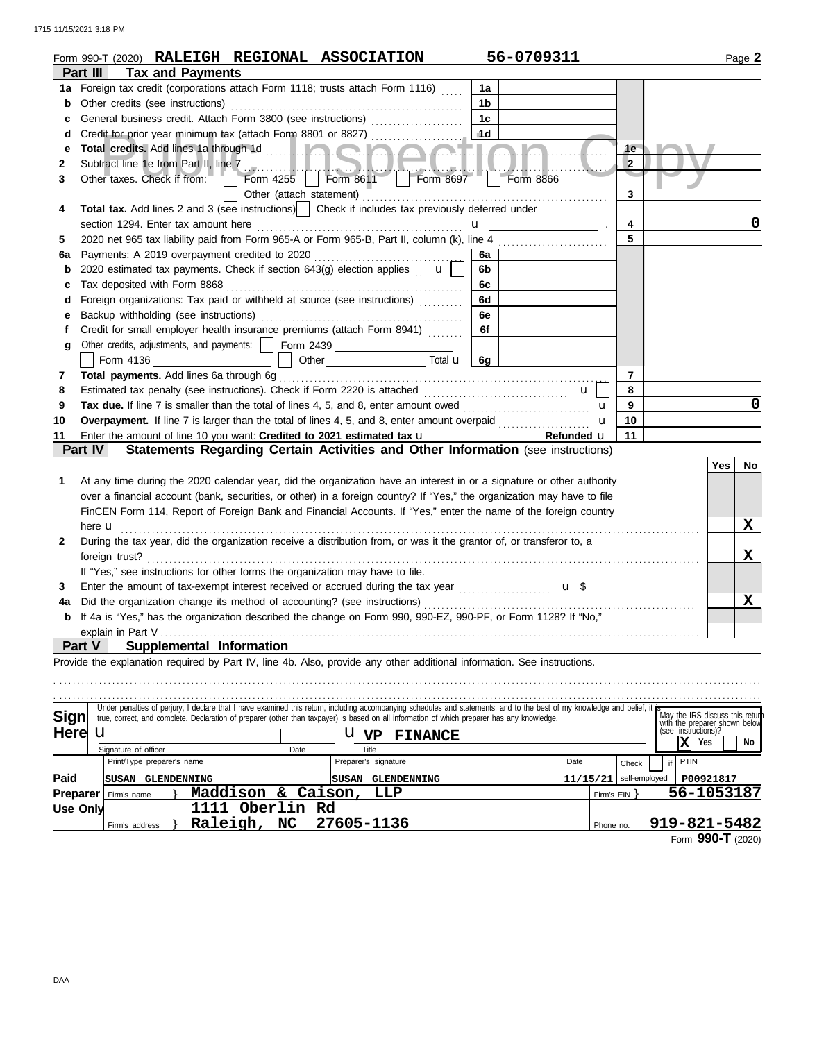Form 990-T (2020) **RALEIGH REGIONAL ASSOCIATION** **56-0709311** Page **2**

## Part III Tax and Payments

| | | | | | |
|---|---|---|---|---|---|
| 1a | Foreign tax credit (corporations attach Form 1118; trusts attach Form 1116) | 1a | | | |
| b | Other credits (see instructions) | 1b | | | |
| c | General business credit. Attach Form 3800 (see instructions) | 1c | | | |
| d | Credit for prior year minimum tax (attach Form 8801 or 8827) | 1d | | | |
| e | **Total credits.** Add lines 1a through 1d | | | 1e | |
| 2 | Subtract line 1e from Part II, line 7 | | | 2 | |
| 3 | Other taxes. Check if from: ☐ Form 4255 ☐ Form 8611 ☐ Form 8697 ☐ Form 8866 ☐ Other (attach statement) | | | 3 | |
| 4 | **Total tax.** Add lines 2 and 3 (see instructions) ☐ Check if includes tax previously deferred under section 1294. Enter tax amount here | | | 4 | 0 |
| 5 | 2020 net 965 tax liability paid from Form 965-A or Form 965-B, Part II, column (k), line 4 | | | 5 | |
| 6a | Payments: A 2019 overpayment credited to 2020 | 6a | | | |
| b | 2020 estimated tax payments. Check if section 643(g) election applies ☐ | 6b | | | |
| c | Tax deposited with Form 8868 | 6c | | | |
| d | Foreign organizations: Tax paid or withheld at source (see instructions) | 6d | | | |
| e | Backup withholding (see instructions) | 6e | | | |
| f | Credit for small employer health insurance premiums (attach Form 8941) | 6f | | | |
| g | Other credits, adjustments, and payments: ☐ Form 2439 ______ ☐ Form 4136 ______ ☐ Other ______ Total | 6g | | | |
| 7 | **Total payments.** Add lines 6a through 6g | | | 7 | |
| 8 | Estimated tax penalty (see instructions). Check if Form 2220 is attached ☐ | | | 8 | |
| 9 | **Tax due.** If line 7 is smaller than the total of lines 4, 5, and 8, enter amount owed | | | 9 | 0 |
| 10 | **Overpayment.** If line 7 is larger than the total of lines 4, 5, and 8, enter amount overpaid | | | 10 | |
| 11 | Enter the amount of line 10 you want: **Credited to 2021 estimated tax** ______ Refunded | | | 11 | |

## Part IV Statements Regarding Certain Activities and Other Information (see instructions)

| | | Yes | No |
|---|---|---|---|
| 1 | At any time during the 2020 calendar year, did the organization have an interest in or a signature or other authority over a financial account (bank, securities, or other) in a foreign country? If "Yes," the organization may have to file FinCEN Form 114, Report of Foreign Bank and Financial Accounts. If "Yes," enter the name of the foreign country here | | X |
| 2 | During the tax year, did the organization receive a distribution from, or was it the grantor of, or transferor to, a foreign trust? If "Yes," see instructions for other forms the organization may have to file. | | X |
| 3 | Enter the amount of tax-exempt interest received or accrued during the tax year $ | | |
| 4a | Did the organization change its method of accounting? (see instructions) | | X |
| b | If 4a is "Yes," has the organization described the change on Form 990, 990-EZ, 990-PF, or Form 1128? If "No," explain in Part V | | |

## Part V Supplemental Information

Provide the explanation required by Part IV, line 4b. Also, provide any other additional information. See instructions.

**Sign Here**

Under penalties of perjury, I declare that I have examined this return, including accompanying schedules and statements, and to the best of my knowledge and belief, it is true, correct, and complete. Declaration of preparer (other than taxpayer) is based on all information of which preparer has any knowledge.

| Signature of officer | Date | Title: **VP FINANCE** |
|---|---|---|

May the IRS discuss this return with the preparer shown below (see instructions)? ☒ Yes ☐ No

**Paid Preparer Use Only**

| Print/Type preparer's name | Preparer's signature | Date | Check ☐ if self-employed | PTIN |
|---|---|---|---|---|
| SUSAN GLENDENNING | SUSAN GLENDENNING | 11/15/21 | | P00921817 |

| | | | |
|---|---|---|---|
| Firm's name | **Maddison & Caison, LLP** | Firm's EIN | **56-1053187** |
| Firm's address | **1111 Oberlin Rd Raleigh, NC 27605-1136** | Phone no. | **919-821-5482** |

Form **990-T** (2020)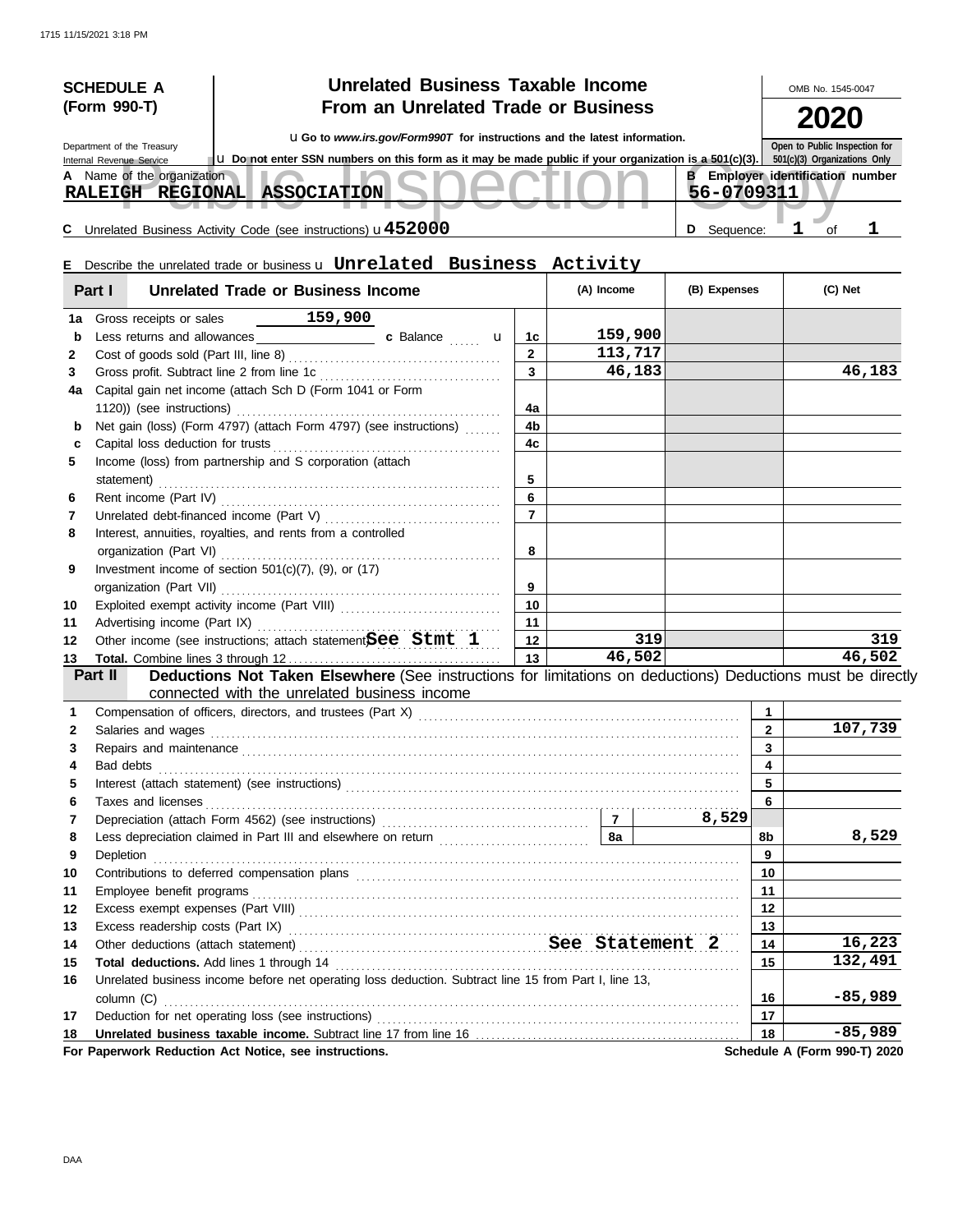**SCHEDULE A (Form 990-T)**

Department of the Treasury
Internal Revenue Service

# Unrelated Business Taxable Income From an Unrelated Trade or Business

u Go to *www.irs.gov/Form990T* for instructions and the latest information.

u Do not enter SSN numbers on this form as it may be made public if your organization is a 501(c)(3).

OMB No. 1545-0047

**2020**

Open to Public Inspection for 501(c)(3) Organizations Only

Public Inspection Copy

**A** Name of the organization: RALEIGH REGIONAL ASSOCIATION

**B** Employer identification number: 56-0709311

**C** Unrelated Business Activity Code (see instructions) u 452000

**D** Sequence: 1 of 1

**E** Describe the unrelated trade or business u Unrelated Business Activity

| Part I | Unrelated Trade or Business Income | | (A) Income | (B) Expenses | (C) Net |
|---|---|---|---|---|---|
| 1a | Gross receipts or sales 159,900 | | | | |
| b | Less returns and allowances ____ c Balance u | 1c | 159,900 | | |
| 2 | Cost of goods sold (Part III, line 8) | 2 | 113,717 | | |
| 3 | Gross profit. Subtract line 2 from line 1c | 3 | 46,183 | | 46,183 |
| 4a | Capital gain net income (attach Sch D (Form 1041 or Form 1120)) (see instructions) | 4a | | | |
| b | Net gain (loss) (Form 4797) (attach Form 4797) (see instructions) | 4b | | | |
| c | Capital loss deduction for trusts | 4c | | | |
| 5 | Income (loss) from partnership and S corporation (attach statement) | 5 | | | |
| 6 | Rent income (Part IV) | 6 | | | |
| 7 | Unrelated debt-financed income (Part V) | 7 | | | |
| 8 | Interest, annuities, royalties, and rents from a controlled organization (Part VI) | 8 | | | |
| 9 | Investment income of section 501(c)(7), (9), or (17) organization (Part VII) | 9 | | | |
| 10 | Exploited exempt activity income (Part VIII) | 10 | | | |
| 11 | Advertising income (Part IX) | 11 | | | |
| 12 | Other income (see instructions; attach statement) See Stmt 1 | 12 | 319 | | 319 |
| 13 | **Total.** Combine lines 3 through 12 | 13 | 46,502 | | 46,502 |

**Part II Deductions Not Taken Elsewhere** (See instructions for limitations on deductions) Deductions must be directly connected with the unrelated business income

| | | | | |
|---|---|---|---|---|
| 1 | Compensation of officers, directors, and trustees (Part X) | | 1 | |
| 2 | Salaries and wages | | 2 | 107,739 |
| 3 | Repairs and maintenance | | 3 | |
| 4 | Bad debts | | 4 | |
| 5 | Interest (attach statement) (see instructions) | | 5 | |
| 6 | Taxes and licenses | | 6 | |
| 7 | Depreciation (attach Form 4562) (see instructions) | 7 — 8,529 | | |
| 8 | Less depreciation claimed in Part III and elsewhere on return | 8a | 8b | 8,529 |
| 9 | Depletion | | 9 | |
| 10 | Contributions to deferred compensation plans | | 10 | |
| 11 | Employee benefit programs | | 11 | |
| 12 | Excess exempt expenses (Part VIII) | | 12 | |
| 13 | Excess readership costs (Part IX) | | 13 | |
| 14 | Other deductions (attach statement) See Statement 2 | | 14 | 16,223 |
| 15 | **Total deductions.** Add lines 1 through 14 | | 15 | 132,491 |
| 16 | Unrelated business income before net operating loss deduction. Subtract line 15 from Part I, line 13, column (C) | | 16 | -85,989 |
| 17 | Deduction for net operating loss (see instructions) | | 17 | |
| 18 | **Unrelated business taxable income.** Subtract line 17 from line 16 | | 18 | -85,989 |

**For Paperwork Reduction Act Notice, see instructions.** **Schedule A (Form 990-T) 2020**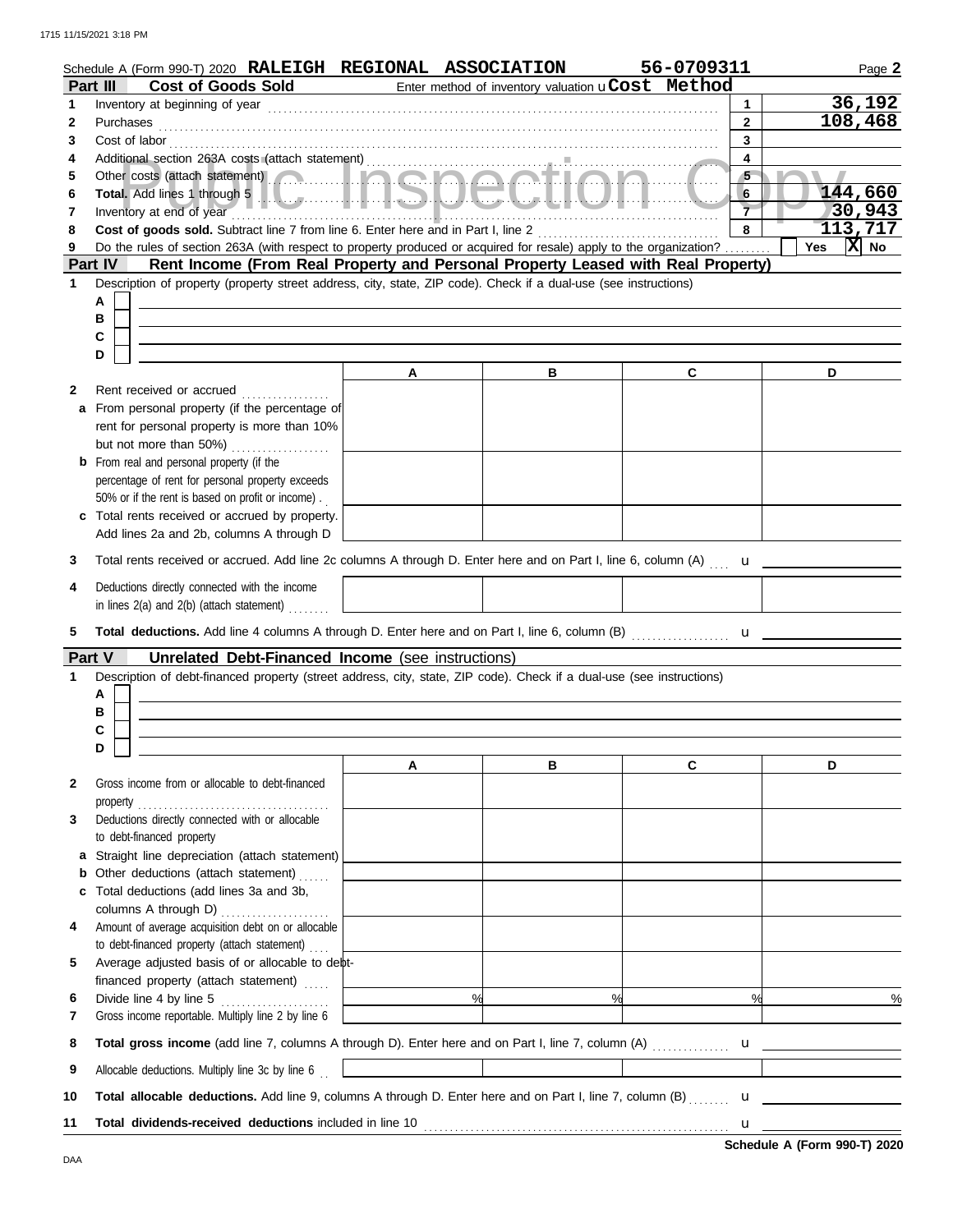Schedule A (Form 990-T) 2020 **RALEIGH REGIONAL ASSOCIATION** **56-0709311** Page **2**

## Part III Cost of Goods Sold

Enter method of inventory valuation u **Cost Method**

| | | | |
|---|---|---|---|
| 1 | Inventory at beginning of year | 1 | 36,192 |
| 2 | Purchases | 2 | 108,468 |
| 3 | Cost of labor | 3 | |
| 4 | Additional section 263A costs (attach statement) | 4 | |
| 5 | Other costs (attach statement) | 5 | |
| 6 | **Total.** Add lines 1 through 5 | 6 | 144,660 |
| 7 | Inventory at end of year | 7 | 30,943 |
| 8 | **Cost of goods sold.** Subtract line 7 from line 6. Enter here and in Part I, line 2 | 8 | 113,717 |
| 9 | Do the rules of section 263A (with respect to property produced or acquired for resale) apply to the organization? | | Yes [ ] No [X] |

## Part IV Rent Income (From Real Property and Personal Property Leased with Real Property)

1 Description of property (property street address, city, state, ZIP code). Check if a dual-use (see instructions)

A [ ]
B [ ]
C [ ]
D [ ]

| | | A | B | C | D |
|---|---|---|---|---|---|
| 2 | Rent received or accrued | | | | |
| a | From personal property (if the percentage of rent for personal property is more than 10% but not more than 50%) | | | | |
| b | From real and personal property (if the percentage of rent for personal property exceeds 50% or if the rent is based on profit or income) | | | | |
| c | Total rents received or accrued by property. Add lines 2a and 2b, columns A through D | | | | |

3 Total rents received or accrued. Add line 2c columns A through D. Enter here and on Part I, line 6, column (A) u

| | | A | B | C | D |
|---|---|---|---|---|---|
| 4 | Deductions directly connected with the income in lines 2(a) and 2(b) (attach statement) | | | | |

5 **Total deductions.** Add line 4 columns A through D. Enter here and on Part I, line 6, column (B) u

## Part V Unrelated Debt-Financed Income (see instructions)

1 Description of debt-financed property (street address, city, state, ZIP code). Check if a dual-use (see instructions)

A [ ]
B [ ]
C [ ]
D [ ]

| | | A | B | C | D |
|---|---|---|---|---|---|
| 2 | Gross income from or allocable to debt-financed property | | | | |
| 3 | Deductions directly connected with or allocable to debt-financed property | | | | |
| a | Straight line depreciation (attach statement) | | | | |
| b | Other deductions (attach statement) | | | | |
| c | Total deductions (add lines 3a and 3b, columns A through D) | | | | |
| 4 | Amount of average acquisition debt on or allocable to debt-financed property (attach statement) | | | | |
| 5 | Average adjusted basis of or allocable to debt-financed property (attach statement) | | | | |
| 6 | Divide line 4 by line 5 | % | % | % | % |
| 7 | Gross income reportable. Multiply line 2 by line 6 | | | | |

8 **Total gross income** (add line 7, columns A through D). Enter here and on Part I, line 7, column (A) u

| | | A | B | C | D |
|---|---|---|---|---|---|
| 9 | Allocable deductions. Multiply line 3c by line 6 | | | | |

10 **Total allocable deductions.** Add line 9, columns A through D. Enter here and on Part I, line 7, column (B) u

11 **Total dividends-received deductions** included in line 10 u

**Schedule A (Form 990-T) 2020**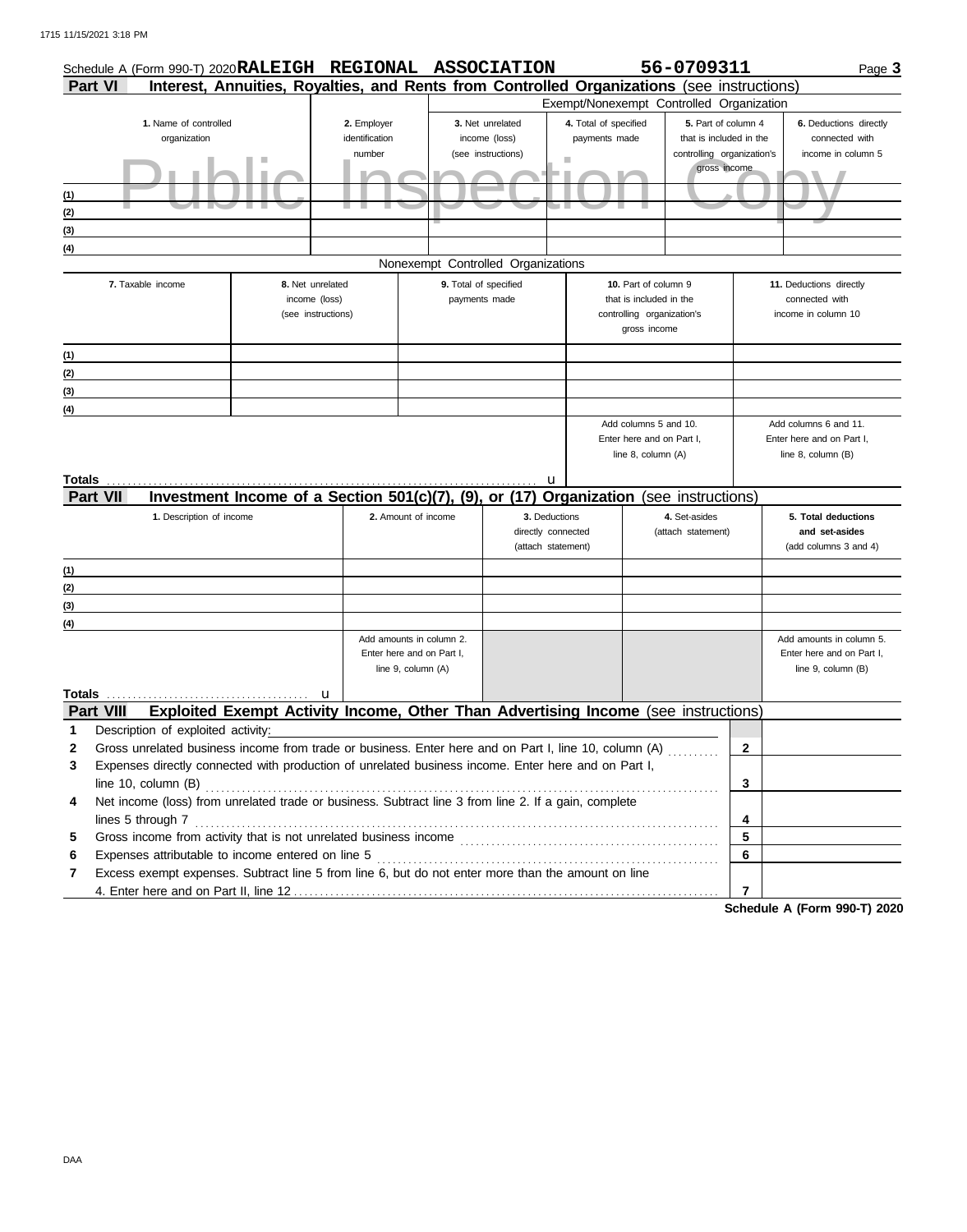Schedule A (Form 990-T) 2020 **RALEIGH REGIONAL ASSOCIATION** **56-0709311** Page **3**

## Part VI Interest, Annuities, Royalties, and Rents from Controlled Organizations (see instructions)

Exempt/Nonexempt Controlled Organization

| | 1. Name of controlled organization | 2. Employer identification number | 3. Net unrelated income (loss) (see instructions) | 4. Total of specified payments made | 5. Part of column 4 that is included in the controlling organization's gross income | 6. Deductions directly connected with income in column 5 |
|---|---|---|---|---|---|---|
| (1) | | | | | | |
| (2) | | | | | | |
| (3) | | | | | | |
| (4) | | | | | | |

Nonexempt Controlled Organizations

| | 7. Taxable income | 8. Net unrelated income (loss) (see instructions) | 9. Total of specified payments made | 10. Part of column 9 that is included in the controlling organization's gross income | 11. Deductions directly connected with income in column 10 |
|---|---|---|---|---|---|
| (1) | | | | | |
| (2) | | | | | |
| (3) | | | | | |
| (4) | | | | | |
| | | | | Add columns 5 and 10. Enter here and on Part I, line 8, column (A) | Add columns 6 and 11. Enter here and on Part I, line 8, column (B) |
| **Totals** | | | u | | |

## Part VII Investment Income of a Section 501(c)(7), (9), or (17) Organization (see instructions)

| | 1. Description of income | 2. Amount of income | 3. Deductions directly connected (attach statement) | 4. Set-asides (attach statement) | 5. Total deductions and set-asides (add columns 3 and 4) |
|---|---|---|---|---|---|
| (1) | | | | | |
| (2) | | | | | |
| (3) | | | | | |
| (4) | | | | | |
| | | Add amounts in column 2. Enter here and on Part I, line 9, column (A) | | | Add amounts in column 5. Enter here and on Part I, line 9, column (B) |
| **Totals** | u | | | | |

## Part VIII Exploited Exempt Activity Income, Other Than Advertising Income (see instructions)

| | | | |
|---|---|---|---|
| 1 | Description of exploited activity: | | |
| 2 | Gross unrelated business income from trade or business. Enter here and on Part I, line 10, column (A) | 2 | |
| 3 | Expenses directly connected with production of unrelated business income. Enter here and on Part I, line 10, column (B) | 3 | |
| 4 | Net income (loss) from unrelated trade or business. Subtract line 3 from line 2. If a gain, complete lines 5 through 7 | 4 | |
| 5 | Gross income from activity that is not unrelated business income | 5 | |
| 6 | Expenses attributable to income entered on line 5 | 6 | |
| 7 | Excess exempt expenses. Subtract line 5 from line 6, but do not enter more than the amount on line 4. Enter here and on Part II, line 12 | 7 | |

**Schedule A (Form 990-T) 2020**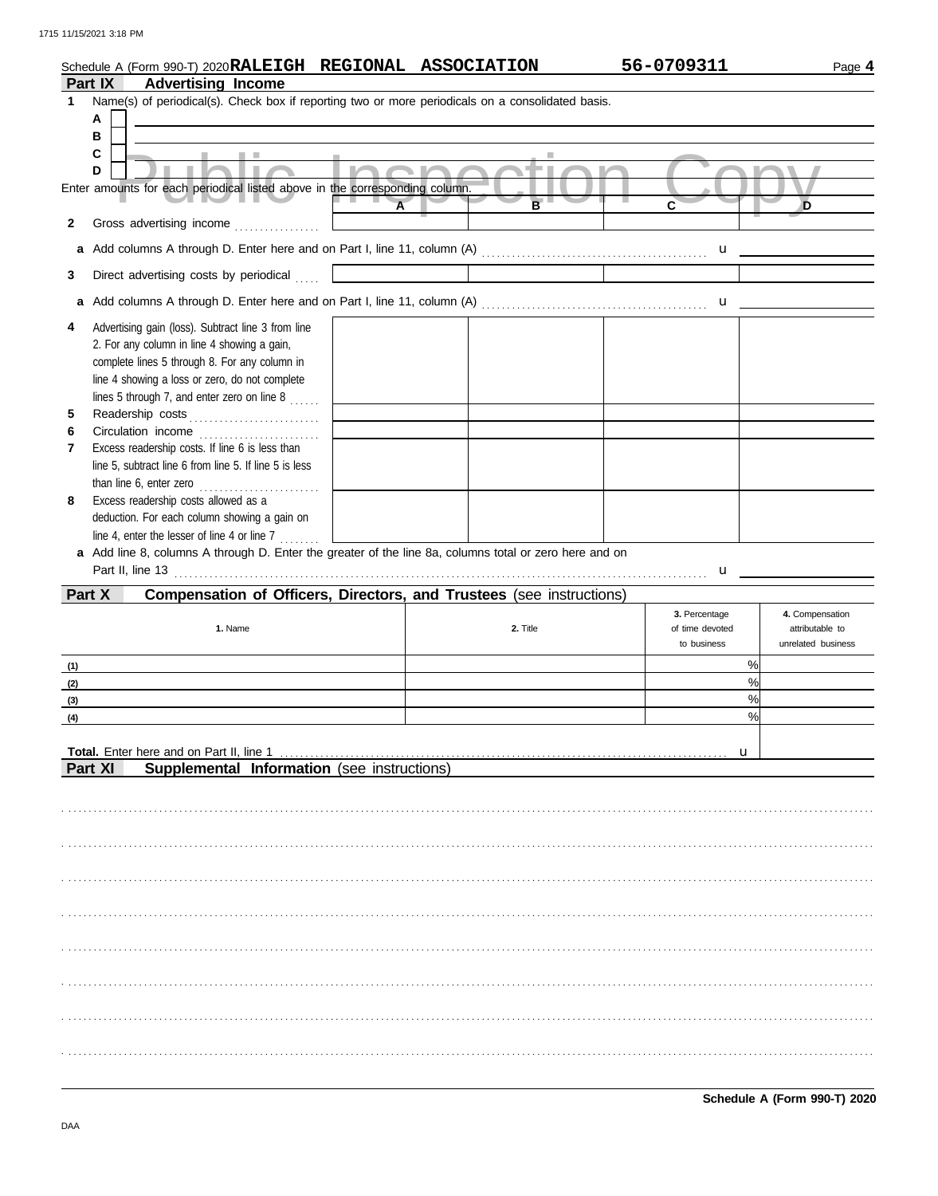Schedule A (Form 990-T) 2020 **RALEIGH REGIONAL ASSOCIATION** 56-0709311

## Part IX Advertising Income

**1** Name(s) of periodical(s). Check box if reporting two or more periodicals on a consolidated basis.

- **A** ☐
- **B** ☐
- **C** ☐
- **D** ☐

Public Inspection Copy

Enter amounts for each periodical listed above in the corresponding column.

| | A | B | C | D |
|---|---|---|---|---|
| **2** Gross advertising income | | | | |
| **a** Add columns A through D. Enter here and on Part I, line 11, column (A) u | | | | |
| **3** Direct advertising costs by periodical | | | | |
| **a** Add columns A through D. Enter here and on Part I, line 11, column (A) u | | | | |
| **4** Advertising gain (loss). Subtract line 3 from line 2. For any column in line 4 showing a gain, complete lines 5 through 8. For any column in line 4 showing a loss or zero, do not complete lines 5 through 7, and enter zero on line 8 | | | | |
| **5** Readership costs | | | | |
| **6** Circulation income | | | | |
| **7** Excess readership costs. If line 6 is less than line 5, subtract line 6 from line 5. If line 5 is less than line 6, enter zero | | | | |
| **8** Excess readership costs allowed as a deduction. For each column showing a gain on line 4, enter the lesser of line 4 or line 7 | | | | |

**a** Add line 8, columns A through D. Enter the greater of the line 8a, columns total or zero here and on Part II, line 13 u

## Part X Compensation of Officers, Directors, and Trustees (see instructions)

| 1. Name | 2. Title | 3. Percentage of time devoted to business | 4. Compensation attributable to unrelated business |
|---|---|---|---|
| (1) | | % | |
| (2) | | % | |
| (3) | | % | |
| (4) | | % | |

**Total.** Enter here and on Part II, line 1 u

## Part XI Supplemental Information (see instructions)

**Schedule A (Form 990-T) 2020**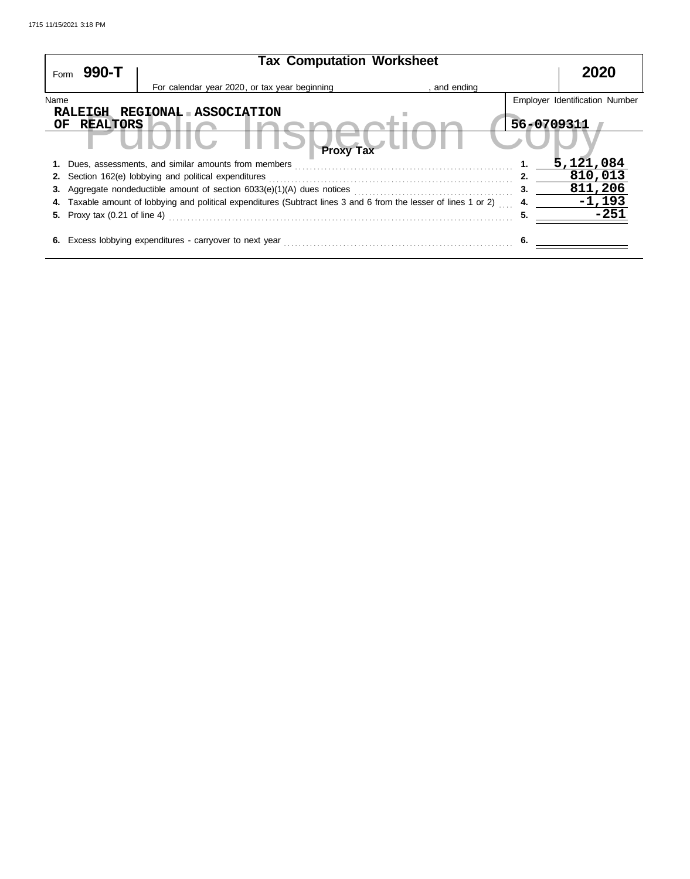# Tax Computation Worksheet

Form **990-T** **2020**

For calendar year 2020, or tax year beginning , and ending

| Name | Employer Identification Number |
|---|---|
| RALEIGH REGIONAL ASSOCIATION OF REALTORS | 56-0709311 |

Public Inspection Copy

## Proxy Tax

| | Description | Line | Amount |
|---|---|---|---|
| 1. | Dues, assessments, and similar amounts from members | 1. | 5,121,084 |
| 2. | Section 162(e) lobbying and political expenditures | 2. | 810,013 |
| 3. | Aggregate nondeductible amount of section 6033(e)(1)(A) dues notices | 3. | 811,206 |
| 4. | Taxable amount of lobbying and political expenditures (Subtract lines 3 and 6 from the lesser of lines 1 or 2) | 4. | -1,193 |
| 5. | Proxy tax (0.21 of line 4) | 5. | -251 |
| 6. | Excess lobbying expenditures - carryover to next year | 6. | |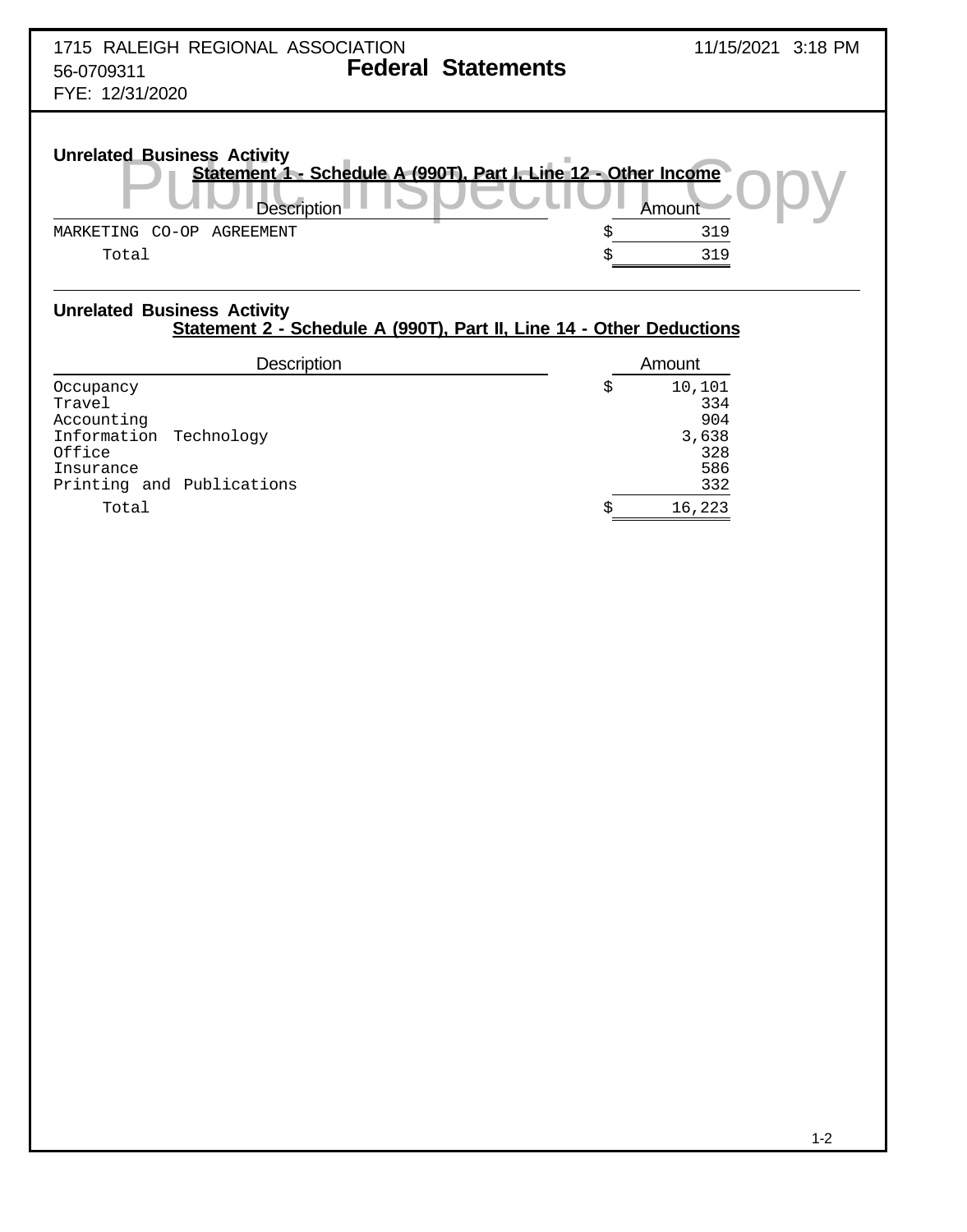1715 RALEIGH REGIONAL ASSOCIATION
56-0709311
FYE: 12/31/2020

11/15/2021 3:18 PM

# Federal Statements

Public Inspection Copy

## Unrelated Business Activity

### Statement 1 - Schedule A (990T), Part I, Line 12 - Other Income

| Description | Amount |
|---|---|
| MARKETING CO-OP AGREEMENT | $ 319 |
| Total | $ 319 |

## Unrelated Business Activity

### Statement 2 - Schedule A (990T), Part II, Line 14 - Other Deductions

| Description | Amount |
|---|---|
| Occupancy | $ 10,101 |
| Travel | 334 |
| Accounting | 904 |
| Information Technology | 3,638 |
| Office | 328 |
| Insurance | 586 |
| Printing and Publications | 332 |
| Total | $ 16,223 |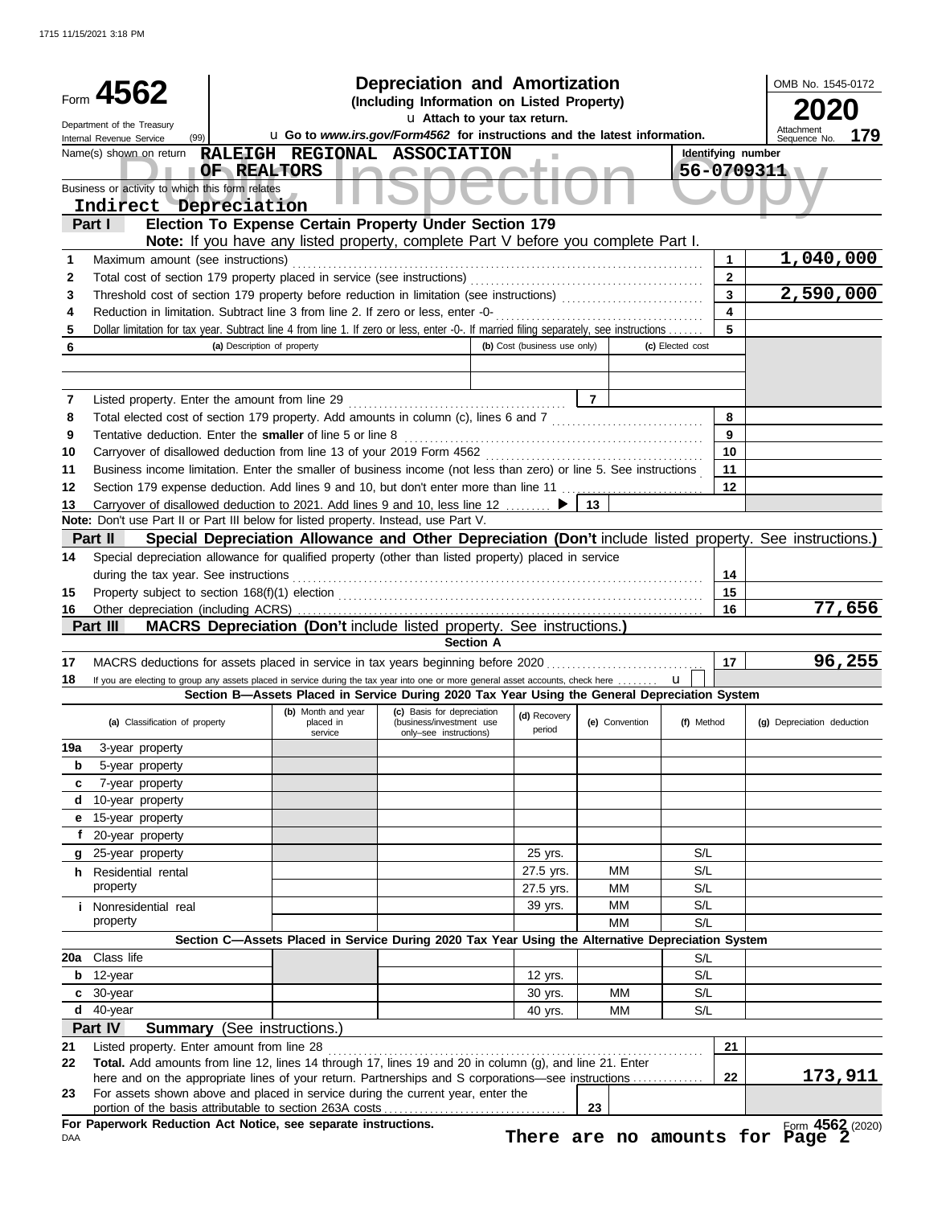1715 11/15/2021 3:18 PM

# Form 4562 — Depreciation and Amortization (Including Information on Listed Property)

Department of the Treasury
Internal Revenue Service (99)

u Attach to your tax return.
u Go to *www.irs.gov/Form4562* for instructions and the latest information.

OMB No. 1545-0172
**2020**
Attachment Sequence No. **179**

Public Inspection Copy

| Name(s) shown on return | Identifying number |
|---|---|
| RALEIGH REGIONAL ASSOCIATION OF REALTORS | 56-0709311 |

Business or activity to which this form relates
Indirect Depreciation

## Part I — Election To Expense Certain Property Under Section 179

**Note:** If you have any listed property, complete Part V before you complete Part I.

| | | | |
|---|---|---|---|
| 1 | Maximum amount (see instructions) | 1 | 1,040,000 |
| 2 | Total cost of section 179 property placed in service (see instructions) | 2 | |
| 3 | Threshold cost of section 179 property before reduction in limitation (see instructions) | 3 | 2,590,000 |
| 4 | Reduction in limitation. Subtract line 3 from line 2. If zero or less, enter -0- | 4 | |
| 5 | Dollar limitation for tax year. Subtract line 4 from line 1. If zero or less, enter -0-. If married filing separately, see instructions | 5 | |

| 6 (a) Description of property | (b) Cost (business use only) | (c) Elected cost |
|---|---|---|
| | | |
| | | |

| | | | |
|---|---|---|---|
| 7 | Listed property. Enter the amount from line 29 | 7 | |
| 8 | Total elected cost of section 179 property. Add amounts in column (c), lines 6 and 7 | 8 | |
| 9 | Tentative deduction. Enter the **smaller** of line 5 or line 8 | 9 | |
| 10 | Carryover of disallowed deduction from line 13 of your 2019 Form 4562 | 10 | |
| 11 | Business income limitation. Enter the smaller of business income (not less than zero) or line 5. See instructions | 11 | |
| 12 | Section 179 expense deduction. Add lines 9 and 10, but don't enter more than line 11 | 12 | |
| 13 | Carryover of disallowed deduction to 2021. Add lines 9 and 10, less line 12 ▶ | 13 | |

**Note:** Don't use Part II or Part III below for listed property. Instead, use Part V.

## Part II — Special Depreciation Allowance and Other Depreciation (Don't include listed property. See instructions.)

| | | | |
|---|---|---|---|
| 14 | Special depreciation allowance for qualified property (other than listed property) placed in service during the tax year. See instructions | 14 | |
| 15 | Property subject to section 168(f)(1) election | 15 | |
| 16 | Other depreciation (including ACRS) | 16 | 77,656 |

## Part III — MACRS Depreciation (Don't include listed property. See instructions.)

### Section A

| | | | |
|---|---|---|---|
| 17 | MACRS deductions for assets placed in service in tax years beginning before 2020 | 17 | 96,255 |
| 18 | If you are electing to group any assets placed in service during the tax year into one or more general asset accounts, check here u | | |

### Section B—Assets Placed in Service During 2020 Tax Year Using the General Depreciation System

| (a) Classification of property | (b) Month and year placed in service | (c) Basis for depreciation (business/investment use only–see instructions) | (d) Recovery period | (e) Convention | (f) Method | (g) Depreciation deduction |
|---|---|---|---|---|---|---|
| 19a 3-year property | | | | | | |
| b 5-year property | | | | | | |
| c 7-year property | | | | | | |
| d 10-year property | | | | | | |
| e 15-year property | | | | | | |
| f 20-year property | | | | | | |
| g 25-year property | | | 25 yrs. | | S/L | |
| h Residential rental property | | | 27.5 yrs. | MM | S/L | |
| | | | 27.5 yrs. | MM | S/L | |
| i Nonresidential real property | | | 39 yrs. | MM | S/L | |
| | | | | MM | S/L | |

### Section C—Assets Placed in Service During 2020 Tax Year Using the Alternative Depreciation System

| (a) Classification of property | (b) Month and year placed in service | (c) Basis for depreciation | (d) Recovery period | (e) Convention | (f) Method | (g) Depreciation deduction |
|---|---|---|---|---|---|---|
| 20a Class life | | | | | S/L | |
| b 12-year | | | 12 yrs. | | S/L | |
| c 30-year | | | 30 yrs. | MM | S/L | |
| d 40-year | | | 40 yrs. | MM | S/L | |

## Part IV — Summary (See instructions.)

| | | | |
|---|---|---|---|
| 21 | Listed property. Enter amount from line 28 | 21 | |
| 22 | **Total.** Add amounts from line 12, lines 14 through 17, lines 19 and 20 in column (g), and line 21. Enter here and on the appropriate lines of your return. Partnerships and S corporations—see instructions | 22 | 173,911 |
| 23 | For assets shown above and placed in service during the current year, enter the portion of the basis attributable to section 263A costs | 23 | |

**For Paperwork Reduction Act Notice, see separate instructions.**

DAA

**There are no amounts for Page 2**

Form **4562** (2020)